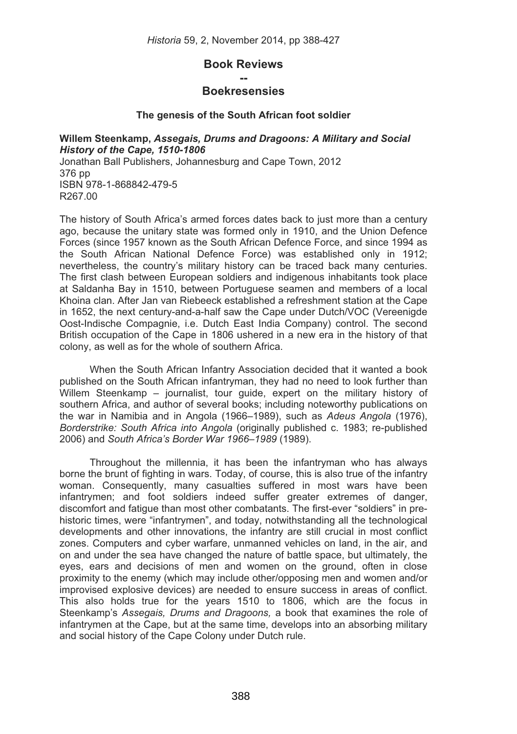# Book Reviews

## --

# Boekresensies

### The genesis of the South African foot soldier

**Willem Steenkamp, *Assegais, Drums and Dragoons: A Military and Social History of the Cape, 1510-1806***
Jonathan Ball Publishers, Johannesburg and Cape Town, 2012
376 pp
ISBN 978-1-868842-479-5
R267.00

The history of South Africa's armed forces dates back to just more than a century ago, because the unitary state was formed only in 1910, and the Union Defence Forces (since 1957 known as the South African Defence Force, and since 1994 as the South African National Defence Force) was established only in 1912; nevertheless, the country's military history can be traced back many centuries. The first clash between European soldiers and indigenous inhabitants took place at Saldanha Bay in 1510, between Portuguese seamen and members of a local Khoina clan. After Jan van Riebeeck established a refreshment station at the Cape in 1652, the next century-and-a-half saw the Cape under Dutch/VOC (Vereenigde Oost-Indische Compagnie, i.e. Dutch East India Company) control. The second British occupation of the Cape in 1806 ushered in a new era in the history of that colony, as well as for the whole of southern Africa.

When the South African Infantry Association decided that it wanted a book published on the South African infantryman, they had no need to look further than Willem Steenkamp – journalist, tour guide, expert on the military history of southern Africa, and author of several books; including noteworthy publications on the war in Namibia and in Angola (1966–1989), such as *Adeus Angola* (1976), *Borderstrike: South Africa into Angola* (originally published c. 1983; re-published 2006) and *South Africa's Border War 1966–1989* (1989).

Throughout the millennia, it has been the infantryman who has always borne the brunt of fighting in wars. Today, of course, this is also true of the infantry woman. Consequently, many casualties suffered in most wars have been infantrymen; and foot soldiers indeed suffer greater extremes of danger, discomfort and fatigue than most other combatants. The first-ever "soldiers" in pre-historic times, were "infantrymen", and today, notwithstanding all the technological developments and other innovations, the infantry are still crucial in most conflict zones. Computers and cyber warfare, unmanned vehicles on land, in the air, and on and under the sea have changed the nature of battle space, but ultimately, the eyes, ears and decisions of men and women on the ground, often in close proximity to the enemy (which may include other/opposing men and women and/or improvised explosive devices) are needed to ensure success in areas of conflict. This also holds true for the years 1510 to 1806, which are the focus in Steenkamp's *Assegais, Drums and Dragoons,* a book that examines the role of infantrymen at the Cape, but at the same time, develops into an absorbing military and social history of the Cape Colony under Dutch rule.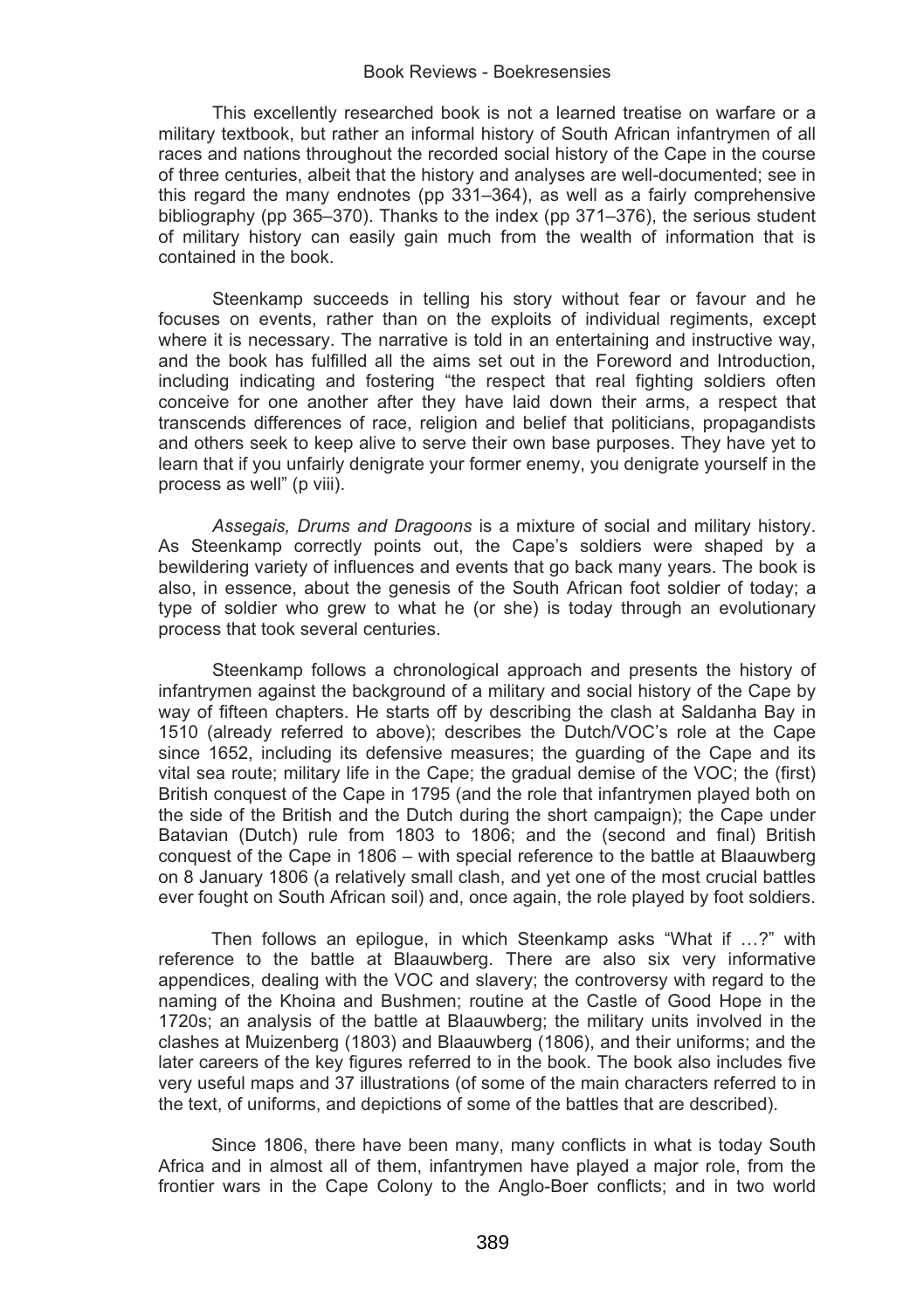This excellently researched book is not a learned treatise on warfare or a military textbook, but rather an informal history of South African infantrymen of all races and nations throughout the recorded social history of the Cape in the course of three centuries, albeit that the history and analyses are well-documented; see in this regard the many endnotes (pp 331–364), as well as a fairly comprehensive bibliography (pp 365–370). Thanks to the index (pp 371–376), the serious student of military history can easily gain much from the wealth of information that is contained in the book.

Steenkamp succeeds in telling his story without fear or favour and he focuses on events, rather than on the exploits of individual regiments, except where it is necessary. The narrative is told in an entertaining and instructive way, and the book has fulfilled all the aims set out in the Foreword and Introduction, including indicating and fostering "the respect that real fighting soldiers often conceive for one another after they have laid down their arms, a respect that transcends differences of race, religion and belief that politicians, propagandists and others seek to keep alive to serve their own base purposes. They have yet to learn that if you unfairly denigrate your former enemy, you denigrate yourself in the process as well" (p viii).

*Assegais, Drums and Dragoons* is a mixture of social and military history. As Steenkamp correctly points out, the Cape's soldiers were shaped by a bewildering variety of influences and events that go back many years. The book is also, in essence, about the genesis of the South African foot soldier of today; a type of soldier who grew to what he (or she) is today through an evolutionary process that took several centuries.

Steenkamp follows a chronological approach and presents the history of infantrymen against the background of a military and social history of the Cape by way of fifteen chapters. He starts off by describing the clash at Saldanha Bay in 1510 (already referred to above); describes the Dutch/VOC's role at the Cape since 1652, including its defensive measures; the guarding of the Cape and its vital sea route; military life in the Cape; the gradual demise of the VOC; the (first) British conquest of the Cape in 1795 (and the role that infantrymen played both on the side of the British and the Dutch during the short campaign); the Cape under Batavian (Dutch) rule from 1803 to 1806; and the (second and final) British conquest of the Cape in 1806 – with special reference to the battle at Blaauwberg on 8 January 1806 (a relatively small clash, and yet one of the most crucial battles ever fought on South African soil) and, once again, the role played by foot soldiers.

Then follows an epilogue, in which Steenkamp asks "What if …?" with reference to the battle at Blaauwberg. There are also six very informative appendices, dealing with the VOC and slavery; the controversy with regard to the naming of the Khoina and Bushmen; routine at the Castle of Good Hope in the 1720s; an analysis of the battle at Blaauwberg; the military units involved in the clashes at Muizenberg (1803) and Blaauwberg (1806), and their uniforms; and the later careers of the key figures referred to in the book. The book also includes five very useful maps and 37 illustrations (of some of the main characters referred to in the text, of uniforms, and depictions of some of the battles that are described).

Since 1806, there have been many, many conflicts in what is today South Africa and in almost all of them, infantrymen have played a major role, from the frontier wars in the Cape Colony to the Anglo-Boer conflicts; and in two world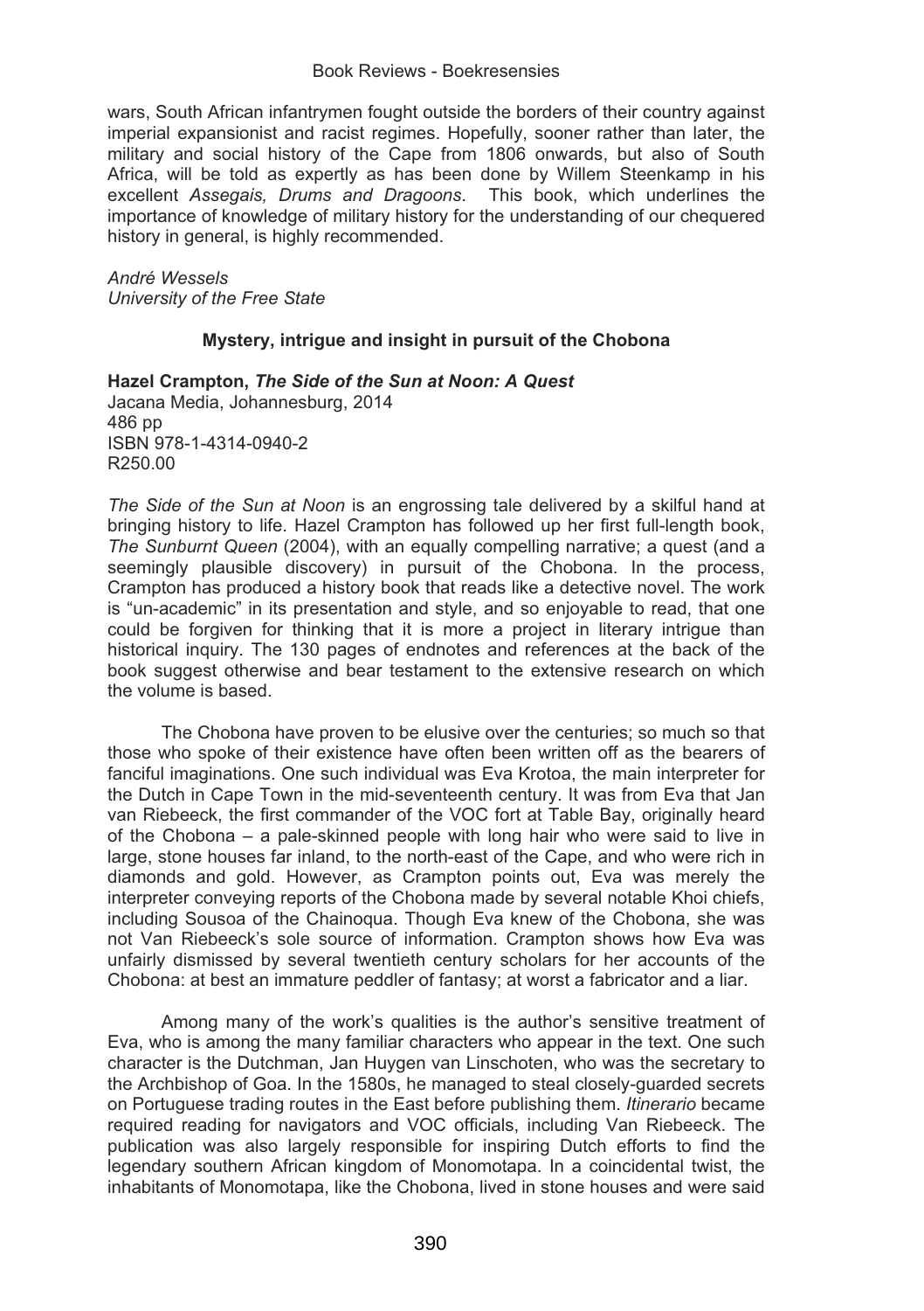wars, South African infantrymen fought outside the borders of their country against imperial expansionist and racist regimes. Hopefully, sooner rather than later, the military and social history of the Cape from 1806 onwards, but also of South Africa, will be told as expertly as has been done by Willem Steenkamp in his excellent *Assegais, Drums and Dragoons*. This book, which underlines the importance of knowledge of military history for the understanding of our chequered history in general, is highly recommended.

*André Wessels*
*University of the Free State*

### Mystery, intrigue and insight in pursuit of the Chobona

**Hazel Crampton, *The Side of the Sun at Noon: A Quest***
Jacana Media, Johannesburg, 2014
486 pp
ISBN 978-1-4314-0940-2
R250.00

*The Side of the Sun at Noon* is an engrossing tale delivered by a skilful hand at bringing history to life. Hazel Crampton has followed up her first full-length book, *The Sunburnt Queen* (2004), with an equally compelling narrative; a quest (and a seemingly plausible discovery) in pursuit of the Chobona. In the process, Crampton has produced a history book that reads like a detective novel. The work is "un-academic" in its presentation and style, and so enjoyable to read, that one could be forgiven for thinking that it is more a project in literary intrigue than historical inquiry. The 130 pages of endnotes and references at the back of the book suggest otherwise and bear testament to the extensive research on which the volume is based.

The Chobona have proven to be elusive over the centuries; so much so that those who spoke of their existence have often been written off as the bearers of fanciful imaginations. One such individual was Eva Krotoa, the main interpreter for the Dutch in Cape Town in the mid-seventeenth century. It was from Eva that Jan van Riebeeck, the first commander of the VOC fort at Table Bay, originally heard of the Chobona – a pale-skinned people with long hair who were said to live in large, stone houses far inland, to the north-east of the Cape, and who were rich in diamonds and gold. However, as Crampton points out, Eva was merely the interpreter conveying reports of the Chobona made by several notable Khoi chiefs, including Sousoa of the Chainoqua. Though Eva knew of the Chobona, she was not Van Riebeeck's sole source of information. Crampton shows how Eva was unfairly dismissed by several twentieth century scholars for her accounts of the Chobona: at best an immature peddler of fantasy; at worst a fabricator and a liar.

Among many of the work's qualities is the author's sensitive treatment of Eva, who is among the many familiar characters who appear in the text. One such character is the Dutchman, Jan Huygen van Linschoten, who was the secretary to the Archbishop of Goa. In the 1580s, he managed to steal closely-guarded secrets on Portuguese trading routes in the East before publishing them. *Itinerario* became required reading for navigators and VOC officials, including Van Riebeeck. The publication was also largely responsible for inspiring Dutch efforts to find the legendary southern African kingdom of Monomotapa. In a coincidental twist, the inhabitants of Monomotapa, like the Chobona, lived in stone houses and were said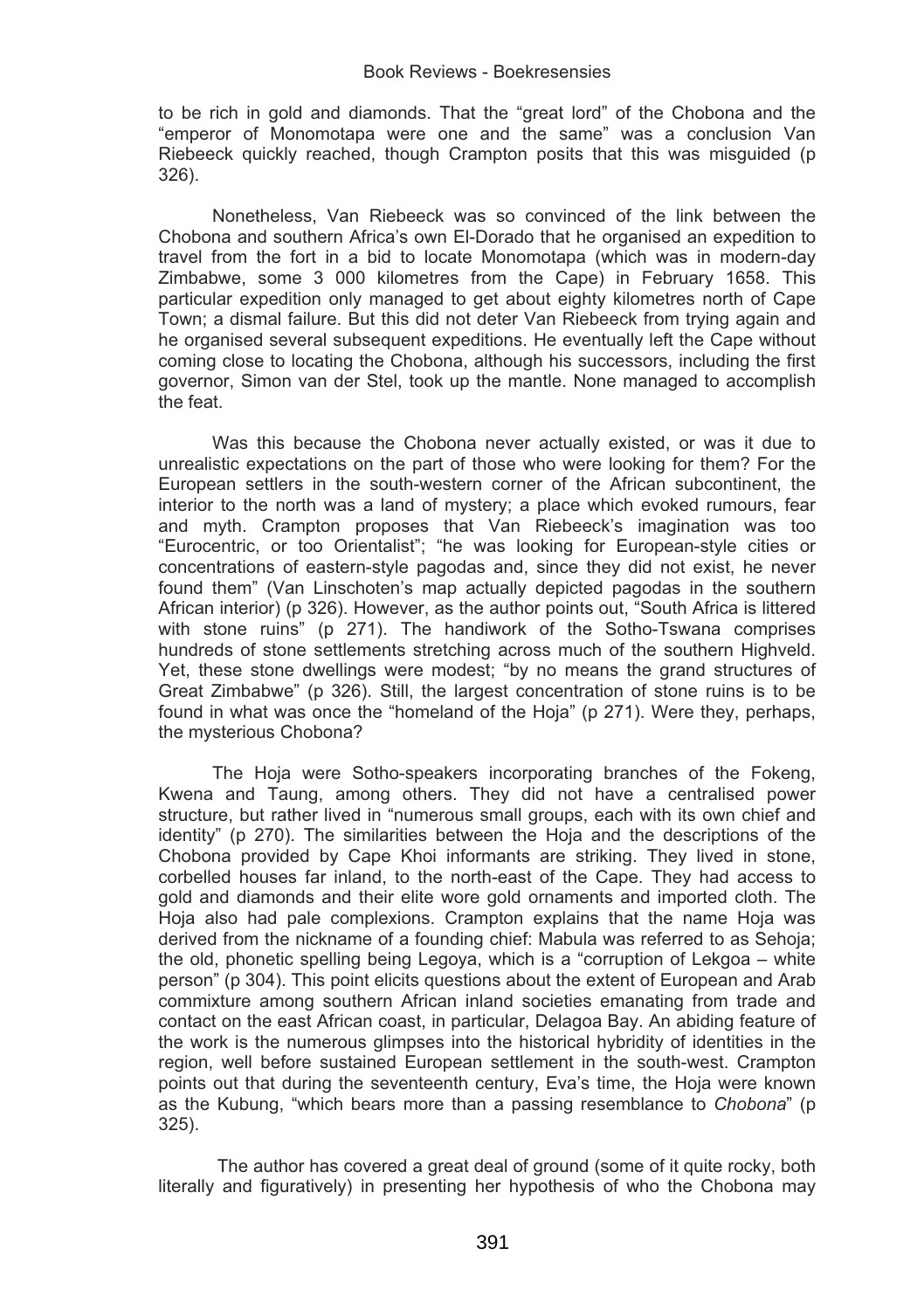to be rich in gold and diamonds. That the "great lord" of the Chobona and the "emperor of Monomotapa were one and the same" was a conclusion Van Riebeeck quickly reached, though Crampton posits that this was misguided (p 326).

Nonetheless, Van Riebeeck was so convinced of the link between the Chobona and southern Africa's own El-Dorado that he organised an expedition to travel from the fort in a bid to locate Monomotapa (which was in modern-day Zimbabwe, some 3 000 kilometres from the Cape) in February 1658. This particular expedition only managed to get about eighty kilometres north of Cape Town; a dismal failure. But this did not deter Van Riebeeck from trying again and he organised several subsequent expeditions. He eventually left the Cape without coming close to locating the Chobona, although his successors, including the first governor, Simon van der Stel, took up the mantle. None managed to accomplish the feat.

Was this because the Chobona never actually existed, or was it due to unrealistic expectations on the part of those who were looking for them? For the European settlers in the south-western corner of the African subcontinent, the interior to the north was a land of mystery; a place which evoked rumours, fear and myth. Crampton proposes that Van Riebeeck's imagination was too "Eurocentric, or too Orientalist"; "he was looking for European-style cities or concentrations of eastern-style pagodas and, since they did not exist, he never found them" (Van Linschoten's map actually depicted pagodas in the southern African interior) (p 326). However, as the author points out, "South Africa is littered with stone ruins" (p 271). The handiwork of the Sotho-Tswana comprises hundreds of stone settlements stretching across much of the southern Highveld. Yet, these stone dwellings were modest; "by no means the grand structures of Great Zimbabwe" (p 326). Still, the largest concentration of stone ruins is to be found in what was once the "homeland of the Hoja" (p 271). Were they, perhaps, the mysterious Chobona?

The Hoja were Sotho-speakers incorporating branches of the Fokeng, Kwena and Taung, among others. They did not have a centralised power structure, but rather lived in "numerous small groups, each with its own chief and identity" (p 270). The similarities between the Hoja and the descriptions of the Chobona provided by Cape Khoi informants are striking. They lived in stone, corbelled houses far inland, to the north-east of the Cape. They had access to gold and diamonds and their elite wore gold ornaments and imported cloth. The Hoja also had pale complexions. Crampton explains that the name Hoja was derived from the nickname of a founding chief: Mabula was referred to as Sehoja; the old, phonetic spelling being Legoya, which is a "corruption of Lekgoa – white person" (p 304). This point elicits questions about the extent of European and Arab commixture among southern African inland societies emanating from trade and contact on the east African coast, in particular, Delagoa Bay. An abiding feature of the work is the numerous glimpses into the historical hybridity of identities in the region, well before sustained European settlement in the south-west. Crampton points out that during the seventeenth century, Eva's time, the Hoja were known as the Kubung, "which bears more than a passing resemblance to *Chobona*" (p 325).

The author has covered a great deal of ground (some of it quite rocky, both literally and figuratively) in presenting her hypothesis of who the Chobona may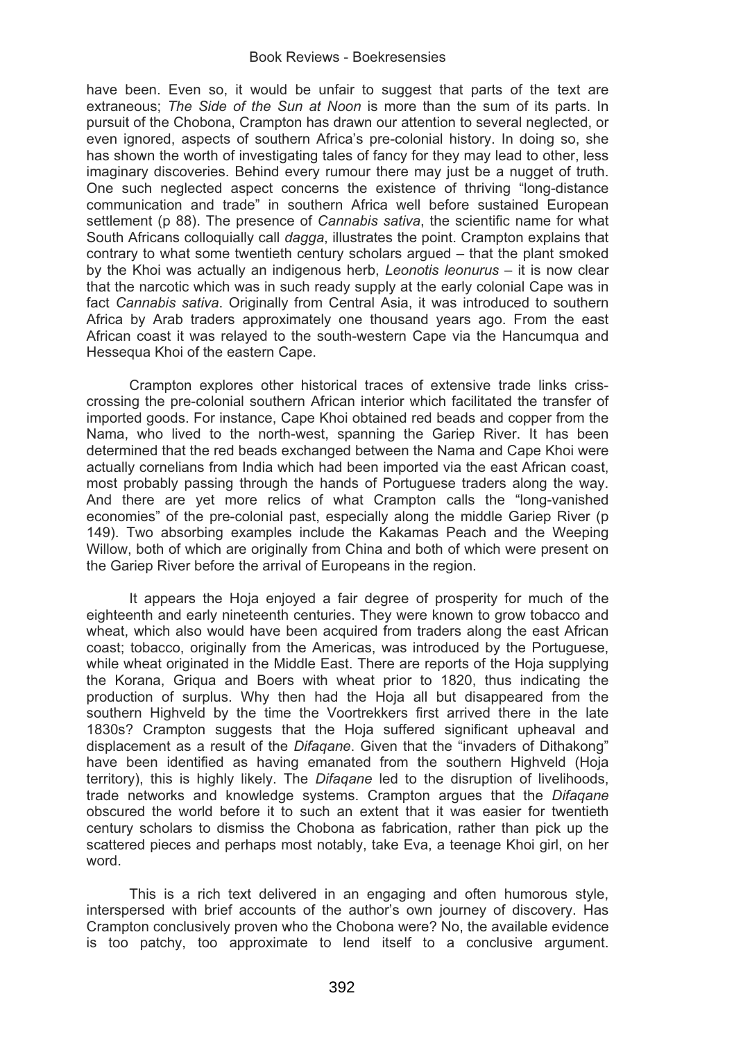have been. Even so, it would be unfair to suggest that parts of the text are extraneous; *The Side of the Sun at Noon* is more than the sum of its parts. In pursuit of the Chobona, Crampton has drawn our attention to several neglected, or even ignored, aspects of southern Africa's pre-colonial history. In doing so, she has shown the worth of investigating tales of fancy for they may lead to other, less imaginary discoveries. Behind every rumour there may just be a nugget of truth. One such neglected aspect concerns the existence of thriving "long-distance communication and trade" in southern Africa well before sustained European settlement (p 88). The presence of *Cannabis sativa*, the scientific name for what South Africans colloquially call *dagga*, illustrates the point. Crampton explains that contrary to what some twentieth century scholars argued – that the plant smoked by the Khoi was actually an indigenous herb, *Leonotis leonurus* – it is now clear that the narcotic which was in such ready supply at the early colonial Cape was in fact *Cannabis sativa*. Originally from Central Asia, it was introduced to southern Africa by Arab traders approximately one thousand years ago. From the east African coast it was relayed to the south-western Cape via the Hancumqua and Hessequa Khoi of the eastern Cape.

Crampton explores other historical traces of extensive trade links criss-crossing the pre-colonial southern African interior which facilitated the transfer of imported goods. For instance, Cape Khoi obtained red beads and copper from the Nama, who lived to the north-west, spanning the Gariep River. It has been determined that the red beads exchanged between the Nama and Cape Khoi were actually cornelians from India which had been imported via the east African coast, most probably passing through the hands of Portuguese traders along the way. And there are yet more relics of what Crampton calls the "long-vanished economies" of the pre-colonial past, especially along the middle Gariep River (p 149). Two absorbing examples include the Kakamas Peach and the Weeping Willow, both of which are originally from China and both of which were present on the Gariep River before the arrival of Europeans in the region.

It appears the Hoja enjoyed a fair degree of prosperity for much of the eighteenth and early nineteenth centuries. They were known to grow tobacco and wheat, which also would have been acquired from traders along the east African coast; tobacco, originally from the Americas, was introduced by the Portuguese, while wheat originated in the Middle East. There are reports of the Hoja supplying the Korana, Griqua and Boers with wheat prior to 1820, thus indicating the production of surplus. Why then had the Hoja all but disappeared from the southern Highveld by the time the Voortrekkers first arrived there in the late 1830s? Crampton suggests that the Hoja suffered significant upheaval and displacement as a result of the *Difaqane*. Given that the "invaders of Dithakong" have been identified as having emanated from the southern Highveld (Hoja territory), this is highly likely. The *Difaqane* led to the disruption of livelihoods, trade networks and knowledge systems. Crampton argues that the *Difaqane* obscured the world before it to such an extent that it was easier for twentieth century scholars to dismiss the Chobona as fabrication, rather than pick up the scattered pieces and perhaps most notably, take Eva, a teenage Khoi girl, on her word.

This is a rich text delivered in an engaging and often humorous style, interspersed with brief accounts of the author's own journey of discovery. Has Crampton conclusively proven who the Chobona were? No, the available evidence is too patchy, too approximate to lend itself to a conclusive argument.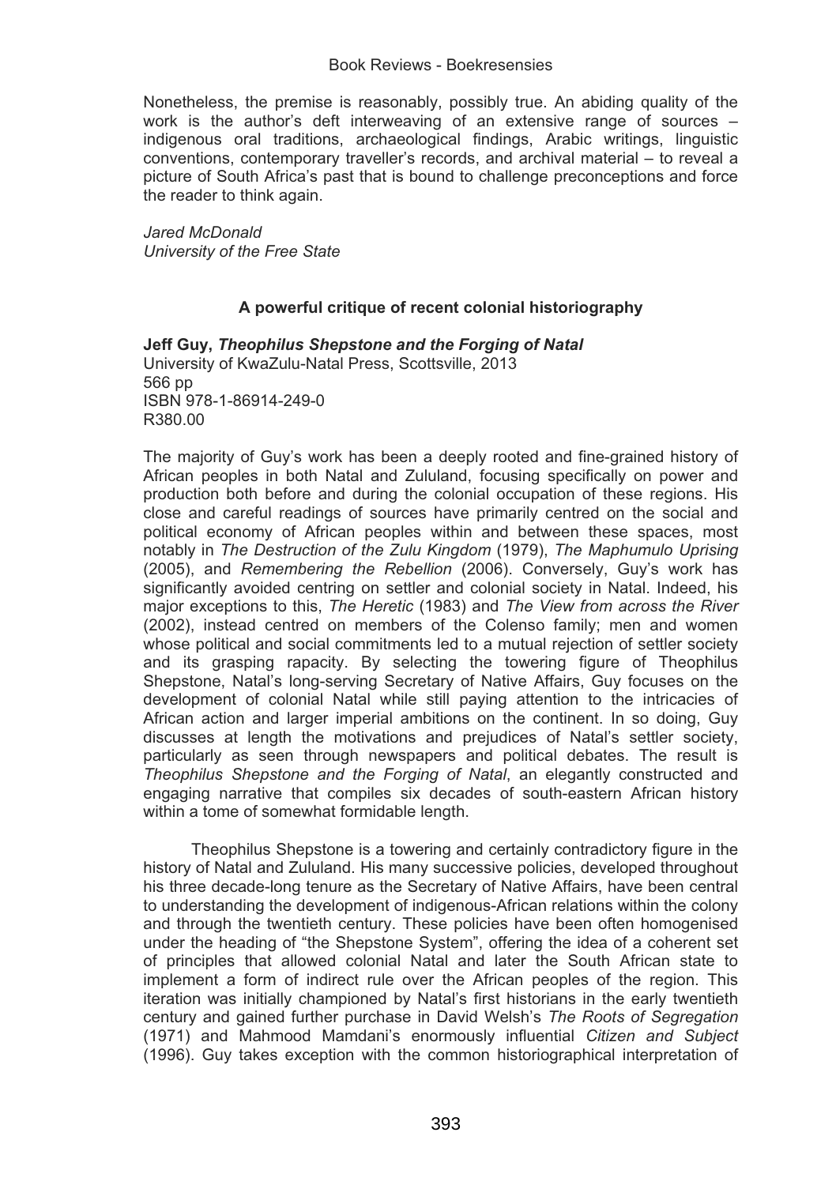Nonetheless, the premise is reasonably, possibly true. An abiding quality of the work is the author's deft interweaving of an extensive range of sources – indigenous oral traditions, archaeological findings, Arabic writings, linguistic conventions, contemporary traveller's records, and archival material – to reveal a picture of South Africa's past that is bound to challenge preconceptions and force the reader to think again.

*Jared McDonald*
*University of the Free State*

### A powerful critique of recent colonial historiography

**Jeff Guy, *Theophilus Shepstone and the Forging of Natal***
University of KwaZulu-Natal Press, Scottsville, 2013
566 pp
ISBN 978-1-86914-249-0
R380.00

The majority of Guy's work has been a deeply rooted and fine-grained history of African peoples in both Natal and Zululand, focusing specifically on power and production both before and during the colonial occupation of these regions. His close and careful readings of sources have primarily centred on the social and political economy of African peoples within and between these spaces, most notably in *The Destruction of the Zulu Kingdom* (1979), *The Maphumulo Uprising* (2005), and *Remembering the Rebellion* (2006). Conversely, Guy's work has significantly avoided centring on settler and colonial society in Natal. Indeed, his major exceptions to this, *The Heretic* (1983) and *The View from across the River* (2002), instead centred on members of the Colenso family; men and women whose political and social commitments led to a mutual rejection of settler society and its grasping rapacity. By selecting the towering figure of Theophilus Shepstone, Natal's long-serving Secretary of Native Affairs, Guy focuses on the development of colonial Natal while still paying attention to the intricacies of African action and larger imperial ambitions on the continent. In so doing, Guy discusses at length the motivations and prejudices of Natal's settler society, particularly as seen through newspapers and political debates. The result is *Theophilus Shepstone and the Forging of Natal*, an elegantly constructed and engaging narrative that compiles six decades of south-eastern African history within a tome of somewhat formidable length.

Theophilus Shepstone is a towering and certainly contradictory figure in the history of Natal and Zululand. His many successive policies, developed throughout his three decade-long tenure as the Secretary of Native Affairs, have been central to understanding the development of indigenous-African relations within the colony and through the twentieth century. These policies have been often homogenised under the heading of "the Shepstone System", offering the idea of a coherent set of principles that allowed colonial Natal and later the South African state to implement a form of indirect rule over the African peoples of the region. This iteration was initially championed by Natal's first historians in the early twentieth century and gained further purchase in David Welsh's *The Roots of Segregation* (1971) and Mahmood Mamdani's enormously influential *Citizen and Subject* (1996). Guy takes exception with the common historiographical interpretation of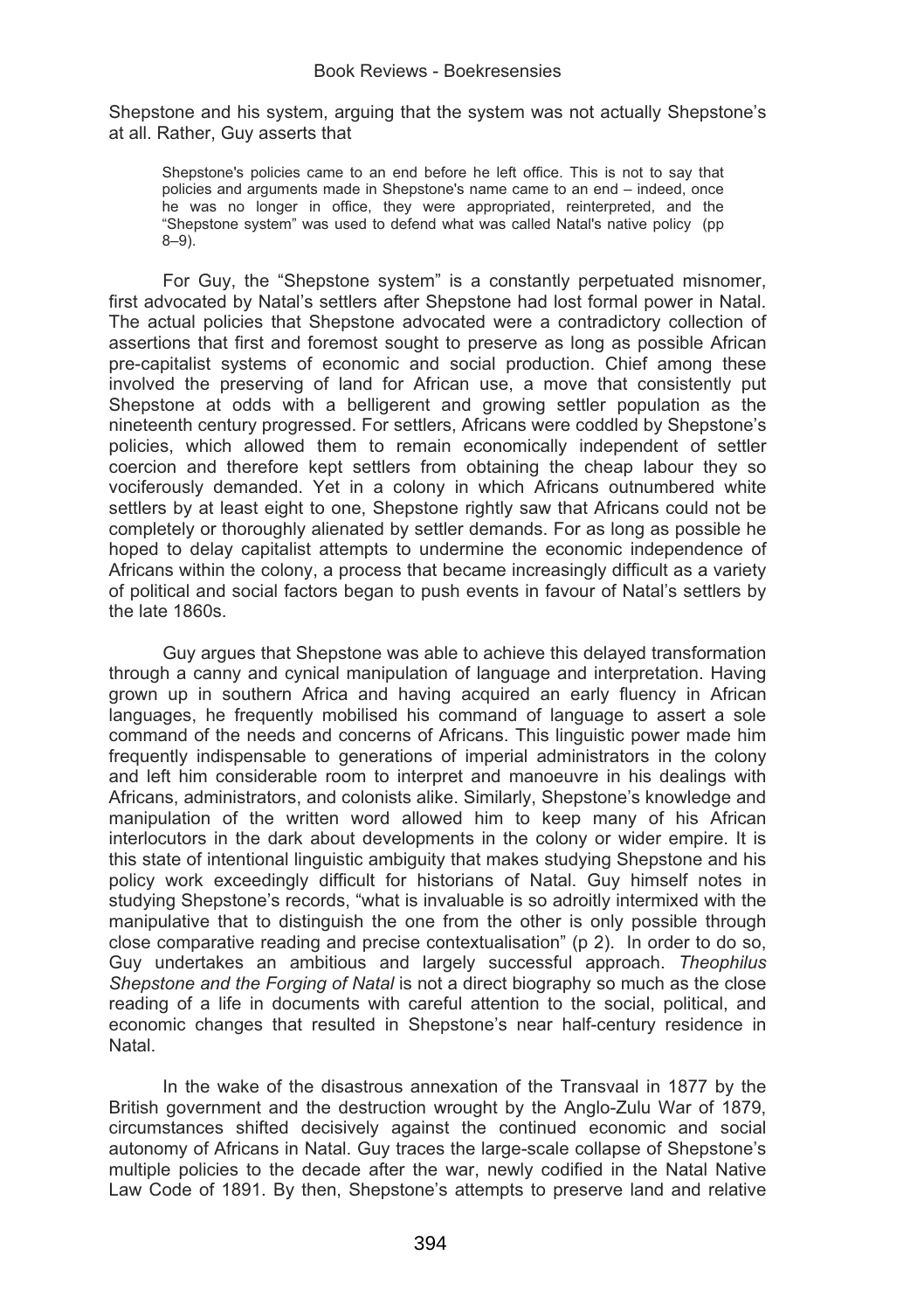Shepstone and his system, arguing that the system was not actually Shepstone's at all. Rather, Guy asserts that

> Shepstone's policies came to an end before he left office. This is not to say that policies and arguments made in Shepstone's name came to an end – indeed, once he was no longer in office, they were appropriated, reinterpreted, and the "Shepstone system" was used to defend what was called Natal's native policy (pp 8–9).

For Guy, the "Shepstone system" is a constantly perpetuated misnomer, first advocated by Natal's settlers after Shepstone had lost formal power in Natal. The actual policies that Shepstone advocated were a contradictory collection of assertions that first and foremost sought to preserve as long as possible African pre-capitalist systems of economic and social production. Chief among these involved the preserving of land for African use, a move that consistently put Shepstone at odds with a belligerent and growing settler population as the nineteenth century progressed. For settlers, Africans were coddled by Shepstone's policies, which allowed them to remain economically independent of settler coercion and therefore kept settlers from obtaining the cheap labour they so vociferously demanded. Yet in a colony in which Africans outnumbered white settlers by at least eight to one, Shepstone rightly saw that Africans could not be completely or thoroughly alienated by settler demands. For as long as possible he hoped to delay capitalist attempts to undermine the economic independence of Africans within the colony, a process that became increasingly difficult as a variety of political and social factors began to push events in favour of Natal's settlers by the late 1860s.

Guy argues that Shepstone was able to achieve this delayed transformation through a canny and cynical manipulation of language and interpretation. Having grown up in southern Africa and having acquired an early fluency in African languages, he frequently mobilised his command of language to assert a sole command of the needs and concerns of Africans. This linguistic power made him frequently indispensable to generations of imperial administrators in the colony and left him considerable room to interpret and manoeuvre in his dealings with Africans, administrators, and colonists alike. Similarly, Shepstone's knowledge and manipulation of the written word allowed him to keep many of his African interlocutors in the dark about developments in the colony or wider empire. It is this state of intentional linguistic ambiguity that makes studying Shepstone and his policy work exceedingly difficult for historians of Natal. Guy himself notes in studying Shepstone's records, "what is invaluable is so adroitly intermixed with the manipulative that to distinguish the one from the other is only possible through close comparative reading and precise contextualisation" (p 2). In order to do so, Guy undertakes an ambitious and largely successful approach. *Theophilus Shepstone and the Forging of Natal* is not a direct biography so much as the close reading of a life in documents with careful attention to the social, political, and economic changes that resulted in Shepstone's near half-century residence in Natal.

In the wake of the disastrous annexation of the Transvaal in 1877 by the British government and the destruction wrought by the Anglo-Zulu War of 1879, circumstances shifted decisively against the continued economic and social autonomy of Africans in Natal. Guy traces the large-scale collapse of Shepstone's multiple policies to the decade after the war, newly codified in the Natal Native Law Code of 1891. By then, Shepstone's attempts to preserve land and relative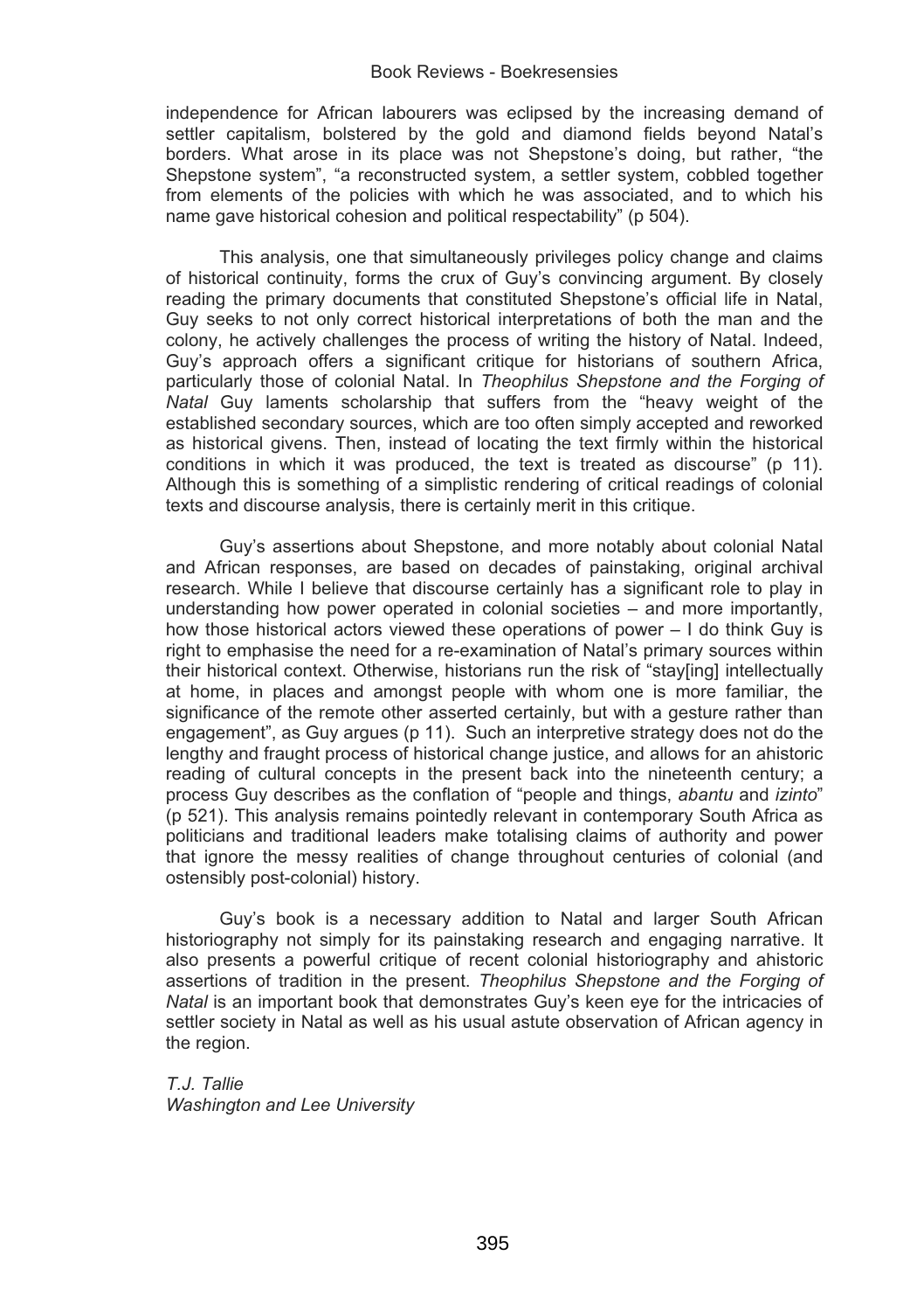independence for African labourers was eclipsed by the increasing demand of settler capitalism, bolstered by the gold and diamond fields beyond Natal's borders. What arose in its place was not Shepstone's doing, but rather, "the Shepstone system", "a reconstructed system, a settler system, cobbled together from elements of the policies with which he was associated, and to which his name gave historical cohesion and political respectability" (p 504).

This analysis, one that simultaneously privileges policy change and claims of historical continuity, forms the crux of Guy's convincing argument. By closely reading the primary documents that constituted Shepstone's official life in Natal, Guy seeks to not only correct historical interpretations of both the man and the colony, he actively challenges the process of writing the history of Natal. Indeed, Guy's approach offers a significant critique for historians of southern Africa, particularly those of colonial Natal. In *Theophilus Shepstone and the Forging of Natal* Guy laments scholarship that suffers from the "heavy weight of the established secondary sources, which are too often simply accepted and reworked as historical givens. Then, instead of locating the text firmly within the historical conditions in which it was produced, the text is treated as discourse" (p 11). Although this is something of a simplistic rendering of critical readings of colonial texts and discourse analysis, there is certainly merit in this critique.

Guy's assertions about Shepstone, and more notably about colonial Natal and African responses, are based on decades of painstaking, original archival research. While I believe that discourse certainly has a significant role to play in understanding how power operated in colonial societies – and more importantly, how those historical actors viewed these operations of power – I do think Guy is right to emphasise the need for a re-examination of Natal's primary sources within their historical context. Otherwise, historians run the risk of "stay[ing] intellectually at home, in places and amongst people with whom one is more familiar, the significance of the remote other asserted certainly, but with a gesture rather than engagement", as Guy argues (p 11). Such an interpretive strategy does not do the lengthy and fraught process of historical change justice, and allows for an ahistoric reading of cultural concepts in the present back into the nineteenth century; a process Guy describes as the conflation of "people and things, *abantu* and *izinto*" (p 521). This analysis remains pointedly relevant in contemporary South Africa as politicians and traditional leaders make totalising claims of authority and power that ignore the messy realities of change throughout centuries of colonial (and ostensibly post-colonial) history.

Guy's book is a necessary addition to Natal and larger South African historiography not simply for its painstaking research and engaging narrative. It also presents a powerful critique of recent colonial historiography and ahistoric assertions of tradition in the present. *Theophilus Shepstone and the Forging of Natal* is an important book that demonstrates Guy's keen eye for the intricacies of settler society in Natal as well as his usual astute observation of African agency in the region.

*T.J. Tallie*
*Washington and Lee University*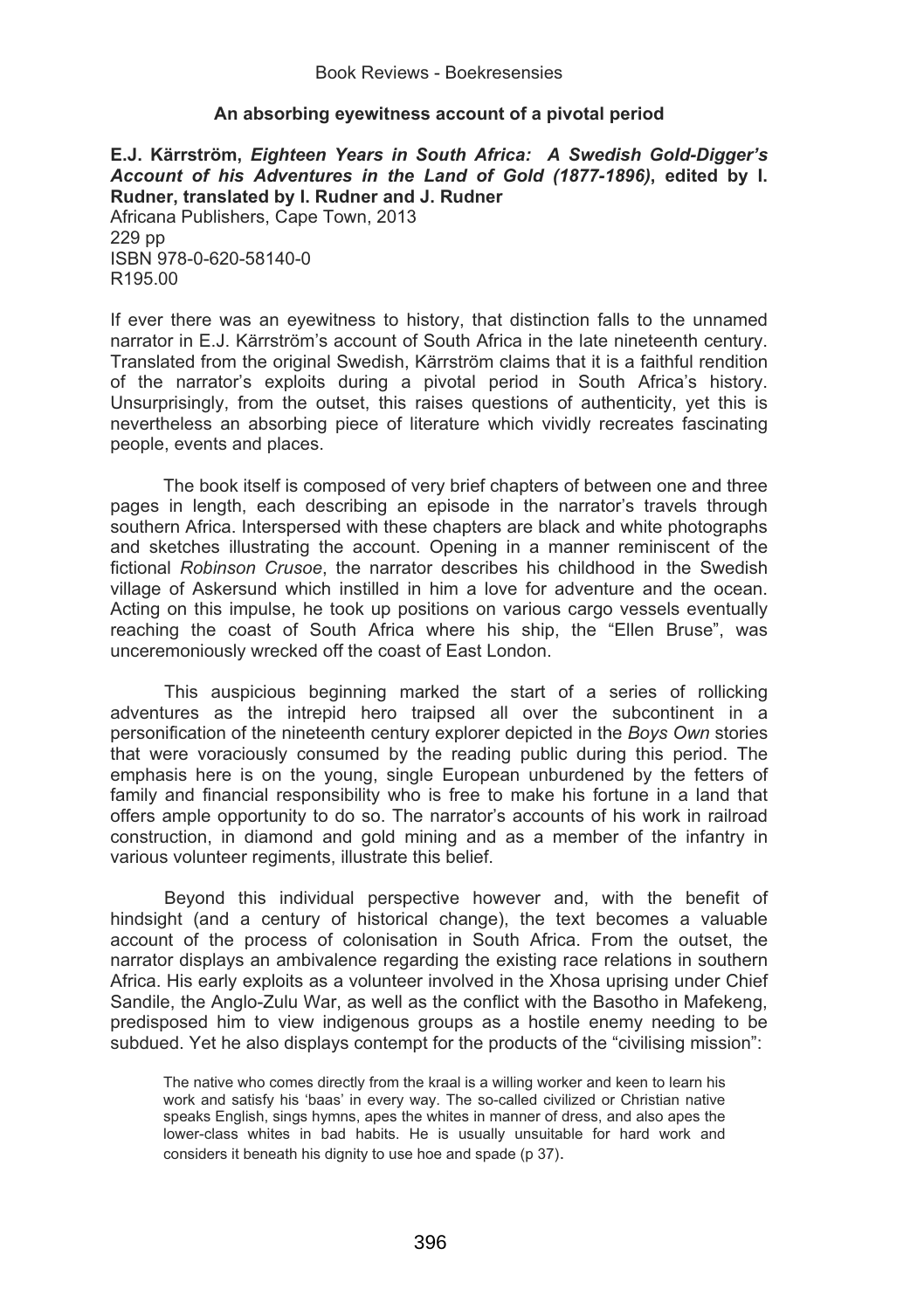## An absorbing eyewitness account of a pivotal period

**E.J. Kärrström, *Eighteen Years in South Africa: A Swedish Gold-Digger's Account of his Adventures in the Land of Gold (1877-1896)*, edited by I. Rudner, translated by I. Rudner and J. Rudner**
Africana Publishers, Cape Town, 2013
229 pp
ISBN 978-0-620-58140-0
R195.00

If ever there was an eyewitness to history, that distinction falls to the unnamed narrator in E.J. Kärrström's account of South Africa in the late nineteenth century. Translated from the original Swedish, Kärrström claims that it is a faithful rendition of the narrator's exploits during a pivotal period in South Africa's history. Unsurprisingly, from the outset, this raises questions of authenticity, yet this is nevertheless an absorbing piece of literature which vividly recreates fascinating people, events and places.

The book itself is composed of very brief chapters of between one and three pages in length, each describing an episode in the narrator's travels through southern Africa. Interspersed with these chapters are black and white photographs and sketches illustrating the account. Opening in a manner reminiscent of the fictional *Robinson Crusoe*, the narrator describes his childhood in the Swedish village of Askersund which instilled in him a love for adventure and the ocean. Acting on this impulse, he took up positions on various cargo vessels eventually reaching the coast of South Africa where his ship, the "Ellen Bruse", was unceremoniously wrecked off the coast of East London.

This auspicious beginning marked the start of a series of rollicking adventures as the intrepid hero traipsed all over the subcontinent in a personification of the nineteenth century explorer depicted in the *Boys Own* stories that were voraciously consumed by the reading public during this period. The emphasis here is on the young, single European unburdened by the fetters of family and financial responsibility who is free to make his fortune in a land that offers ample opportunity to do so. The narrator's accounts of his work in railroad construction, in diamond and gold mining and as a member of the infantry in various volunteer regiments, illustrate this belief.

Beyond this individual perspective however and, with the benefit of hindsight (and a century of historical change), the text becomes a valuable account of the process of colonisation in South Africa. From the outset, the narrator displays an ambivalence regarding the existing race relations in southern Africa. His early exploits as a volunteer involved in the Xhosa uprising under Chief Sandile, the Anglo-Zulu War, as well as the conflict with the Basotho in Mafekeng, predisposed him to view indigenous groups as a hostile enemy needing to be subdued. Yet he also displays contempt for the products of the "civilising mission":

> The native who comes directly from the kraal is a willing worker and keen to learn his work and satisfy his 'baas' in every way. The so-called civilized or Christian native speaks English, sings hymns, apes the whites in manner of dress, and also apes the lower-class whites in bad habits. He is usually unsuitable for hard work and considers it beneath his dignity to use hoe and spade (p 37).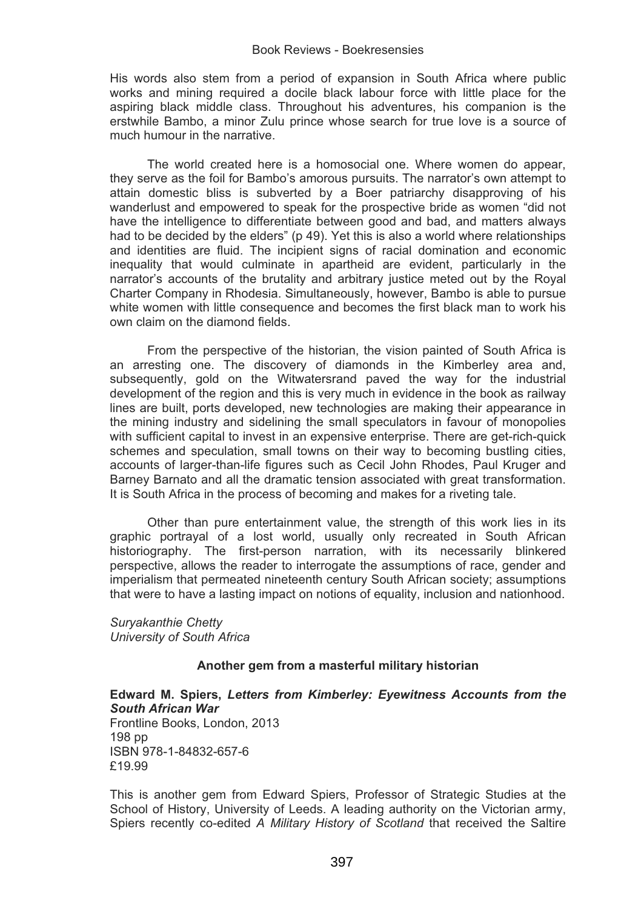His words also stem from a period of expansion in South Africa where public works and mining required a docile black labour force with little place for the aspiring black middle class. Throughout his adventures, his companion is the erstwhile Bambo, a minor Zulu prince whose search for true love is a source of much humour in the narrative.

The world created here is a homosocial one. Where women do appear, they serve as the foil for Bambo's amorous pursuits. The narrator's own attempt to attain domestic bliss is subverted by a Boer patriarchy disapproving of his wanderlust and empowered to speak for the prospective bride as women "did not have the intelligence to differentiate between good and bad, and matters always had to be decided by the elders" (p 49). Yet this is also a world where relationships and identities are fluid. The incipient signs of racial domination and economic inequality that would culminate in apartheid are evident, particularly in the narrator's accounts of the brutality and arbitrary justice meted out by the Royal Charter Company in Rhodesia. Simultaneously, however, Bambo is able to pursue white women with little consequence and becomes the first black man to work his own claim on the diamond fields.

From the perspective of the historian, the vision painted of South Africa is an arresting one. The discovery of diamonds in the Kimberley area and, subsequently, gold on the Witwatersrand paved the way for the industrial development of the region and this is very much in evidence in the book as railway lines are built, ports developed, new technologies are making their appearance in the mining industry and sidelining the small speculators in favour of monopolies with sufficient capital to invest in an expensive enterprise. There are get-rich-quick schemes and speculation, small towns on their way to becoming bustling cities, accounts of larger-than-life figures such as Cecil John Rhodes, Paul Kruger and Barney Barnato and all the dramatic tension associated with great transformation. It is South Africa in the process of becoming and makes for a riveting tale.

Other than pure entertainment value, the strength of this work lies in its graphic portrayal of a lost world, usually only recreated in South African historiography. The first-person narration, with its necessarily blinkered perspective, allows the reader to interrogate the assumptions of race, gender and imperialism that permeated nineteenth century South African society; assumptions that were to have a lasting impact on notions of equality, inclusion and nationhood.

*Suryakanthie Chetty*
*University of South Africa*

### Another gem from a masterful military historian

**Edward M. Spiers, *Letters from Kimberley: Eyewitness Accounts from the South African War***
Frontline Books, London, 2013
198 pp
ISBN 978-1-84832-657-6
£19.99

This is another gem from Edward Spiers, Professor of Strategic Studies at the School of History, University of Leeds. A leading authority on the Victorian army, Spiers recently co-edited *A Military History of Scotland* that received the Saltire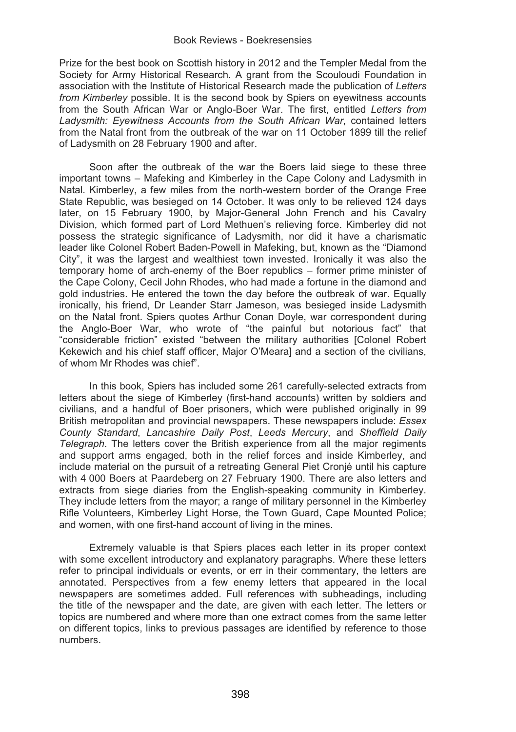Prize for the best book on Scottish history in 2012 and the Templer Medal from the Society for Army Historical Research. A grant from the Scouloudi Foundation in association with the Institute of Historical Research made the publication of *Letters from Kimberley* possible. It is the second book by Spiers on eyewitness accounts from the South African War or Anglo-Boer War. The first, entitled *Letters from Ladysmith: Eyewitness Accounts from the South African War*, contained letters from the Natal front from the outbreak of the war on 11 October 1899 till the relief of Ladysmith on 28 February 1900 and after.

Soon after the outbreak of the war the Boers laid siege to these three important towns – Mafeking and Kimberley in the Cape Colony and Ladysmith in Natal. Kimberley, a few miles from the north-western border of the Orange Free State Republic, was besieged on 14 October. It was only to be relieved 124 days later, on 15 February 1900, by Major-General John French and his Cavalry Division, which formed part of Lord Methuen's relieving force. Kimberley did not possess the strategic significance of Ladysmith, nor did it have a charismatic leader like Colonel Robert Baden-Powell in Mafeking, but, known as the "Diamond City", it was the largest and wealthiest town invested. Ironically it was also the temporary home of arch-enemy of the Boer republics – former prime minister of the Cape Colony, Cecil John Rhodes, who had made a fortune in the diamond and gold industries. He entered the town the day before the outbreak of war. Equally ironically, his friend, Dr Leander Starr Jameson, was besieged inside Ladysmith on the Natal front. Spiers quotes Arthur Conan Doyle, war correspondent during the Anglo-Boer War, who wrote of "the painful but notorious fact" that "considerable friction" existed "between the military authorities [Colonel Robert Kekewich and his chief staff officer, Major O'Meara] and a section of the civilians, of whom Mr Rhodes was chief".

In this book, Spiers has included some 261 carefully-selected extracts from letters about the siege of Kimberley (first-hand accounts) written by soldiers and civilians, and a handful of Boer prisoners, which were published originally in 99 British metropolitan and provincial newspapers. These newspapers include: *Essex County Standard*, *Lancashire Daily Post*, *Leeds Mercury*, and *Sheffield Daily Telegraph*. The letters cover the British experience from all the major regiments and support arms engaged, both in the relief forces and inside Kimberley, and include material on the pursuit of a retreating General Piet Cronjé until his capture with 4 000 Boers at Paardeberg on 27 February 1900. There are also letters and extracts from siege diaries from the English-speaking community in Kimberley. They include letters from the mayor; a range of military personnel in the Kimberley Rifle Volunteers, Kimberley Light Horse, the Town Guard, Cape Mounted Police; and women, with one first-hand account of living in the mines.

Extremely valuable is that Spiers places each letter in its proper context with some excellent introductory and explanatory paragraphs. Where these letters refer to principal individuals or events, or err in their commentary, the letters are annotated. Perspectives from a few enemy letters that appeared in the local newspapers are sometimes added. Full references with subheadings, including the title of the newspaper and the date, are given with each letter. The letters or topics are numbered and where more than one extract comes from the same letter on different topics, links to previous passages are identified by reference to those numbers.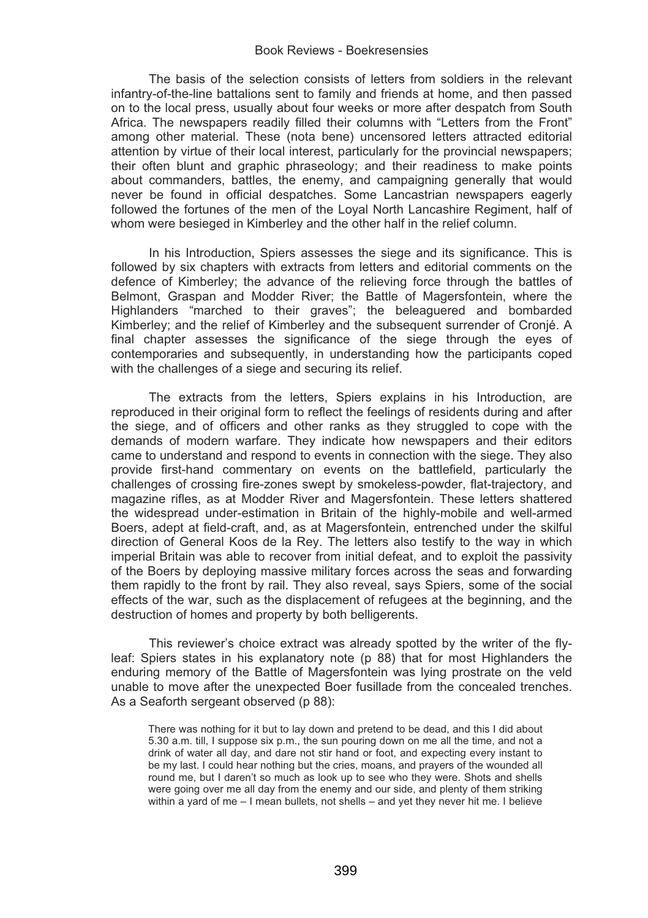The basis of the selection consists of letters from soldiers in the relevant infantry-of-the-line battalions sent to family and friends at home, and then passed on to the local press, usually about four weeks or more after despatch from South Africa. The newspapers readily filled their columns with "Letters from the Front" among other material. These (nota bene) uncensored letters attracted editorial attention by virtue of their local interest, particularly for the provincial newspapers; their often blunt and graphic phraseology; and their readiness to make points about commanders, battles, the enemy, and campaigning generally that would never be found in official despatches. Some Lancastrian newspapers eagerly followed the fortunes of the men of the Loyal North Lancashire Regiment, half of whom were besieged in Kimberley and the other half in the relief column.

In his Introduction, Spiers assesses the siege and its significance. This is followed by six chapters with extracts from letters and editorial comments on the defence of Kimberley; the advance of the relieving force through the battles of Belmont, Graspan and Modder River; the Battle of Magersfontein, where the Highlanders "marched to their graves"; the beleaguered and bombarded Kimberley; and the relief of Kimberley and the subsequent surrender of Cronjé. A final chapter assesses the significance of the siege through the eyes of contemporaries and subsequently, in understanding how the participants coped with the challenges of a siege and securing its relief.

The extracts from the letters, Spiers explains in his Introduction, are reproduced in their original form to reflect the feelings of residents during and after the siege, and of officers and other ranks as they struggled to cope with the demands of modern warfare. They indicate how newspapers and their editors came to understand and respond to events in connection with the siege. They also provide first-hand commentary on events on the battlefield, particularly the challenges of crossing fire-zones swept by smokeless-powder, flat-trajectory, and magazine rifles, as at Modder River and Magersfontein. These letters shattered the widespread under-estimation in Britain of the highly-mobile and well-armed Boers, adept at field-craft, and, as at Magersfontein, entrenched under the skilful direction of General Koos de la Rey. The letters also testify to the way in which imperial Britain was able to recover from initial defeat, and to exploit the passivity of the Boers by deploying massive military forces across the seas and forwarding them rapidly to the front by rail. They also reveal, says Spiers, some of the social effects of the war, such as the displacement of refugees at the beginning, and the destruction of homes and property by both belligerents.

This reviewer's choice extract was already spotted by the writer of the fly-leaf: Spiers states in his explanatory note (p 88) that for most Highlanders the enduring memory of the Battle of Magersfontein was lying prostrate on the veld unable to move after the unexpected Boer fusillade from the concealed trenches. As a Seaforth sergeant observed (p 88):

> There was nothing for it but to lay down and pretend to be dead, and this I did about 5.30 a.m. till, I suppose six p.m., the sun pouring down on me all the time, and not a drink of water all day, and dare not stir hand or foot, and expecting every instant to be my last. I could hear nothing but the cries, moans, and prayers of the wounded all round me, but I daren't so much as look up to see who they were. Shots and shells were going over me all day from the enemy and our side, and plenty of them striking within a yard of me – I mean bullets, not shells – and yet they never hit me. I believe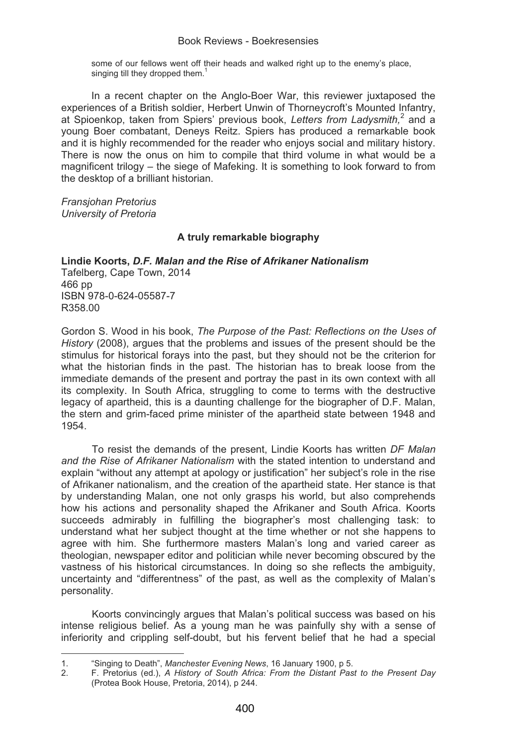some of our fellows went off their heads and walked right up to the enemy's place, singing till they dropped them.[1]

In a recent chapter on the Anglo-Boer War, this reviewer juxtaposed the experiences of a British soldier, Herbert Unwin of Thorneycroft's Mounted Infantry, at Spioenkop, taken from Spiers' previous book, *Letters from Ladysmith,*[2] and a young Boer combatant, Deneys Reitz. Spiers has produced a remarkable book and it is highly recommended for the reader who enjoys social and military history. There is now the onus on him to compile that third volume in what would be a magnificent trilogy – the siege of Mafeking. It is something to look forward to from the desktop of a brilliant historian.

*Fransjohan Pretorius*
*University of Pretoria*

## A truly remarkable biography

**Lindie Koorts, *D.F. Malan and the Rise of Afrikaner Nationalism***
Tafelberg, Cape Town, 2014
466 pp
ISBN 978-0-624-05587-7
R358.00

Gordon S. Wood in his book, *The Purpose of the Past: Reflections on the Uses of History* (2008), argues that the problems and issues of the present should be the stimulus for historical forays into the past, but they should not be the criterion for what the historian finds in the past. The historian has to break loose from the immediate demands of the present and portray the past in its own context with all its complexity. In South Africa, struggling to come to terms with the destructive legacy of apartheid, this is a daunting challenge for the biographer of D.F. Malan, the stern and grim-faced prime minister of the apartheid state between 1948 and 1954.

To resist the demands of the present, Lindie Koorts has written *DF Malan and the Rise of Afrikaner Nationalism* with the stated intention to understand and explain "without any attempt at apology or justification" her subject's role in the rise of Afrikaner nationalism, and the creation of the apartheid state. Her stance is that by understanding Malan, one not only grasps his world, but also comprehends how his actions and personality shaped the Afrikaner and South Africa. Koorts succeeds admirably in fulfilling the biographer's most challenging task: to understand what her subject thought at the time whether or not she happens to agree with him. She furthermore masters Malan's long and varied career as theologian, newspaper editor and politician while never becoming obscured by the vastness of his historical circumstances. In doing so she reflects the ambiguity, uncertainty and "differentness" of the past, as well as the complexity of Malan's personality.

Koorts convincingly argues that Malan's political success was based on his intense religious belief. As a young man he was painfully shy with a sense of inferiority and crippling self-doubt, but his fervent belief that he had a special

---

1. "Singing to Death", *Manchester Evening News*, 16 January 1900, p 5.
2. F. Pretorius (ed.), *A History of South Africa: From the Distant Past to the Present Day* (Protea Book House, Pretoria, 2014), p 244.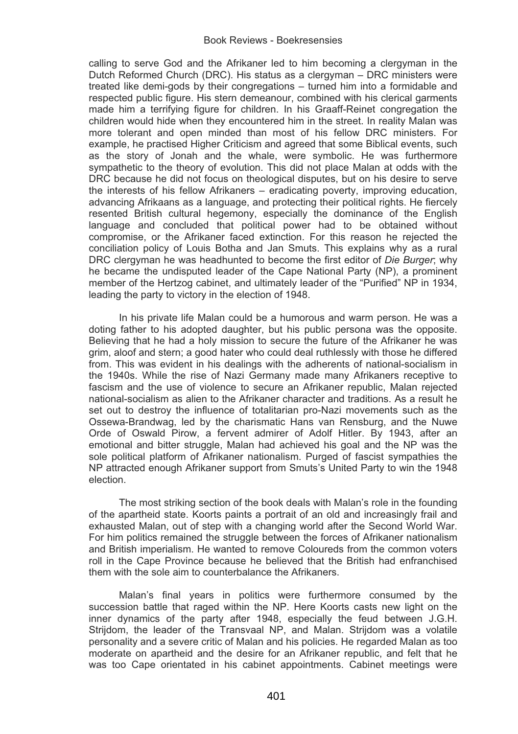calling to serve God and the Afrikaner led to him becoming a clergyman in the Dutch Reformed Church (DRC). His status as a clergyman – DRC ministers were treated like demi-gods by their congregations – turned him into a formidable and respected public figure. His stern demeanour, combined with his clerical garments made him a terrifying figure for children. In his Graaff-Reinet congregation the children would hide when they encountered him in the street. In reality Malan was more tolerant and open minded than most of his fellow DRC ministers. For example, he practised Higher Criticism and agreed that some Biblical events, such as the story of Jonah and the whale, were symbolic. He was furthermore sympathetic to the theory of evolution. This did not place Malan at odds with the DRC because he did not focus on theological disputes, but on his desire to serve the interests of his fellow Afrikaners – eradicating poverty, improving education, advancing Afrikaans as a language, and protecting their political rights. He fiercely resented British cultural hegemony, especially the dominance of the English language and concluded that political power had to be obtained without compromise, or the Afrikaner faced extinction. For this reason he rejected the conciliation policy of Louis Botha and Jan Smuts. This explains why as a rural DRC clergyman he was headhunted to become the first editor of *Die Burger*; why he became the undisputed leader of the Cape National Party (NP), a prominent member of the Hertzog cabinet, and ultimately leader of the "Purified" NP in 1934, leading the party to victory in the election of 1948.

In his private life Malan could be a humorous and warm person. He was a doting father to his adopted daughter, but his public persona was the opposite. Believing that he had a holy mission to secure the future of the Afrikaner he was grim, aloof and stern; a good hater who could deal ruthlessly with those he differed from. This was evident in his dealings with the adherents of national-socialism in the 1940s. While the rise of Nazi Germany made many Afrikaners receptive to fascism and the use of violence to secure an Afrikaner republic, Malan rejected national-socialism as alien to the Afrikaner character and traditions. As a result he set out to destroy the influence of totalitarian pro-Nazi movements such as the Ossewa-Brandwag, led by the charismatic Hans van Rensburg, and the Nuwe Orde of Oswald Pirow, a fervent admirer of Adolf Hitler. By 1943, after an emotional and bitter struggle, Malan had achieved his goal and the NP was the sole political platform of Afrikaner nationalism. Purged of fascist sympathies the NP attracted enough Afrikaner support from Smuts's United Party to win the 1948 election.

The most striking section of the book deals with Malan's role in the founding of the apartheid state. Koorts paints a portrait of an old and increasingly frail and exhausted Malan, out of step with a changing world after the Second World War. For him politics remained the struggle between the forces of Afrikaner nationalism and British imperialism. He wanted to remove Coloureds from the common voters roll in the Cape Province because he believed that the British had enfranchised them with the sole aim to counterbalance the Afrikaners.

Malan's final years in politics were furthermore consumed by the succession battle that raged within the NP. Here Koorts casts new light on the inner dynamics of the party after 1948, especially the feud between J.G.H. Strijdom, the leader of the Transvaal NP, and Malan. Strijdom was a volatile personality and a severe critic of Malan and his policies. He regarded Malan as too moderate on apartheid and the desire for an Afrikaner republic, and felt that he was too Cape orientated in his cabinet appointments. Cabinet meetings were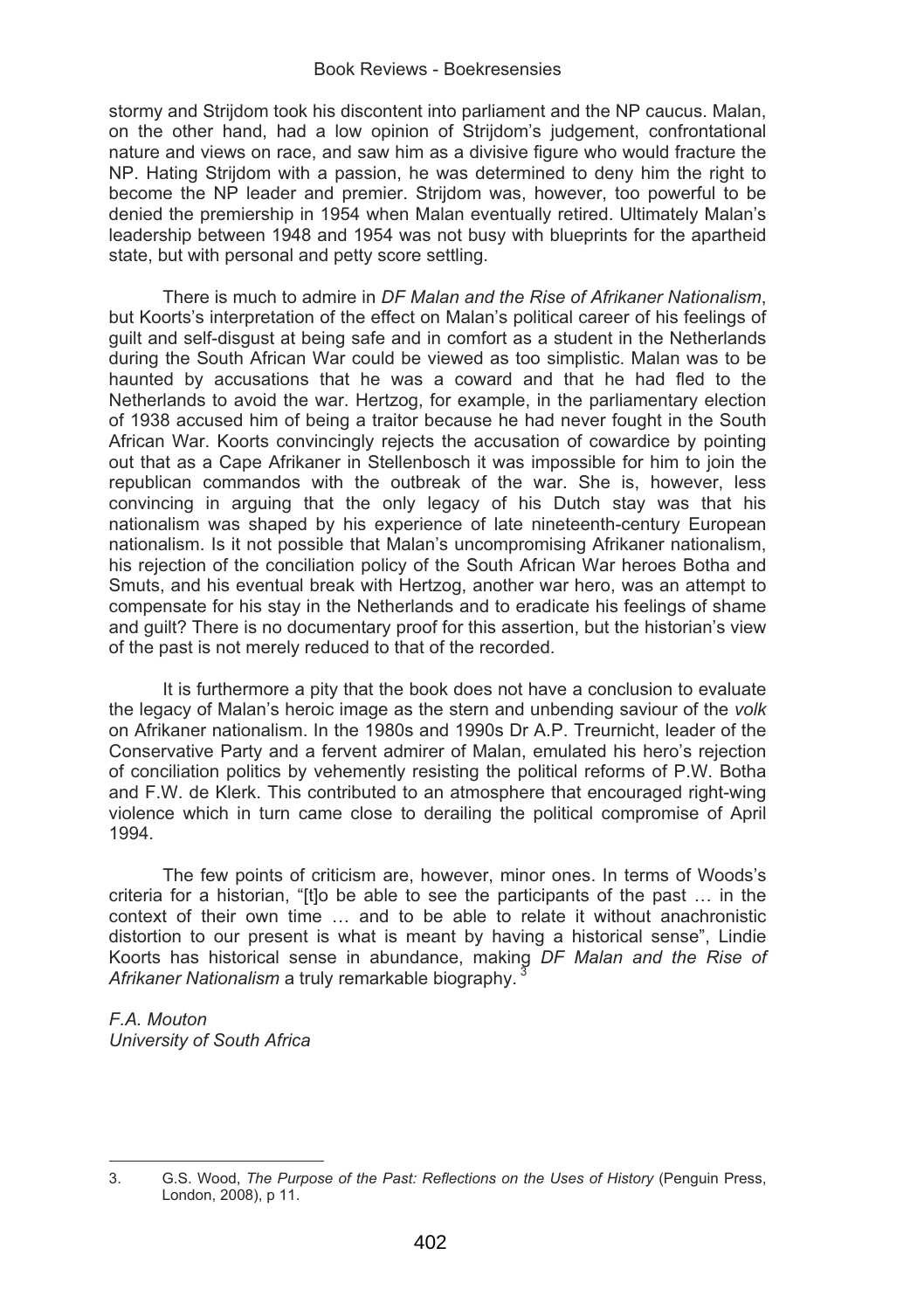stormy and Strijdom took his discontent into parliament and the NP caucus. Malan, on the other hand, had a low opinion of Strijdom's judgement, confrontational nature and views on race, and saw him as a divisive figure who would fracture the NP. Hating Strijdom with a passion, he was determined to deny him the right to become the NP leader and premier. Strijdom was, however, too powerful to be denied the premiership in 1954 when Malan eventually retired. Ultimately Malan's leadership between 1948 and 1954 was not busy with blueprints for the apartheid state, but with personal and petty score settling.

There is much to admire in *DF Malan and the Rise of Afrikaner Nationalism*, but Koorts's interpretation of the effect on Malan's political career of his feelings of guilt and self-disgust at being safe and in comfort as a student in the Netherlands during the South African War could be viewed as too simplistic. Malan was to be haunted by accusations that he was a coward and that he had fled to the Netherlands to avoid the war. Hertzog, for example, in the parliamentary election of 1938 accused him of being a traitor because he had never fought in the South African War. Koorts convincingly rejects the accusation of cowardice by pointing out that as a Cape Afrikaner in Stellenbosch it was impossible for him to join the republican commandos with the outbreak of the war. She is, however, less convincing in arguing that the only legacy of his Dutch stay was that his nationalism was shaped by his experience of late nineteenth-century European nationalism. Is it not possible that Malan's uncompromising Afrikaner nationalism, his rejection of the conciliation policy of the South African War heroes Botha and Smuts, and his eventual break with Hertzog, another war hero, was an attempt to compensate for his stay in the Netherlands and to eradicate his feelings of shame and guilt? There is no documentary proof for this assertion, but the historian's view of the past is not merely reduced to that of the recorded.

It is furthermore a pity that the book does not have a conclusion to evaluate the legacy of Malan's heroic image as the stern and unbending saviour of the *volk* on Afrikaner nationalism. In the 1980s and 1990s Dr A.P. Treurnicht, leader of the Conservative Party and a fervent admirer of Malan, emulated his hero's rejection of conciliation politics by vehemently resisting the political reforms of P.W. Botha and F.W. de Klerk. This contributed to an atmosphere that encouraged right-wing violence which in turn came close to derailing the political compromise of April 1994.

The few points of criticism are, however, minor ones. In terms of Woods's criteria for a historian, "[t]o be able to see the participants of the past … in the context of their own time … and to be able to relate it without anachronistic distortion to our present is what is meant by having a historical sense", Lindie Koorts has historical sense in abundance, making *DF Malan and the Rise of Afrikaner Nationalism* a truly remarkable biography.[3]

*F.A. Mouton*
*University of South Africa*

---

3. G.S. Wood, *The Purpose of the Past: Reflections on the Uses of History* (Penguin Press, London, 2008), p 11.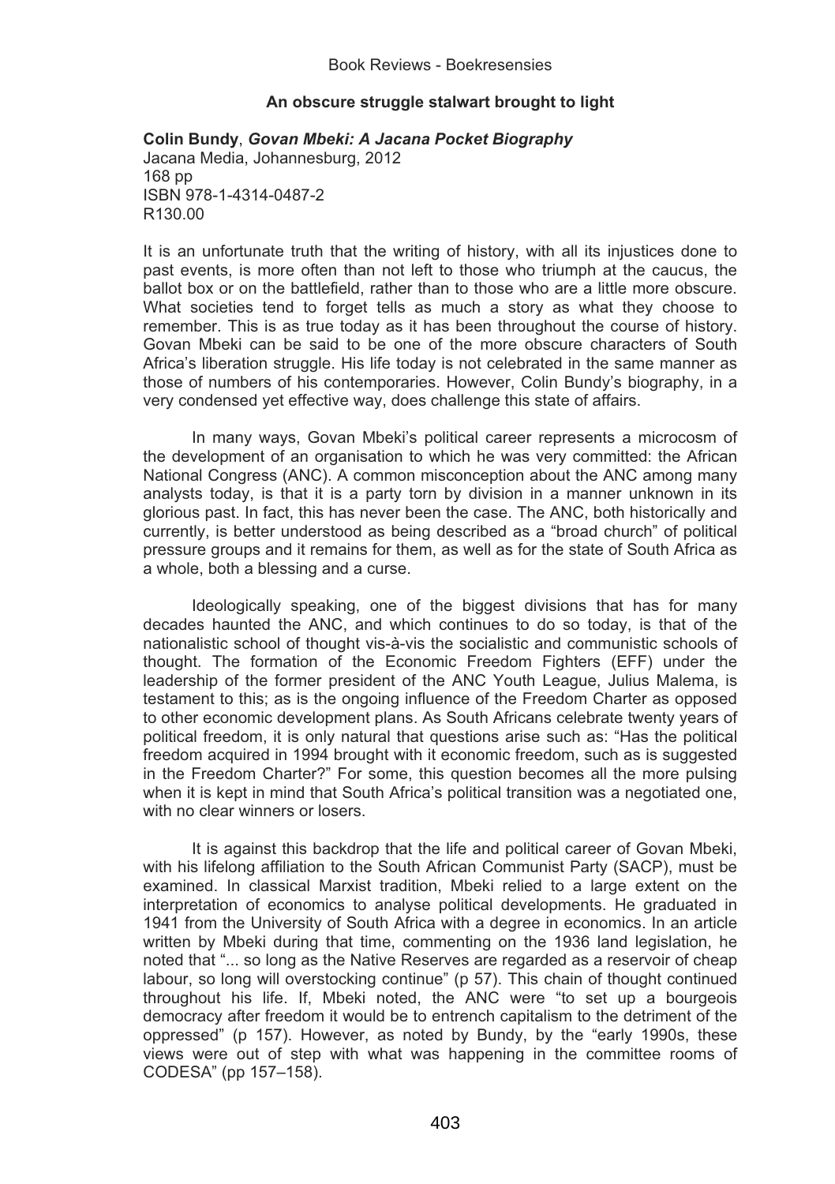## An obscure struggle stalwart brought to light

**Colin Bundy**, ***Govan Mbeki: A Jacana Pocket Biography***
Jacana Media, Johannesburg, 2012
168 pp
ISBN 978-1-4314-0487-2
R130.00

It is an unfortunate truth that the writing of history, with all its injustices done to past events, is more often than not left to those who triumph at the caucus, the ballot box or on the battlefield, rather than to those who are a little more obscure. What societies tend to forget tells as much a story as what they choose to remember. This is as true today as it has been throughout the course of history. Govan Mbeki can be said to be one of the more obscure characters of South Africa's liberation struggle. His life today is not celebrated in the same manner as those of numbers of his contemporaries. However, Colin Bundy's biography, in a very condensed yet effective way, does challenge this state of affairs.

In many ways, Govan Mbeki's political career represents a microcosm of the development of an organisation to which he was very committed: the African National Congress (ANC). A common misconception about the ANC among many analysts today, is that it is a party torn by division in a manner unknown in its glorious past. In fact, this has never been the case. The ANC, both historically and currently, is better understood as being described as a "broad church" of political pressure groups and it remains for them, as well as for the state of South Africa as a whole, both a blessing and a curse.

Ideologically speaking, one of the biggest divisions that has for many decades haunted the ANC, and which continues to do so today, is that of the nationalistic school of thought vis-à-vis the socialistic and communistic schools of thought. The formation of the Economic Freedom Fighters (EFF) under the leadership of the former president of the ANC Youth League, Julius Malema, is testament to this; as is the ongoing influence of the Freedom Charter as opposed to other economic development plans. As South Africans celebrate twenty years of political freedom, it is only natural that questions arise such as: "Has the political freedom acquired in 1994 brought with it economic freedom, such as is suggested in the Freedom Charter?" For some, this question becomes all the more pulsing when it is kept in mind that South Africa's political transition was a negotiated one, with no clear winners or losers.

It is against this backdrop that the life and political career of Govan Mbeki, with his lifelong affiliation to the South African Communist Party (SACP), must be examined. In classical Marxist tradition, Mbeki relied to a large extent on the interpretation of economics to analyse political developments. He graduated in 1941 from the University of South Africa with a degree in economics. In an article written by Mbeki during that time, commenting on the 1936 land legislation, he noted that "... so long as the Native Reserves are regarded as a reservoir of cheap labour, so long will overstocking continue" (p 57). This chain of thought continued throughout his life. If, Mbeki noted, the ANC were "to set up a bourgeois democracy after freedom it would be to entrench capitalism to the detriment of the oppressed" (p 157). However, as noted by Bundy, by the "early 1990s, these views were out of step with what was happening in the committee rooms of CODESA" (pp 157–158).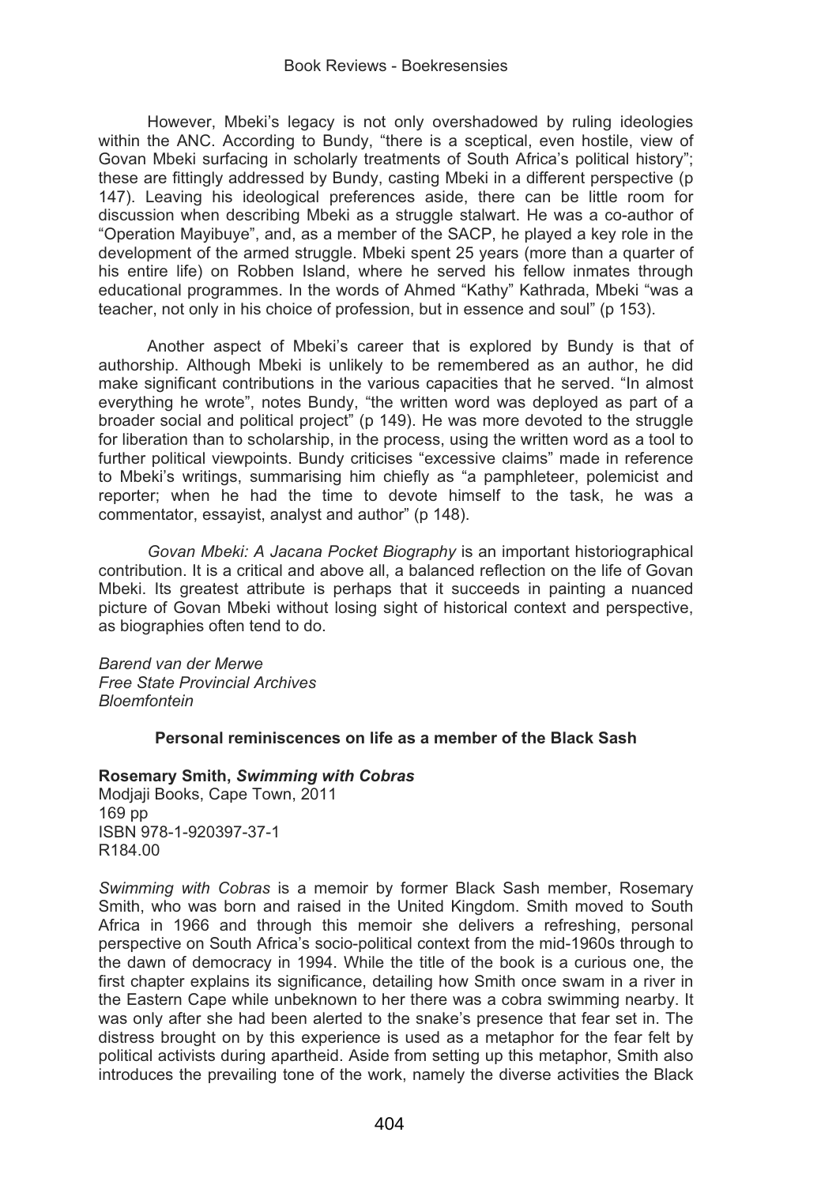However, Mbeki's legacy is not only overshadowed by ruling ideologies within the ANC. According to Bundy, "there is a sceptical, even hostile, view of Govan Mbeki surfacing in scholarly treatments of South Africa's political history"; these are fittingly addressed by Bundy, casting Mbeki in a different perspective (p 147). Leaving his ideological preferences aside, there can be little room for discussion when describing Mbeki as a struggle stalwart. He was a co-author of "Operation Mayibuye", and, as a member of the SACP, he played a key role in the development of the armed struggle. Mbeki spent 25 years (more than a quarter of his entire life) on Robben Island, where he served his fellow inmates through educational programmes. In the words of Ahmed "Kathy" Kathrada, Mbeki "was a teacher, not only in his choice of profession, but in essence and soul" (p 153).

Another aspect of Mbeki's career that is explored by Bundy is that of authorship. Although Mbeki is unlikely to be remembered as an author, he did make significant contributions in the various capacities that he served. "In almost everything he wrote", notes Bundy, "the written word was deployed as part of a broader social and political project" (p 149). He was more devoted to the struggle for liberation than to scholarship, in the process, using the written word as a tool to further political viewpoints. Bundy criticises "excessive claims" made in reference to Mbeki's writings, summarising him chiefly as "a pamphleteer, polemicist and reporter; when he had the time to devote himself to the task, he was a commentator, essayist, analyst and author" (p 148).

*Govan Mbeki: A Jacana Pocket Biography* is an important historiographical contribution. It is a critical and above all, a balanced reflection on the life of Govan Mbeki. Its greatest attribute is perhaps that it succeeds in painting a nuanced picture of Govan Mbeki without losing sight of historical context and perspective, as biographies often tend to do.

*Barend van der Merwe*
*Free State Provincial Archives*
*Bloemfontein*

**Personal reminiscences on life as a member of the Black Sash**

**Rosemary Smith, *Swimming with Cobras***
Modjaji Books, Cape Town, 2011
169 pp
ISBN 978-1-920397-37-1
R184.00

*Swimming with Cobras* is a memoir by former Black Sash member, Rosemary Smith, who was born and raised in the United Kingdom. Smith moved to South Africa in 1966 and through this memoir she delivers a refreshing, personal perspective on South Africa's socio-political context from the mid-1960s through to the dawn of democracy in 1994. While the title of the book is a curious one, the first chapter explains its significance, detailing how Smith once swam in a river in the Eastern Cape while unbeknown to her there was a cobra swimming nearby. It was only after she had been alerted to the snake's presence that fear set in. The distress brought on by this experience is used as a metaphor for the fear felt by political activists during apartheid. Aside from setting up this metaphor, Smith also introduces the prevailing tone of the work, namely the diverse activities the Black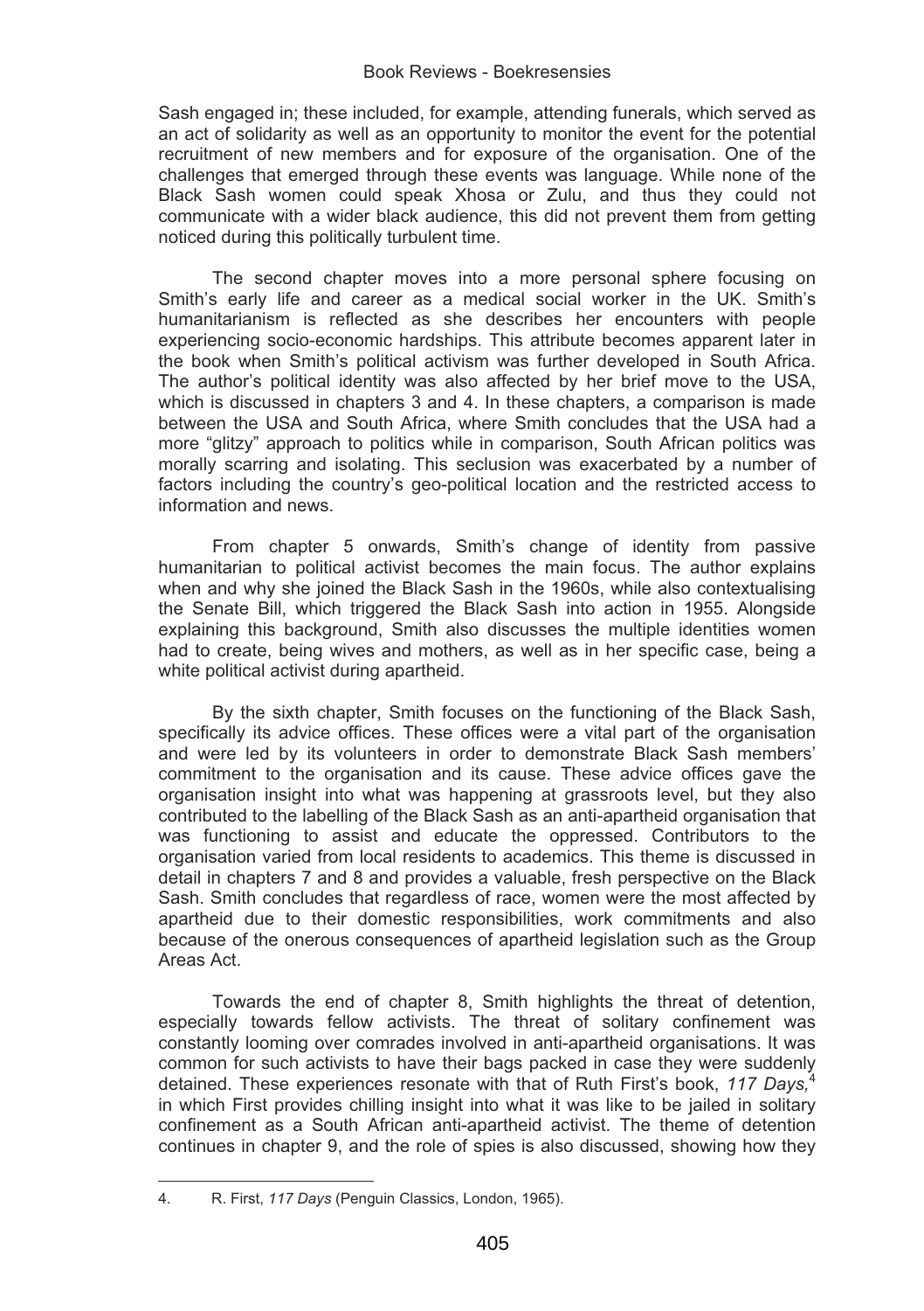Sash engaged in; these included, for example, attending funerals, which served as an act of solidarity as well as an opportunity to monitor the event for the potential recruitment of new members and for exposure of the organisation. One of the challenges that emerged through these events was language. While none of the Black Sash women could speak Xhosa or Zulu, and thus they could not communicate with a wider black audience, this did not prevent them from getting noticed during this politically turbulent time.

The second chapter moves into a more personal sphere focusing on Smith's early life and career as a medical social worker in the UK. Smith's humanitarianism is reflected as she describes her encounters with people experiencing socio-economic hardships. This attribute becomes apparent later in the book when Smith's political activism was further developed in South Africa. The author's political identity was also affected by her brief move to the USA, which is discussed in chapters 3 and 4. In these chapters, a comparison is made between the USA and South Africa, where Smith concludes that the USA had a more "glitzy" approach to politics while in comparison, South African politics was morally scarring and isolating. This seclusion was exacerbated by a number of factors including the country's geo-political location and the restricted access to information and news.

From chapter 5 onwards, Smith's change of identity from passive humanitarian to political activist becomes the main focus. The author explains when and why she joined the Black Sash in the 1960s, while also contextualising the Senate Bill, which triggered the Black Sash into action in 1955. Alongside explaining this background, Smith also discusses the multiple identities women had to create, being wives and mothers, as well as in her specific case, being a white political activist during apartheid.

By the sixth chapter, Smith focuses on the functioning of the Black Sash, specifically its advice offices. These offices were a vital part of the organisation and were led by its volunteers in order to demonstrate Black Sash members' commitment to the organisation and its cause. These advice offices gave the organisation insight into what was happening at grassroots level, but they also contributed to the labelling of the Black Sash as an anti-apartheid organisation that was functioning to assist and educate the oppressed. Contributors to the organisation varied from local residents to academics. This theme is discussed in detail in chapters 7 and 8 and provides a valuable, fresh perspective on the Black Sash. Smith concludes that regardless of race, women were the most affected by apartheid due to their domestic responsibilities, work commitments and also because of the onerous consequences of apartheid legislation such as the Group Areas Act.

Towards the end of chapter 8, Smith highlights the threat of detention, especially towards fellow activists. The threat of solitary confinement was constantly looming over comrades involved in anti-apartheid organisations. It was common for such activists to have their bags packed in case they were suddenly detained. These experiences resonate with that of Ruth First's book, *117 Days,*[4] in which First provides chilling insight into what it was like to be jailed in solitary confinement as a South African anti-apartheid activist. The theme of detention continues in chapter 9, and the role of spies is also discussed, showing how they

4. R. First, *117 Days* (Penguin Classics, London, 1965).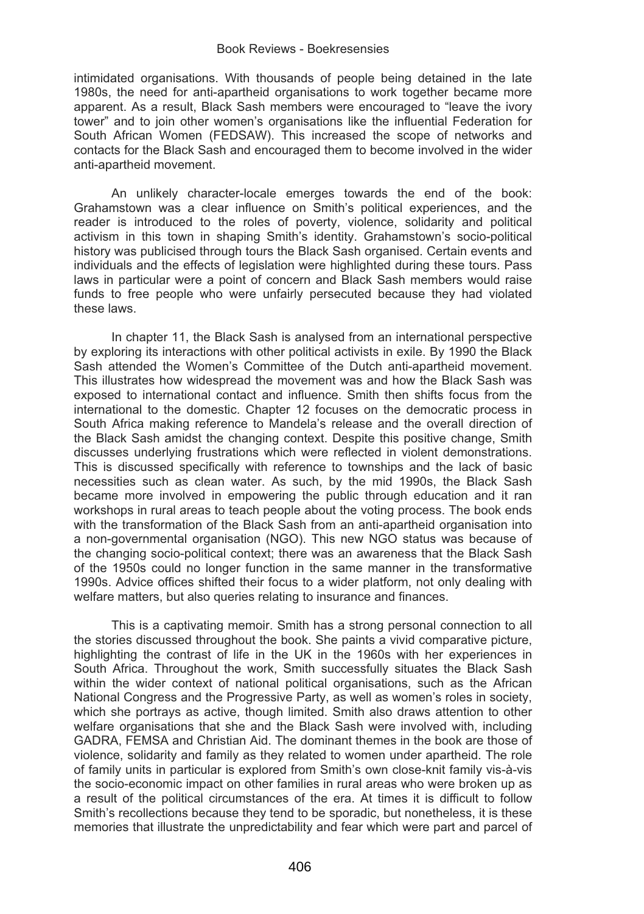intimidated organisations. With thousands of people being detained in the late 1980s, the need for anti-apartheid organisations to work together became more apparent. As a result, Black Sash members were encouraged to "leave the ivory tower" and to join other women's organisations like the influential Federation for South African Women (FEDSAW). This increased the scope of networks and contacts for the Black Sash and encouraged them to become involved in the wider anti-apartheid movement.

An unlikely character-locale emerges towards the end of the book: Grahamstown was a clear influence on Smith's political experiences, and the reader is introduced to the roles of poverty, violence, solidarity and political activism in this town in shaping Smith's identity. Grahamstown's socio-political history was publicised through tours the Black Sash organised. Certain events and individuals and the effects of legislation were highlighted during these tours. Pass laws in particular were a point of concern and Black Sash members would raise funds to free people who were unfairly persecuted because they had violated these laws.

In chapter 11, the Black Sash is analysed from an international perspective by exploring its interactions with other political activists in exile. By 1990 the Black Sash attended the Women's Committee of the Dutch anti-apartheid movement. This illustrates how widespread the movement was and how the Black Sash was exposed to international contact and influence. Smith then shifts focus from the international to the domestic. Chapter 12 focuses on the democratic process in South Africa making reference to Mandela's release and the overall direction of the Black Sash amidst the changing context. Despite this positive change, Smith discusses underlying frustrations which were reflected in violent demonstrations. This is discussed specifically with reference to townships and the lack of basic necessities such as clean water. As such, by the mid 1990s, the Black Sash became more involved in empowering the public through education and it ran workshops in rural areas to teach people about the voting process. The book ends with the transformation of the Black Sash from an anti-apartheid organisation into a non-governmental organisation (NGO). This new NGO status was because of the changing socio-political context; there was an awareness that the Black Sash of the 1950s could no longer function in the same manner in the transformative 1990s. Advice offices shifted their focus to a wider platform, not only dealing with welfare matters, but also queries relating to insurance and finances.

This is a captivating memoir. Smith has a strong personal connection to all the stories discussed throughout the book. She paints a vivid comparative picture, highlighting the contrast of life in the UK in the 1960s with her experiences in South Africa. Throughout the work, Smith successfully situates the Black Sash within the wider context of national political organisations, such as the African National Congress and the Progressive Party, as well as women's roles in society, which she portrays as active, though limited. Smith also draws attention to other welfare organisations that she and the Black Sash were involved with, including GADRA, FEMSA and Christian Aid. The dominant themes in the book are those of violence, solidarity and family as they related to women under apartheid. The role of family units in particular is explored from Smith's own close-knit family vis-à-vis the socio-economic impact on other families in rural areas who were broken up as a result of the political circumstances of the era. At times it is difficult to follow Smith's recollections because they tend to be sporadic, but nonetheless, it is these memories that illustrate the unpredictability and fear which were part and parcel of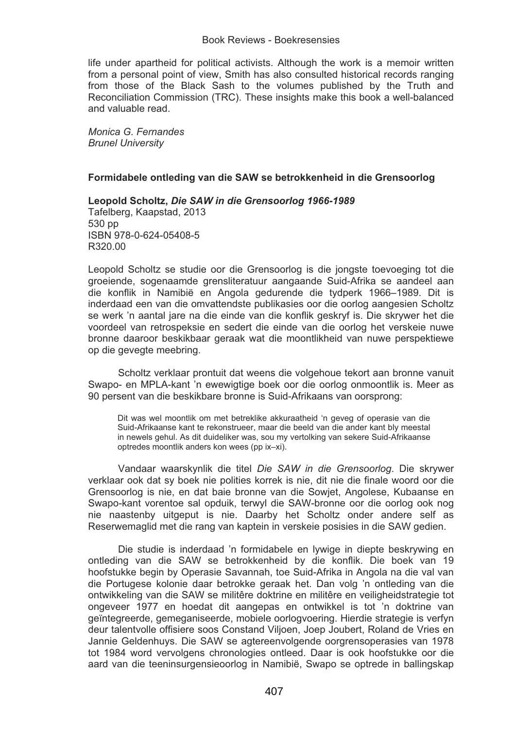life under apartheid for political activists. Although the work is a memoir written from a personal point of view, Smith has also consulted historical records ranging from those of the Black Sash to the volumes published by the Truth and Reconciliation Commission (TRC). These insights make this book a well-balanced and valuable read.

*Monica G. Fernandes*
*Brunel University*

## Formidabele ontleding van die SAW se betrokkenheid in die Grensoorlog

**Leopold Scholtz, *Die SAW in die Grensoorlog 1966-1989***
Tafelberg, Kaapstad, 2013
530 pp
ISBN 978-0-624-05408-5
R320.00

Leopold Scholtz se studie oor die Grensoorlog is die jongste toevoeging tot die groeiende, sogenaamde grensliteratuur aangaande Suid-Afrika se aandeel aan die konflik in Namibië en Angola gedurende die tydperk 1966–1989. Dit is inderdaad een van die omvattendste publikasies oor die oorlog aangesien Scholtz se werk 'n aantal jare na die einde van die konflik geskryf is. Die skrywer het die voordeel van retrospeksie en sedert die einde van die oorlog het verskeie nuwe bronne daaroor beskikbaar geraak wat die moontlikheid van nuwe perspektiewe op die gevegte meebring.

Scholtz verklaar prontuit dat weens die volgehoue tekort aan bronne vanuit Swapo- en MPLA-kant 'n ewewigtige boek oor die oorlog onmoontlik is. Meer as 90 persent van die beskikbare bronne is Suid-Afrikaans van oorsprong:

> Dit was wel moontlik om met betreklike akkuraatheid 'n geveg of operasie van die Suid-Afrikaanse kant te rekonstrueer, maar die beeld van die ander kant bly meestal in newels gehul. As dit duideliker was, sou my vertolking van sekere Suid-Afrikaanse optredes moontlik anders kon wees (pp ix–xi).

Vandaar waarskynlik die titel *Die SAW in die Grensoorlog*. Die skrywer verklaar ook dat sy boek nie polities korrek is nie, dit nie die finale woord oor die Grensoorlog is nie, en dat baie bronne van die Sowjet, Angolese, Kubaanse en Swapo-kant vorentoe sal opduik, terwyl die SAW-bronne oor die oorlog ook nog nie naastenby uitgeput is nie. Daarby het Scholtz onder andere self as Reserwemaglid met die rang van kaptein in verskeie posisies in die SAW gedien.

Die studie is inderdaad 'n formidabele en lywige in diepte beskrywing en ontleding van die SAW se betrokkenheid by die konflik. Die boek van 19 hoofstukke begin by Operasie Savannah, toe Suid-Afrika in Angola na die val van die Portugese kolonie daar betrokke geraak het. Dan volg 'n ontleding van die ontwikkeling van die SAW se militêre doktrine en militêre en veiligheidstrategie tot ongeveer 1977 en hoedat dit aangepas en ontwikkel is tot 'n doktrine van geïntegreerde, gemeganiseerde, mobiele oorlogvoering. Hierdie strategie is verfyn deur talentvolle offisiere soos Constand Viljoen, Joep Joubert, Roland de Vries en Jannie Geldenhuys. Die SAW se agtereenvolgende oorgrensoperasies van 1978 tot 1984 word vervolgens chronologies ontleed. Daar is ook hoofstukke oor die aard van die teeninsurgensieoorlog in Namibië, Swapo se optrede in ballingskap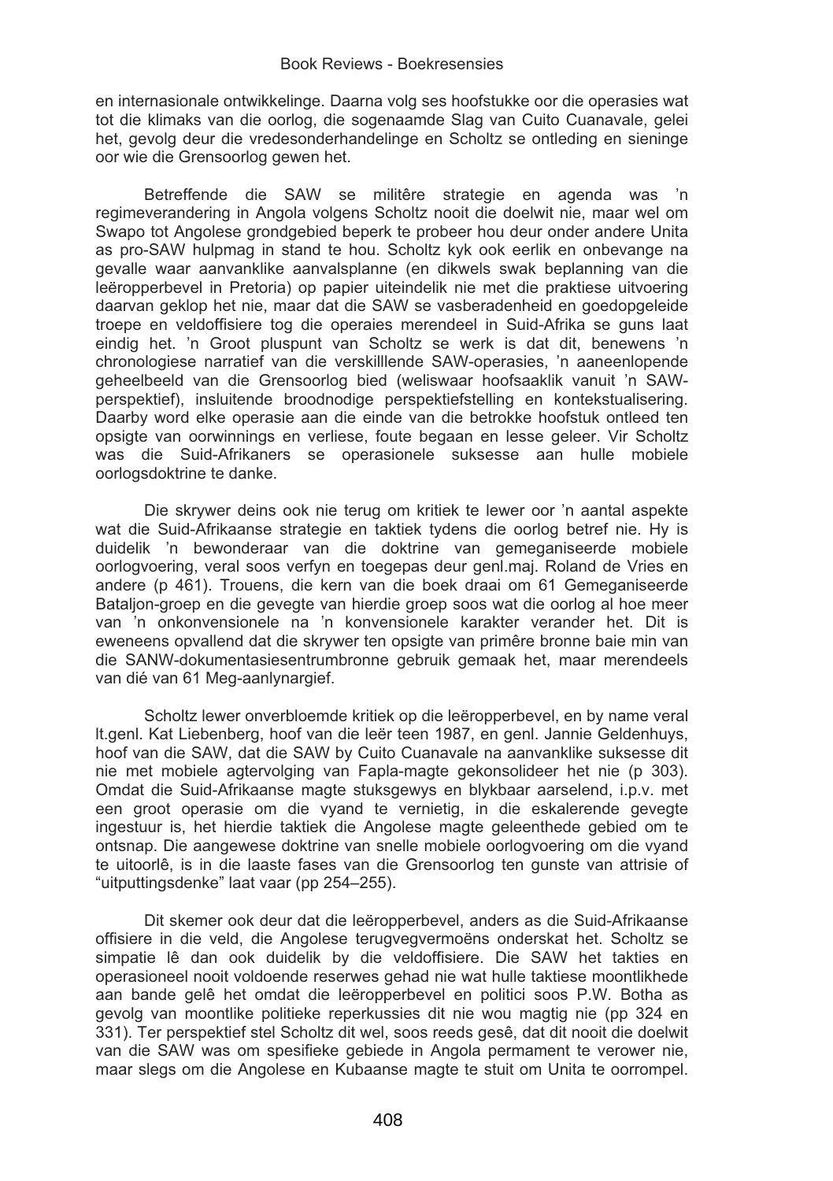en internasionale ontwikkelinge. Daarna volg ses hoofstukke oor die operasies wat tot die klimaks van die oorlog, die sogenaamde Slag van Cuito Cuanavale, gelei het, gevolg deur die vredesonderhandelinge en Scholtz se ontleding en sieninge oor wie die Grensoorlog gewen het.

Betreffende die SAW se militêre strategie en agenda was 'n regimeverandering in Angola volgens Scholtz nooit die doelwit nie, maar wel om Swapo tot Angolese grondgebied beperk te probeer hou deur onder andere Unita as pro-SAW hulpmag in stand te hou. Scholtz kyk ook eerlik en onbevange na gevalle waar aanvanklike aanvalsplanne (en dikwels swak beplanning van die leëropperbevel in Pretoria) op papier uiteindelik nie met die praktiese uitvoering daarvan geklop het nie, maar dat die SAW se vasberadenheid en goedopgeleide troepe en veldoffisiere tog die operaies merendeel in Suid-Afrika se guns laat eindig het. 'n Groot pluspunt van Scholtz se werk is dat dit, benewens 'n chronologiese narratief van die verskilllende SAW-operasies, 'n aaneenlopende geheelbeeld van die Grensoorlog bied (weliswaar hoofsaaklik vanuit 'n SAW-perspektief), insluitende broodnodige perspektiefstelling en kontekstualisering. Daarby word elke operasie aan die einde van die betrokke hoofstuk ontleed ten opsigte van oorwinnings en verliese, foute begaan en lesse geleer. Vir Scholtz was die Suid-Afrikaners se operasionele suksesse aan hulle mobiele oorlogsdoktrine te danke.

Die skrywer deins ook nie terug om kritiek te lewer oor 'n aantal aspekte wat die Suid-Afrikaanse strategie en taktiek tydens die oorlog betref nie. Hy is duidelik 'n bewonderaar van die doktrine van gemeganiseerde mobiele oorlogvoering, veral soos verfyn en toegepas deur genl.maj. Roland de Vries en andere (p 461). Trouens, die kern van die boek draai om 61 Gemeganiseerde Bataljon-groep en die gevegte van hierdie groep soos wat die oorlog al hoe meer van 'n onkonvensionele na 'n konvensionele karakter verander het. Dit is eweneens opvallend dat die skrywer ten opsigte van primêre bronne baie min van die SANW-dokumentasiesentrumbronne gebruik gemaak het, maar merendeels van dié van 61 Meg-aanlynargief.

Scholtz lewer onverbloemde kritiek op die leëropperbevel, en by name veral lt.genl. Kat Liebenberg, hoof van die leër teen 1987, en genl. Jannie Geldenhuys, hoof van die SAW, dat die SAW by Cuito Cuanavale na aanvanklike suksesse dit nie met mobiele agtervolging van Fapla-magte gekonsolideer het nie (p 303). Omdat die Suid-Afrikaanse magte stuksgewys en blykbaar aarselend, i.p.v. met een groot operasie om die vyand te vernietig, in die eskalerende gevegte ingestuur is, het hierdie taktiek die Angolese magte geleenthede gebied om te ontsnap. Die aangewese doktrine van snelle mobiele oorlogvoering om die vyand te uitoorlê, is in die laaste fases van die Grensoorlog ten gunste van attrisie of "uitputtingsdenke" laat vaar (pp 254–255).

Dit skemer ook deur dat die leëropperbevel, anders as die Suid-Afrikaanse offisiere in die veld, die Angolese terugvegvermoëns onderskat het. Scholtz se simpatie lê dan ook duidelik by die veldoffisiere. Die SAW het takties en operasioneel nooit voldoende reserwes gehad nie wat hulle taktiese moontlikhede aan bande gelê het omdat die leëropperbevel en politici soos P.W. Botha as gevolg van moontlike politieke reperkussies dit nie wou magtig nie (pp 324 en 331). Ter perspektief stel Scholtz dit wel, soos reeds gesê, dat dit nooit die doelwit van die SAW was om spesifieke gebiede in Angola permament te verower nie, maar slegs om die Angolese en Kubaanse magte te stuit om Unita te oorrompel.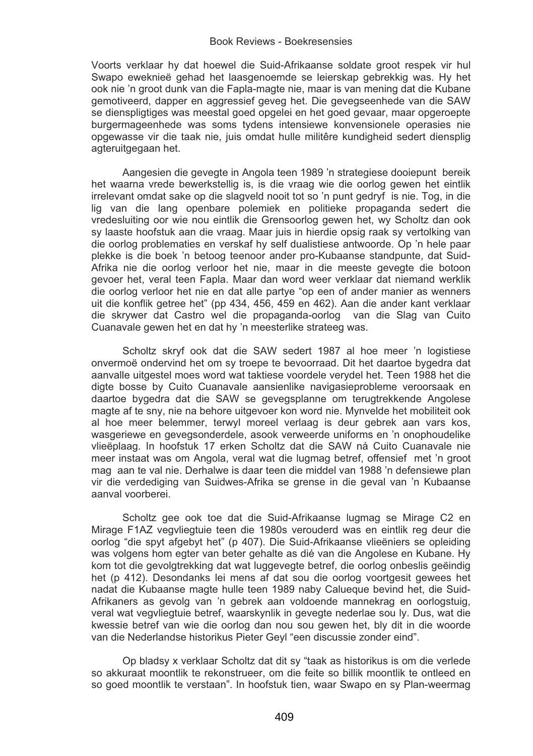Voorts verklaar hy dat hoewel die Suid-Afrikaanse soldate groot respek vir hul Swapo eweknieë gehad het laasgenoemde se leierskap gebrekkig was. Hy het ook nie 'n groot dunk van die Fapla-magte nie, maar is van mening dat die Kubane gemotiveerd, dapper en aggressief geveg het. Die gevegseenhede van die SAW se dienspligtiges was meestal goed opgelei en het goed gevaar, maar opgeroepte burgermageenhede was soms tydens intensiewe konvensionele operasies nie opgewasse vir die taak nie, juis omdat hulle militêre kundigheid sedert diensplig agteruitgegaan het.

Aangesien die gevegte in Angola teen 1989 'n strategiese dooiepunt bereik het waarna vrede bewerkstellig is, is die vraag wie die oorlog gewen het eintlik irrelevant omdat sake op die slagveld nooit tot so 'n punt gedryf is nie. Tog, in die lig van die lang openbare polemiek en politieke propaganda sedert die vredesluiting oor wie nou eintlik die Grensoorlog gewen het, wy Scholtz dan ook sy laaste hoofstuk aan die vraag. Maar juis in hierdie opsig raak sy vertolking van die oorlog problematies en verskaf hy self dualistiese antwoorde. Op 'n hele paar plekke is die boek 'n betoog teenoor ander pro-Kubaanse standpunte, dat Suid-Afrika nie die oorlog verloor het nie, maar in die meeste gevegte die botoon gevoer het, veral teen Fapla. Maar dan word weer verklaar dat niemand werklik die oorlog verloor het nie en dat alle partye "op een of ander manier as wenners uit die konflik getree het" (pp 434, 456, 459 en 462). Aan die ander kant verklaar die skrywer dat Castro wel die propaganda-oorlog van die Slag van Cuito Cuanavale gewen het en dat hy 'n meesterlike strateeg was.

Scholtz skryf ook dat die SAW sedert 1987 al hoe meer 'n logistiese onvermoë ondervind het om sy troepe te bevoorraad. Dit het daartoe bygedra dat aanvalle uitgestel moes word wat taktiese voordele verydel het. Teen 1988 het die digte bosse by Cuito Cuanavale aansienlike navigasieprobleme veroorsaak en daartoe bygedra dat die SAW se gevegsplanne om terugtrekkende Angolese magte af te sny, nie na behore uitgevoer kon word nie. Mynvelde het mobiliteit ook al hoe meer belemmer, terwyl moreel verlaag is deur gebrek aan vars kos, wasgeriewe en gevegsonderdele, asook verweerde uniforms en 'n onophoudelike vlieëplaag. In hoofstuk 17 erken Scholtz dat die SAW ná Cuito Cuanavale nie meer instaat was om Angola, veral wat die lugmag betref, offensief met 'n groot mag aan te val nie. Derhalwe is daar teen die middel van 1988 'n defensiewe plan vir die verdediging van Suidwes-Afrika se grense in die geval van 'n Kubaanse aanval voorberei.

Scholtz gee ook toe dat die Suid-Afrikaanse lugmag se Mirage C2 en Mirage F1AZ vegvliegtuie teen die 1980s verouderd was en eintlik reg deur die oorlog "die spyt afgebyt het" (p 407). Die Suid-Afrikaanse vlieëniers se opleiding was volgens hom egter van beter gehalte as dié van die Angolese en Kubane. Hy kom tot die gevolgtrekking dat wat luggevegte betref, die oorlog onbeslis geëindig het (p 412). Desondanks lei mens af dat sou die oorlog voortgesit gewees het nadat die Kubaanse magte hulle teen 1989 naby Calueque bevind het, die Suid-Afrikaners as gevolg van 'n gebrek aan voldoende mannekrag en oorlogstuig, veral wat vegvliegtuie betref, waarskynlik in gevegte nederlae sou ly. Dus, wat die kwessie betref van wie die oorlog dan nou sou gewen het, bly dit in die woorde van die Nederlandse historikus Pieter Geyl "een discussie zonder eind".

Op bladsy x verklaar Scholtz dat dit sy "taak as historikus is om die verlede so akkuraat moontlik te rekonstrueer, om die feite so billik moontlik te ontleed en so goed moontlik te verstaan". In hoofstuk tien, waar Swapo en sy Plan-weermag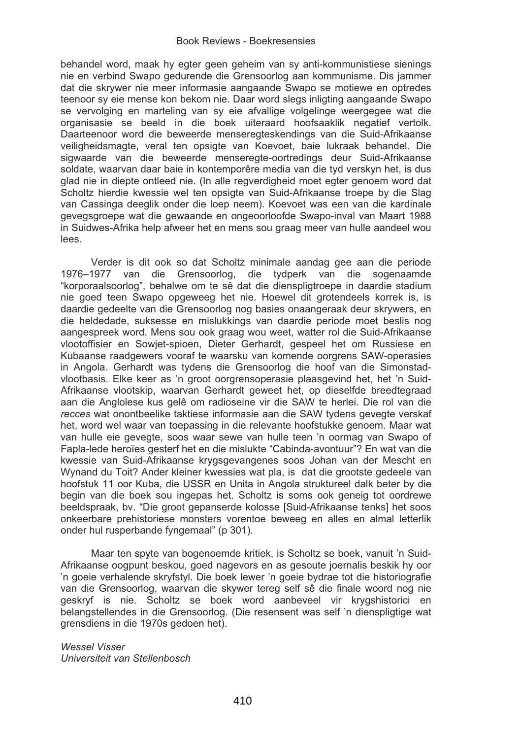behandel word, maak hy egter geen geheim van sy anti-kommunistiese sienings nie en verbind Swapo gedurende die Grensoorlog aan kommunisme. Dis jammer dat die skrywer nie meer informasie aangaande Swapo se motiewe en optredes teenoor sy eie mense kon bekom nie. Daar word slegs inligting aangaande Swapo se vervolging en marteling van sy eie afvallige volgelinge weergegee wat die organisasie se beeld in die boek uiteraard hoofsaaklik negatief vertolk. Daarteenoor word die beweerde menseregteskendings van die Suid-Afrikaanse veiligheidsmagte, veral ten opsigte van Koevoet, baie lukraak behandel. Die sigwaarde van die beweerde menseregte-oortredings deur Suid-Afrikaanse soldate, waarvan daar baie in kontemporêre media van die tyd verskyn het, is dus glad nie in diepte ontleed nie. (In alle regverdigheid moet egter genoem word dat Scholtz hierdie kwessie wel ten opsigte van Suid-Afrikaanse troepe by die Slag van Cassinga deeglik onder die loep neem). Koevoet was een van die kardinale gevegsgroepe wat die gewaande en ongeoorloofde Swapo-inval van Maart 1988 in Suidwes-Afrika help afweer het en mens sou graag meer van hulle aandeel wou lees.

Verder is dit ook so dat Scholtz minimale aandag gee aan die periode 1976–1977 van die Grensoorlog, die tydperk van die sogenaamde "korporaalsoorlog", behalwe om te sê dat die dienspligtroepe in daardie stadium nie goed teen Swapo opgeweeg het nie. Hoewel dit grotendeels korrek is, is daardie gedeelte van die Grensoorlog nog basies onaangeraak deur skrywers, en die heldedade, suksesse en mislukkings van daardie periode moet beslis nog aangespreek word. Mens sou ook graag wou weet, watter rol die Suid-Afrikaanse vlootoffisier en Sowjet-spioen, Dieter Gerhardt, gespeel het om Russiese en Kubaanse raadgewers vooraf te waarsku van komende oorgrens SAW-operasies in Angola. Gerhardt was tydens die Grensoorlog die hoof van die Simonstad-vlootbasis. Elke keer as 'n groot oorgrensoperasie plaasgevind het, het 'n Suid-Afrikaanse vlootskip, waarvan Gerhardt geweet het, op dieselfde breedtegraad aan die Anglolese kus gelê om radioseine vir die SAW te herlei. Die rol van die *recces* wat onontbeelike taktiese informasie aan die SAW tydens gevegte verskaf het, word wel waar van toepassing in die relevante hoofstukke genoem. Maar wat van hulle eie gevegte, soos waar sewe van hulle teen 'n oormag van Swapo of Fapla-lede heroïes gesterf het en die mislukte "Cabinda-avontuur"? En wat van die kwessie van Suid-Afrikaanse krygsgevangenes soos Johan van der Mescht en Wynand du Toit? Ander kleiner kwessies wat pla, is dat die grootste gedeele van hoofstuk 11 oor Kuba, die USSR en Unita in Angola struktureel dalk beter by die begin van die boek sou ingepas het. Scholtz is soms ook geneig tot oordrewe beeldspraak, bv. "Die groot gepanserde kolosse [Suid-Afrikaanse tenks] het soos onkeerbare prehistoriese monsters vorentoe beweeg en alles en almal letterlik onder hul rusperbande fyngemaal" (p 301).

Maar ten spyte van bogenoemde kritiek, is Scholtz se boek, vanuit 'n Suid-Afrikaanse oogpunt beskou, goed nagevors en as gesoute joernalis beskik hy oor 'n goeie verhalende skryfstyl. Die boek lewer 'n goeie bydrae tot die historiografie van die Grensoorlog, waarvan die skywer tereg self sê die finale woord nog nie geskryf is nie. Scholtz se boek word aanbeveel vir krygshistorici en belangstellendes in die Grensoorlog. (Die resensent was self 'n dienspligtige wat grensdiens in die 1970s gedoen het).

*Wessel Visser*
*Universiteit van Stellenbosch*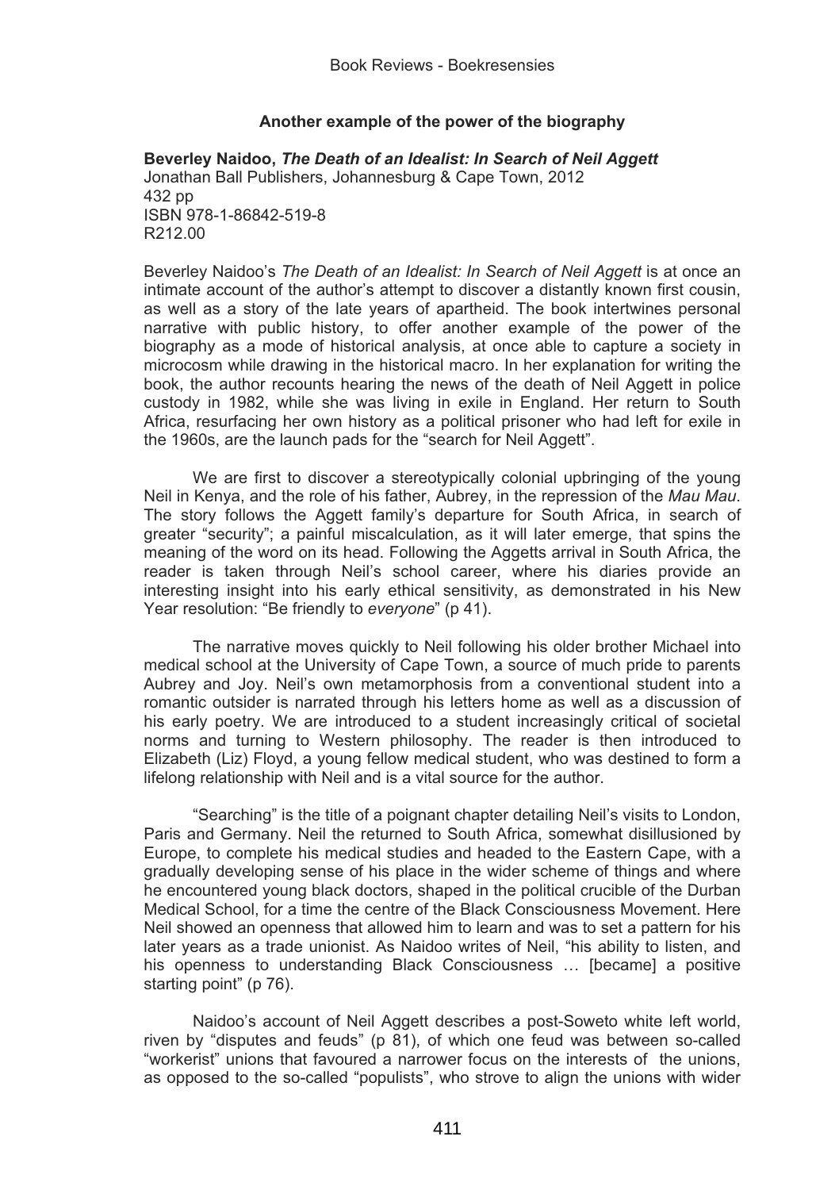### Another example of the power of the biography

**Beverley Naidoo, *The Death of an Idealist: In Search of Neil Aggett***
Jonathan Ball Publishers, Johannesburg & Cape Town, 2012
432 pp
ISBN 978-1-86842-519-8
R212.00

Beverley Naidoo's *The Death of an Idealist: In Search of Neil Aggett* is at once an intimate account of the author's attempt to discover a distantly known first cousin, as well as a story of the late years of apartheid. The book intertwines personal narrative with public history, to offer another example of the power of the biography as a mode of historical analysis, at once able to capture a society in microcosm while drawing in the historical macro. In her explanation for writing the book, the author recounts hearing the news of the death of Neil Aggett in police custody in 1982, while she was living in exile in England. Her return to South Africa, resurfacing her own history as a political prisoner who had left for exile in the 1960s, are the launch pads for the "search for Neil Aggett".

We are first to discover a stereotypically colonial upbringing of the young Neil in Kenya, and the role of his father, Aubrey, in the repression of the *Mau Mau*. The story follows the Aggett family's departure for South Africa, in search of greater "security"; a painful miscalculation, as it will later emerge, that spins the meaning of the word on its head. Following the Aggetts arrival in South Africa, the reader is taken through Neil's school career, where his diaries provide an interesting insight into his early ethical sensitivity, as demonstrated in his New Year resolution: "Be friendly to *everyone*" (p 41).

The narrative moves quickly to Neil following his older brother Michael into medical school at the University of Cape Town, a source of much pride to parents Aubrey and Joy. Neil's own metamorphosis from a conventional student into a romantic outsider is narrated through his letters home as well as a discussion of his early poetry. We are introduced to a student increasingly critical of societal norms and turning to Western philosophy. The reader is then introduced to Elizabeth (Liz) Floyd, a young fellow medical student, who was destined to form a lifelong relationship with Neil and is a vital source for the author.

"Searching" is the title of a poignant chapter detailing Neil's visits to London, Paris and Germany. Neil the returned to South Africa, somewhat disillusioned by Europe, to complete his medical studies and headed to the Eastern Cape, with a gradually developing sense of his place in the wider scheme of things and where he encountered young black doctors, shaped in the political crucible of the Durban Medical School, for a time the centre of the Black Consciousness Movement. Here Neil showed an openness that allowed him to learn and was to set a pattern for his later years as a trade unionist. As Naidoo writes of Neil, "his ability to listen, and his openness to understanding Black Consciousness … [became] a positive starting point" (p 76).

Naidoo's account of Neil Aggett describes a post-Soweto white left world, riven by "disputes and feuds" (p 81), of which one feud was between so-called "workerist" unions that favoured a narrower focus on the interests of the unions, as opposed to the so-called "populists", who strove to align the unions with wider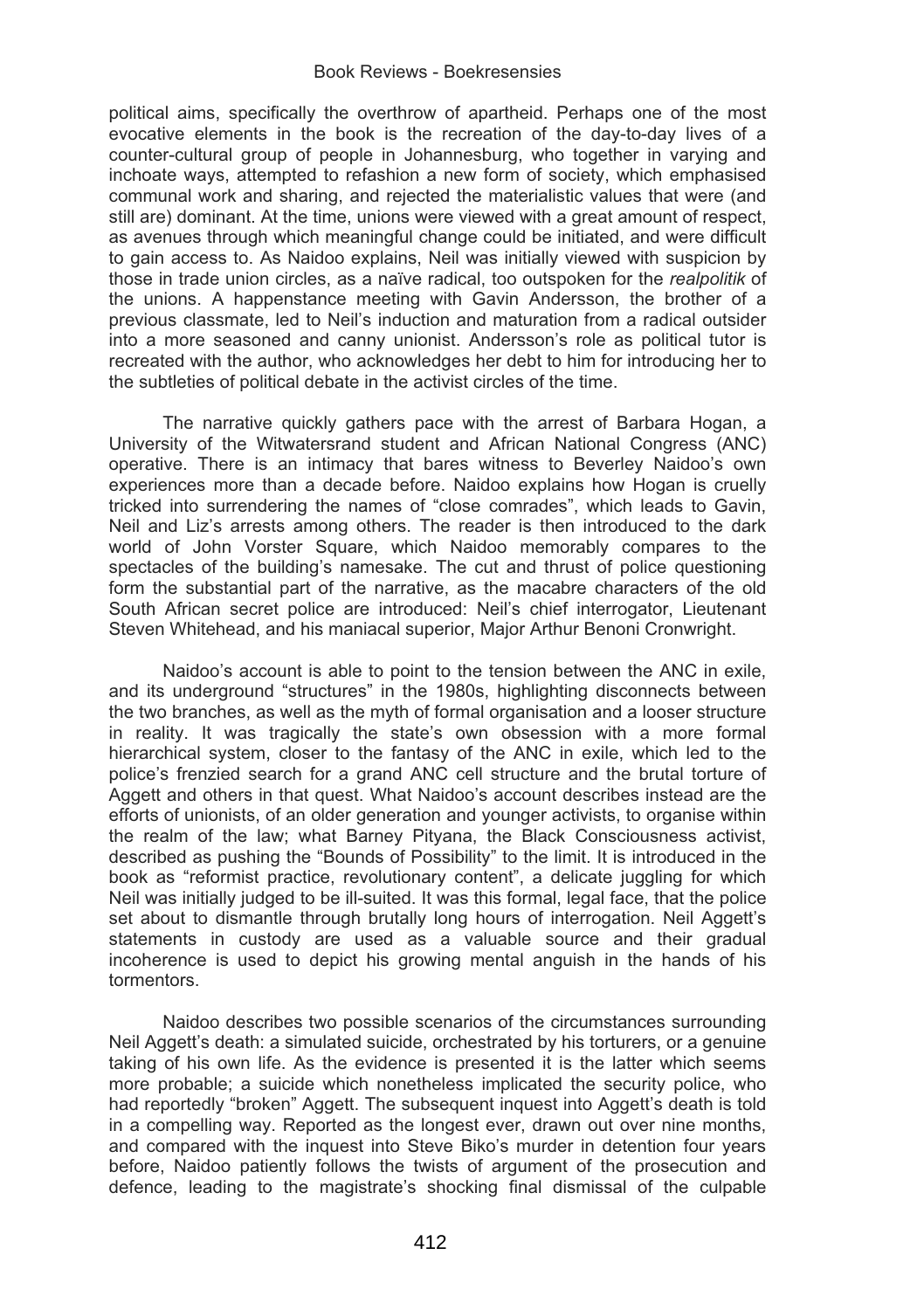political aims, specifically the overthrow of apartheid. Perhaps one of the most evocative elements in the book is the recreation of the day-to-day lives of a counter-cultural group of people in Johannesburg, who together in varying and inchoate ways, attempted to refashion a new form of society, which emphasised communal work and sharing, and rejected the materialistic values that were (and still are) dominant. At the time, unions were viewed with a great amount of respect, as avenues through which meaningful change could be initiated, and were difficult to gain access to. As Naidoo explains, Neil was initially viewed with suspicion by those in trade union circles, as a naïve radical, too outspoken for the *realpolitik* of the unions. A happenstance meeting with Gavin Andersson, the brother of a previous classmate, led to Neil's induction and maturation from a radical outsider into a more seasoned and canny unionist. Andersson's role as political tutor is recreated with the author, who acknowledges her debt to him for introducing her to the subtleties of political debate in the activist circles of the time.

The narrative quickly gathers pace with the arrest of Barbara Hogan, a University of the Witwatersrand student and African National Congress (ANC) operative. There is an intimacy that bares witness to Beverley Naidoo's own experiences more than a decade before. Naidoo explains how Hogan is cruelly tricked into surrendering the names of "close comrades", which leads to Gavin, Neil and Liz's arrests among others. The reader is then introduced to the dark world of John Vorster Square, which Naidoo memorably compares to the spectacles of the building's namesake. The cut and thrust of police questioning form the substantial part of the narrative, as the macabre characters of the old South African secret police are introduced: Neil's chief interrogator, Lieutenant Steven Whitehead, and his maniacal superior, Major Arthur Benoni Cronwright.

Naidoo's account is able to point to the tension between the ANC in exile, and its underground "structures" in the 1980s, highlighting disconnects between the two branches, as well as the myth of formal organisation and a looser structure in reality. It was tragically the state's own obsession with a more formal hierarchical system, closer to the fantasy of the ANC in exile, which led to the police's frenzied search for a grand ANC cell structure and the brutal torture of Aggett and others in that quest. What Naidoo's account describes instead are the efforts of unionists, of an older generation and younger activists, to organise within the realm of the law; what Barney Pityana, the Black Consciousness activist, described as pushing the "Bounds of Possibility" to the limit. It is introduced in the book as "reformist practice, revolutionary content", a delicate juggling for which Neil was initially judged to be ill-suited. It was this formal, legal face, that the police set about to dismantle through brutally long hours of interrogation. Neil Aggett's statements in custody are used as a valuable source and their gradual incoherence is used to depict his growing mental anguish in the hands of his tormentors.

Naidoo describes two possible scenarios of the circumstances surrounding Neil Aggett's death: a simulated suicide, orchestrated by his torturers, or a genuine taking of his own life. As the evidence is presented it is the latter which seems more probable; a suicide which nonetheless implicated the security police, who had reportedly "broken" Aggett. The subsequent inquest into Aggett's death is told in a compelling way. Reported as the longest ever, drawn out over nine months, and compared with the inquest into Steve Biko's murder in detention four years before, Naidoo patiently follows the twists of argument of the prosecution and defence, leading to the magistrate's shocking final dismissal of the culpable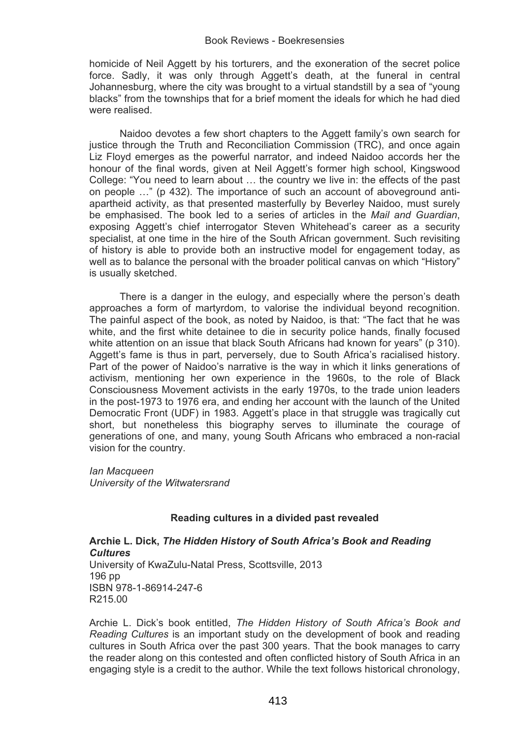homicide of Neil Aggett by his torturers, and the exoneration of the secret police force. Sadly, it was only through Aggett's death, at the funeral in central Johannesburg, where the city was brought to a virtual standstill by a sea of "young blacks" from the townships that for a brief moment the ideals for which he had died were realised.

Naidoo devotes a few short chapters to the Aggett family's own search for justice through the Truth and Reconciliation Commission (TRC), and once again Liz Floyd emerges as the powerful narrator, and indeed Naidoo accords her the honour of the final words, given at Neil Aggett's former high school, Kingswood College: "You need to learn about … the country we live in: the effects of the past on people …" (p 432). The importance of such an account of aboveground anti-apartheid activity, as that presented masterfully by Beverley Naidoo, must surely be emphasised. The book led to a series of articles in the *Mail and Guardian*, exposing Aggett's chief interrogator Steven Whitehead's career as a security specialist, at one time in the hire of the South African government. Such revisiting of history is able to provide both an instructive model for engagement today, as well as to balance the personal with the broader political canvas on which "History" is usually sketched.

There is a danger in the eulogy, and especially where the person's death approaches a form of martyrdom, to valorise the individual beyond recognition. The painful aspect of the book, as noted by Naidoo, is that: "The fact that he was white, and the first white detainee to die in security police hands, finally focused white attention on an issue that black South Africans had known for years" (p 310). Aggett's fame is thus in part, perversely, due to South Africa's racialised history. Part of the power of Naidoo's narrative is the way in which it links generations of activism, mentioning her own experience in the 1960s, to the role of Black Consciousness Movement activists in the early 1970s, to the trade union leaders in the post-1973 to 1976 era, and ending her account with the launch of the United Democratic Front (UDF) in 1983. Aggett's place in that struggle was tragically cut short, but nonetheless this biography serves to illuminate the courage of generations of one, and many, young South Africans who embraced a non-racial vision for the country.

*Ian Macqueen*
*University of the Witwatersrand*

### Reading cultures in a divided past revealed

**Archie L. Dick, *The Hidden History of South Africa's Book and Reading Cultures***
University of KwaZulu-Natal Press, Scottsville, 2013
196 pp
ISBN 978-1-86914-247-6
R215.00

Archie L. Dick's book entitled, *The Hidden History of South Africa's Book and Reading Cultures* is an important study on the development of book and reading cultures in South Africa over the past 300 years. That the book manages to carry the reader along on this contested and often conflicted history of South Africa in an engaging style is a credit to the author. While the text follows historical chronology,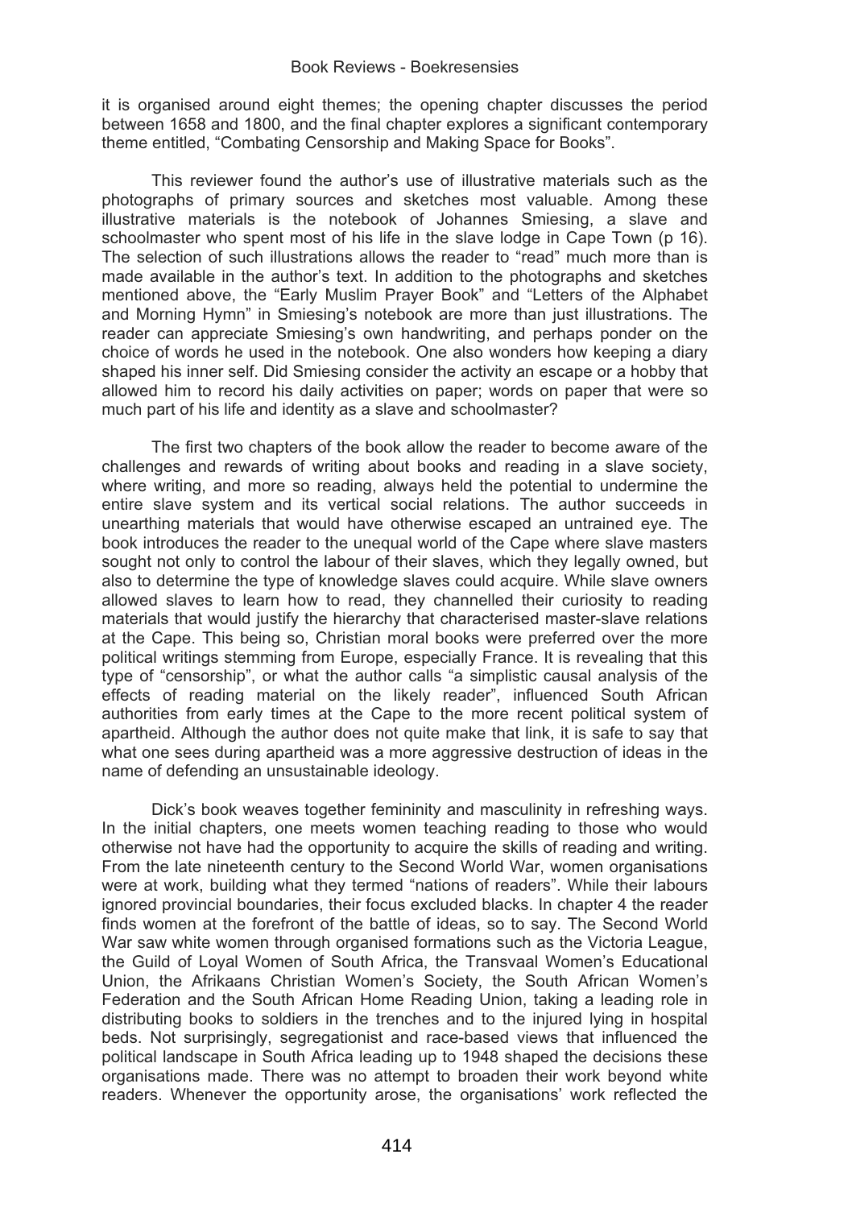it is organised around eight themes; the opening chapter discusses the period between 1658 and 1800, and the final chapter explores a significant contemporary theme entitled, "Combating Censorship and Making Space for Books".

This reviewer found the author's use of illustrative materials such as the photographs of primary sources and sketches most valuable. Among these illustrative materials is the notebook of Johannes Smiesing, a slave and schoolmaster who spent most of his life in the slave lodge in Cape Town (p 16). The selection of such illustrations allows the reader to "read" much more than is made available in the author's text. In addition to the photographs and sketches mentioned above, the "Early Muslim Prayer Book" and "Letters of the Alphabet and Morning Hymn" in Smiesing's notebook are more than just illustrations. The reader can appreciate Smiesing's own handwriting, and perhaps ponder on the choice of words he used in the notebook. One also wonders how keeping a diary shaped his inner self. Did Smiesing consider the activity an escape or a hobby that allowed him to record his daily activities on paper; words on paper that were so much part of his life and identity as a slave and schoolmaster?

The first two chapters of the book allow the reader to become aware of the challenges and rewards of writing about books and reading in a slave society, where writing, and more so reading, always held the potential to undermine the entire slave system and its vertical social relations. The author succeeds in unearthing materials that would have otherwise escaped an untrained eye. The book introduces the reader to the unequal world of the Cape where slave masters sought not only to control the labour of their slaves, which they legally owned, but also to determine the type of knowledge slaves could acquire. While slave owners allowed slaves to learn how to read, they channelled their curiosity to reading materials that would justify the hierarchy that characterised master-slave relations at the Cape. This being so, Christian moral books were preferred over the more political writings stemming from Europe, especially France. It is revealing that this type of "censorship", or what the author calls "a simplistic causal analysis of the effects of reading material on the likely reader", influenced South African authorities from early times at the Cape to the more recent political system of apartheid. Although the author does not quite make that link, it is safe to say that what one sees during apartheid was a more aggressive destruction of ideas in the name of defending an unsustainable ideology.

Dick's book weaves together femininity and masculinity in refreshing ways. In the initial chapters, one meets women teaching reading to those who would otherwise not have had the opportunity to acquire the skills of reading and writing. From the late nineteenth century to the Second World War, women organisations were at work, building what they termed "nations of readers". While their labours ignored provincial boundaries, their focus excluded blacks. In chapter 4 the reader finds women at the forefront of the battle of ideas, so to say. The Second World War saw white women through organised formations such as the Victoria League, the Guild of Loyal Women of South Africa, the Transvaal Women's Educational Union, the Afrikaans Christian Women's Society, the South African Women's Federation and the South African Home Reading Union, taking a leading role in distributing books to soldiers in the trenches and to the injured lying in hospital beds. Not surprisingly, segregationist and race-based views that influenced the political landscape in South Africa leading up to 1948 shaped the decisions these organisations made. There was no attempt to broaden their work beyond white readers. Whenever the opportunity arose, the organisations' work reflected the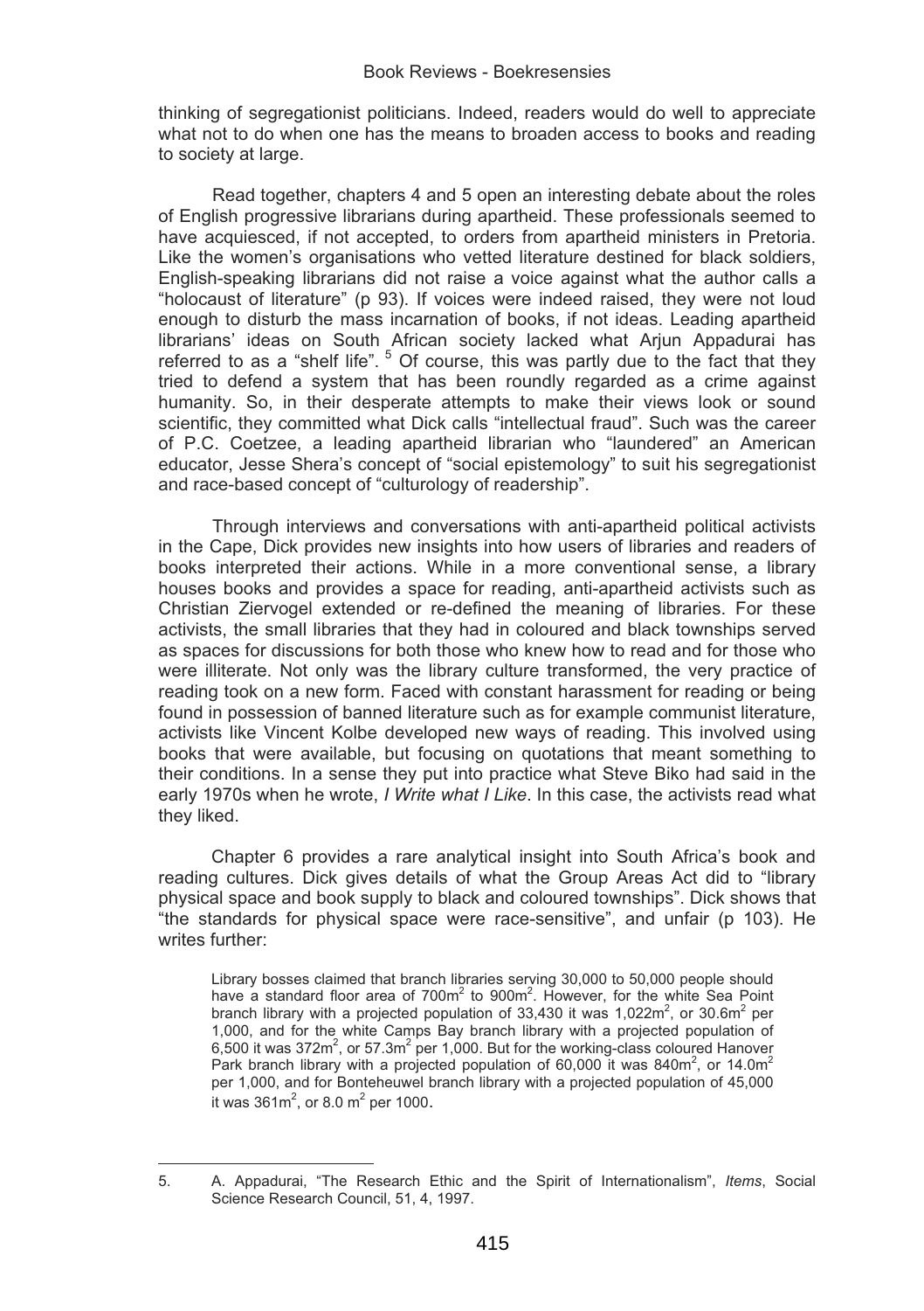thinking of segregationist politicians. Indeed, readers would do well to appreciate what not to do when one has the means to broaden access to books and reading to society at large.

Read together, chapters 4 and 5 open an interesting debate about the roles of English progressive librarians during apartheid. These professionals seemed to have acquiesced, if not accepted, to orders from apartheid ministers in Pretoria. Like the women's organisations who vetted literature destined for black soldiers, English-speaking librarians did not raise a voice against what the author calls a "holocaust of literature" (p 93). If voices were indeed raised, they were not loud enough to disturb the mass incarnation of books, if not ideas. Leading apartheid librarians' ideas on South African society lacked what Arjun Appadurai has referred to as a "shelf life". [5] Of course, this was partly due to the fact that they tried to defend a system that has been roundly regarded as a crime against humanity. So, in their desperate attempts to make their views look or sound scientific, they committed what Dick calls "intellectual fraud". Such was the career of P.C. Coetzee, a leading apartheid librarian who "laundered" an American educator, Jesse Shera's concept of "social epistemology" to suit his segregationist and race-based concept of "culturology of readership".

Through interviews and conversations with anti-apartheid political activists in the Cape, Dick provides new insights into how users of libraries and readers of books interpreted their actions. While in a more conventional sense, a library houses books and provides a space for reading, anti-apartheid activists such as Christian Ziervogel extended or re-defined the meaning of libraries. For these activists, the small libraries that they had in coloured and black townships served as spaces for discussions for both those who knew how to read and for those who were illiterate. Not only was the library culture transformed, the very practice of reading took on a new form. Faced with constant harassment for reading or being found in possession of banned literature such as for example communist literature, activists like Vincent Kolbe developed new ways of reading. This involved using books that were available, but focusing on quotations that meant something to their conditions. In a sense they put into practice what Steve Biko had said in the early 1970s when he wrote, *I Write what I Like*. In this case, the activists read what they liked.

Chapter 6 provides a rare analytical insight into South Africa's book and reading cultures. Dick gives details of what the Group Areas Act did to "library physical space and book supply to black and coloured townships". Dick shows that "the standards for physical space were race-sensitive", and unfair (p 103). He writes further:

> Library bosses claimed that branch libraries serving 30,000 to 50,000 people should have a standard floor area of $700m^2$ to $900m^2$. However, for the white Sea Point branch library with a projected population of 33,430 it was $1{,}022m^2$, or $30.6m^2$ per 1,000, and for the white Camps Bay branch library with a projected population of 6,500 it was $372m^2$, or $57.3m^2$ per 1,000. But for the working-class coloured Hanover Park branch library with a projected population of 60,000 it was $840m^2$, or $14.0m^2$ per 1,000, and for Bonteheuwel branch library with a projected population of 45,000 it was $361m^2$, or $8.0\ m^2$ per 1000.

5. A. Appadurai, "The Research Ethic and the Spirit of Internationalism", *Items*, Social Science Research Council, 51, 4, 1997.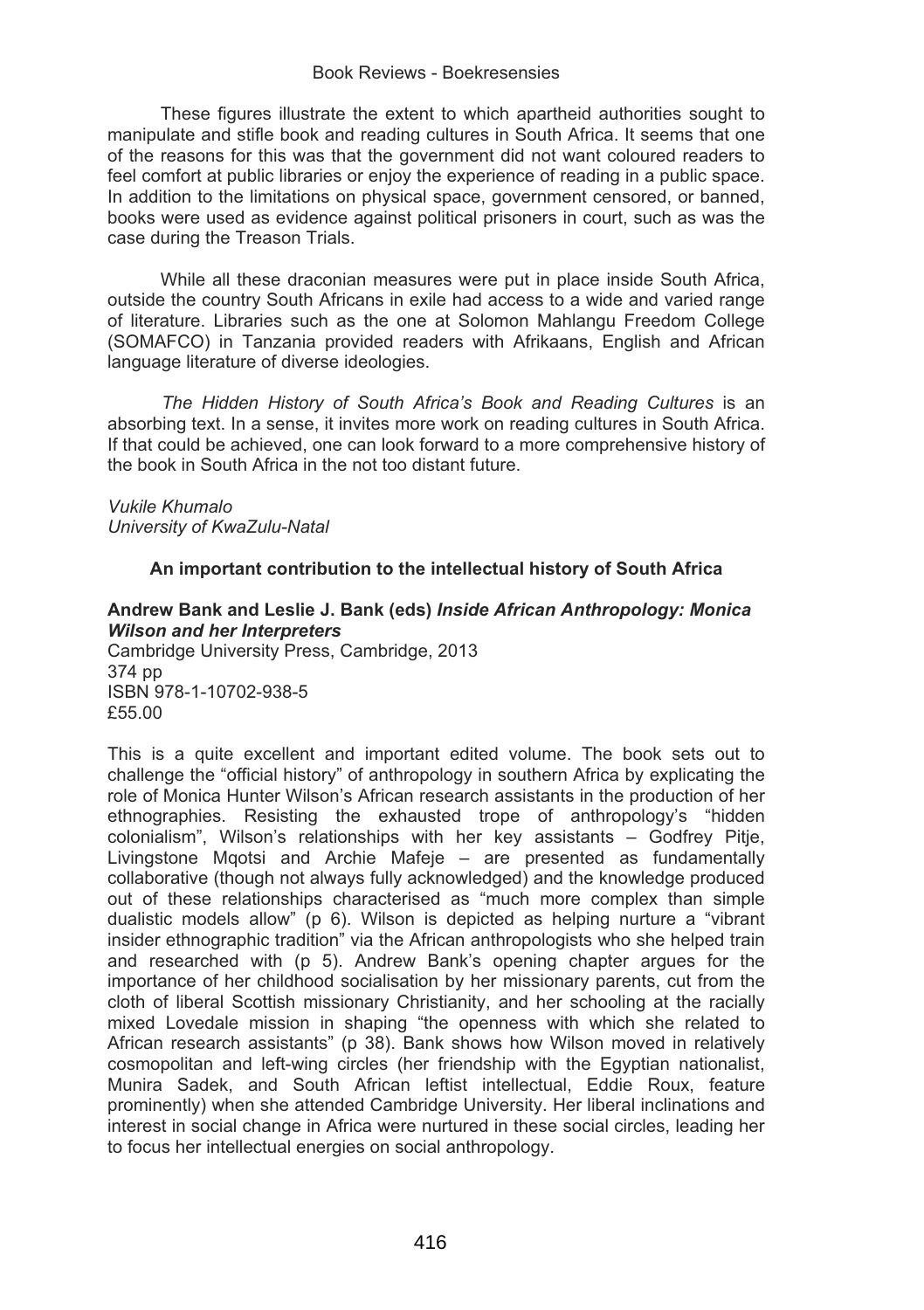These figures illustrate the extent to which apartheid authorities sought to manipulate and stifle book and reading cultures in South Africa. It seems that one of the reasons for this was that the government did not want coloured readers to feel comfort at public libraries or enjoy the experience of reading in a public space. In addition to the limitations on physical space, government censored, or banned, books were used as evidence against political prisoners in court, such as was the case during the Treason Trials.

While all these draconian measures were put in place inside South Africa, outside the country South Africans in exile had access to a wide and varied range of literature. Libraries such as the one at Solomon Mahlangu Freedom College (SOMAFCO) in Tanzania provided readers with Afrikaans, English and African language literature of diverse ideologies.

*The Hidden History of South Africa's Book and Reading Cultures* is an absorbing text. In a sense, it invites more work on reading cultures in South Africa. If that could be achieved, one can look forward to a more comprehensive history of the book in South Africa in the not too distant future.

*Vukile Khumalo*
*University of KwaZulu-Natal*

### An important contribution to the intellectual history of South Africa

**Andrew Bank and Leslie J. Bank (eds)** ***Inside African Anthropology: Monica Wilson and her Interpreters***
Cambridge University Press, Cambridge, 2013
374 pp
ISBN 978-1-10702-938-5
£55.00

This is a quite excellent and important edited volume. The book sets out to challenge the "official history" of anthropology in southern Africa by explicating the role of Monica Hunter Wilson's African research assistants in the production of her ethnographies. Resisting the exhausted trope of anthropology's "hidden colonialism", Wilson's relationships with her key assistants – Godfrey Pitje, Livingstone Mqotsi and Archie Mafeje – are presented as fundamentally collaborative (though not always fully acknowledged) and the knowledge produced out of these relationships characterised as "much more complex than simple dualistic models allow" (p 6). Wilson is depicted as helping nurture a "vibrant insider ethnographic tradition" via the African anthropologists who she helped train and researched with (p 5). Andrew Bank's opening chapter argues for the importance of her childhood socialisation by her missionary parents, cut from the cloth of liberal Scottish missionary Christianity, and her schooling at the racially mixed Lovedale mission in shaping "the openness with which she related to African research assistants" (p 38). Bank shows how Wilson moved in relatively cosmopolitan and left-wing circles (her friendship with the Egyptian nationalist, Munira Sadek, and South African leftist intellectual, Eddie Roux, feature prominently) when she attended Cambridge University. Her liberal inclinations and interest in social change in Africa were nurtured in these social circles, leading her to focus her intellectual energies on social anthropology.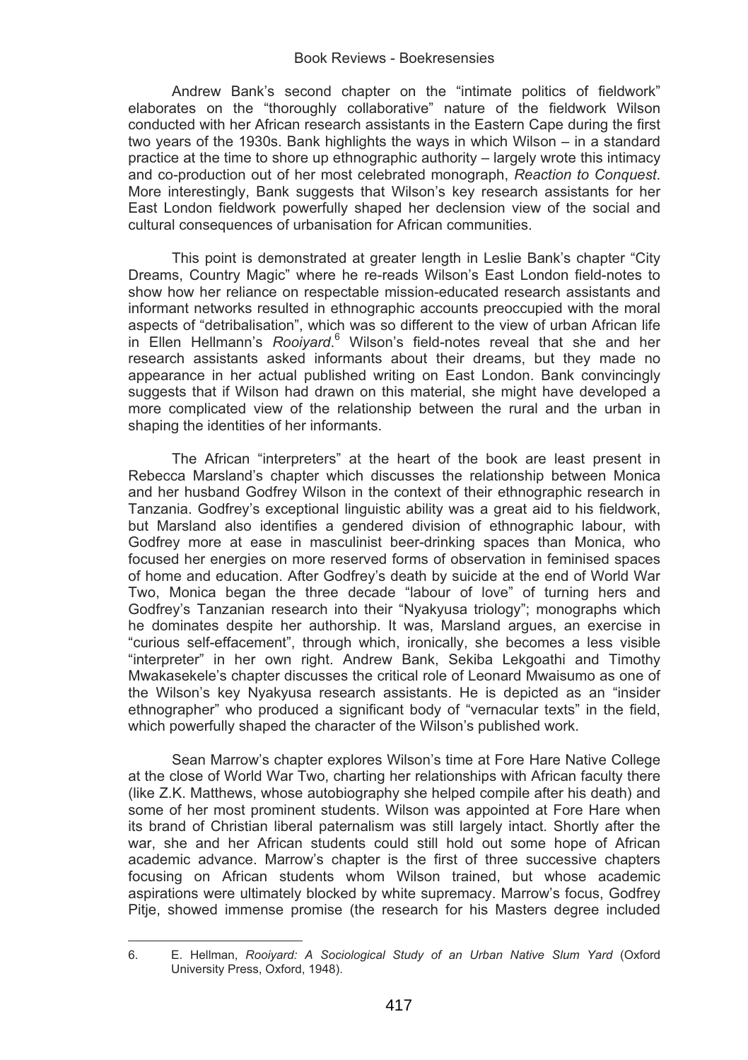Andrew Bank's second chapter on the "intimate politics of fieldwork" elaborates on the "thoroughly collaborative" nature of the fieldwork Wilson conducted with her African research assistants in the Eastern Cape during the first two years of the 1930s. Bank highlights the ways in which Wilson – in a standard practice at the time to shore up ethnographic authority – largely wrote this intimacy and co-production out of her most celebrated monograph, *Reaction to Conquest*. More interestingly, Bank suggests that Wilson's key research assistants for her East London fieldwork powerfully shaped her declension view of the social and cultural consequences of urbanisation for African communities.

This point is demonstrated at greater length in Leslie Bank's chapter "City Dreams, Country Magic" where he re-reads Wilson's East London field-notes to show how her reliance on respectable mission-educated research assistants and informant networks resulted in ethnographic accounts preoccupied with the moral aspects of "detribalisation", which was so different to the view of urban African life in Ellen Hellmann's *Rooiyard*.[6] Wilson's field-notes reveal that she and her research assistants asked informants about their dreams, but they made no appearance in her actual published writing on East London. Bank convincingly suggests that if Wilson had drawn on this material, she might have developed a more complicated view of the relationship between the rural and the urban in shaping the identities of her informants.

The African "interpreters" at the heart of the book are least present in Rebecca Marsland's chapter which discusses the relationship between Monica and her husband Godfrey Wilson in the context of their ethnographic research in Tanzania. Godfrey's exceptional linguistic ability was a great aid to his fieldwork, but Marsland also identifies a gendered division of ethnographic labour, with Godfrey more at ease in masculinist beer-drinking spaces than Monica, who focused her energies on more reserved forms of observation in feminised spaces of home and education. After Godfrey's death by suicide at the end of World War Two, Monica began the three decade "labour of love" of turning hers and Godfrey's Tanzanian research into their "Nyakyusa triology"; monographs which he dominates despite her authorship. It was, Marsland argues, an exercise in "curious self-effacement", through which, ironically, she becomes a less visible "interpreter" in her own right. Andrew Bank, Sekiba Lekgoathi and Timothy Mwakasekele's chapter discusses the critical role of Leonard Mwaisumo as one of the Wilson's key Nyakyusa research assistants. He is depicted as an "insider ethnographer" who produced a significant body of "vernacular texts" in the field, which powerfully shaped the character of the Wilson's published work.

Sean Marrow's chapter explores Wilson's time at Fore Hare Native College at the close of World War Two, charting her relationships with African faculty there (like Z.K. Matthews, whose autobiography she helped compile after his death) and some of her most prominent students. Wilson was appointed at Fore Hare when its brand of Christian liberal paternalism was still largely intact. Shortly after the war, she and her African students could still hold out some hope of African academic advance. Marrow's chapter is the first of three successive chapters focusing on African students whom Wilson trained, but whose academic aspirations were ultimately blocked by white supremacy. Marrow's focus, Godfrey Pitje, showed immense promise (the research for his Masters degree included

---

6. E. Hellman, *Rooiyard: A Sociological Study of an Urban Native Slum Yard* (Oxford University Press, Oxford, 1948).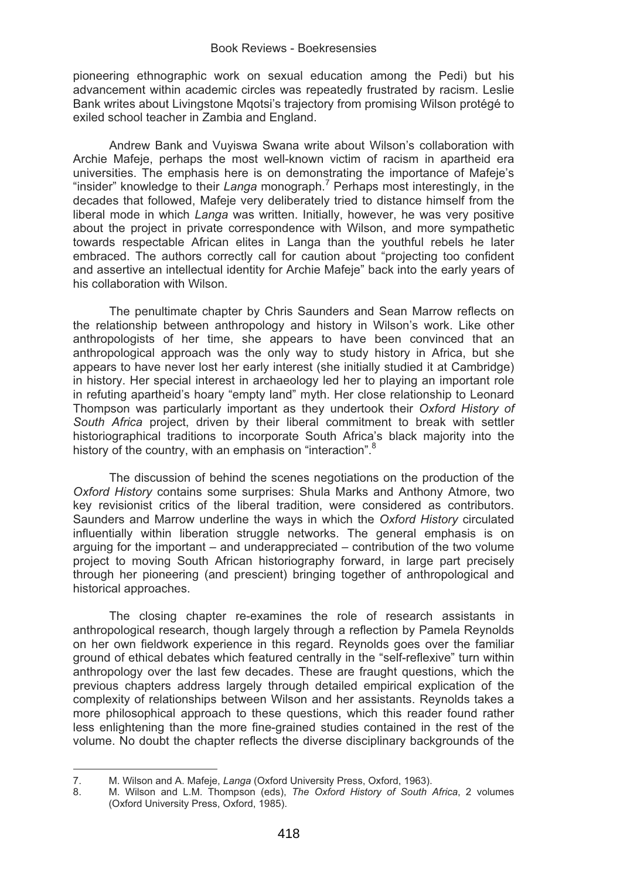pioneering ethnographic work on sexual education among the Pedi) but his advancement within academic circles was repeatedly frustrated by racism. Leslie Bank writes about Livingstone Mqotsi's trajectory from promising Wilson protégé to exiled school teacher in Zambia and England.

Andrew Bank and Vuyiswa Swana write about Wilson's collaboration with Archie Mafeje, perhaps the most well-known victim of racism in apartheid era universities. The emphasis here is on demonstrating the importance of Mafeje's "insider" knowledge to their *Langa* monograph.[7] Perhaps most interestingly, in the decades that followed, Mafeje very deliberately tried to distance himself from the liberal mode in which *Langa* was written. Initially, however, he was very positive about the project in private correspondence with Wilson, and more sympathetic towards respectable African elites in Langa than the youthful rebels he later embraced. The authors correctly call for caution about "projecting too confident and assertive an intellectual identity for Archie Mafeje" back into the early years of his collaboration with Wilson.

The penultimate chapter by Chris Saunders and Sean Marrow reflects on the relationship between anthropology and history in Wilson's work. Like other anthropologists of her time, she appears to have been convinced that an anthropological approach was the only way to study history in Africa, but she appears to have never lost her early interest (she initially studied it at Cambridge) in history. Her special interest in archaeology led her to playing an important role in refuting apartheid's hoary "empty land" myth. Her close relationship to Leonard Thompson was particularly important as they undertook their *Oxford History of South Africa* project, driven by their liberal commitment to break with settler historiographical traditions to incorporate South Africa's black majority into the history of the country, with an emphasis on "interaction".[8]

The discussion of behind the scenes negotiations on the production of the *Oxford History* contains some surprises: Shula Marks and Anthony Atmore, two key revisionist critics of the liberal tradition, were considered as contributors. Saunders and Marrow underline the ways in which the *Oxford History* circulated influentially within liberation struggle networks. The general emphasis is on arguing for the important – and underappreciated – contribution of the two volume project to moving South African historiography forward, in large part precisely through her pioneering (and prescient) bringing together of anthropological and historical approaches.

The closing chapter re-examines the role of research assistants in anthropological research, though largely through a reflection by Pamela Reynolds on her own fieldwork experience in this regard. Reynolds goes over the familiar ground of ethical debates which featured centrally in the "self-reflexive" turn within anthropology over the last few decades. These are fraught questions, which the previous chapters address largely through detailed empirical explication of the complexity of relationships between Wilson and her assistants. Reynolds takes a more philosophical approach to these questions, which this reader found rather less enlightening than the more fine-grained studies contained in the rest of the volume. No doubt the chapter reflects the diverse disciplinary backgrounds of the

---

7. M. Wilson and A. Mafeje, *Langa* (Oxford University Press, Oxford, 1963).
8. M. Wilson and L.M. Thompson (eds), *The Oxford History of South Africa*, 2 volumes (Oxford University Press, Oxford, 1985).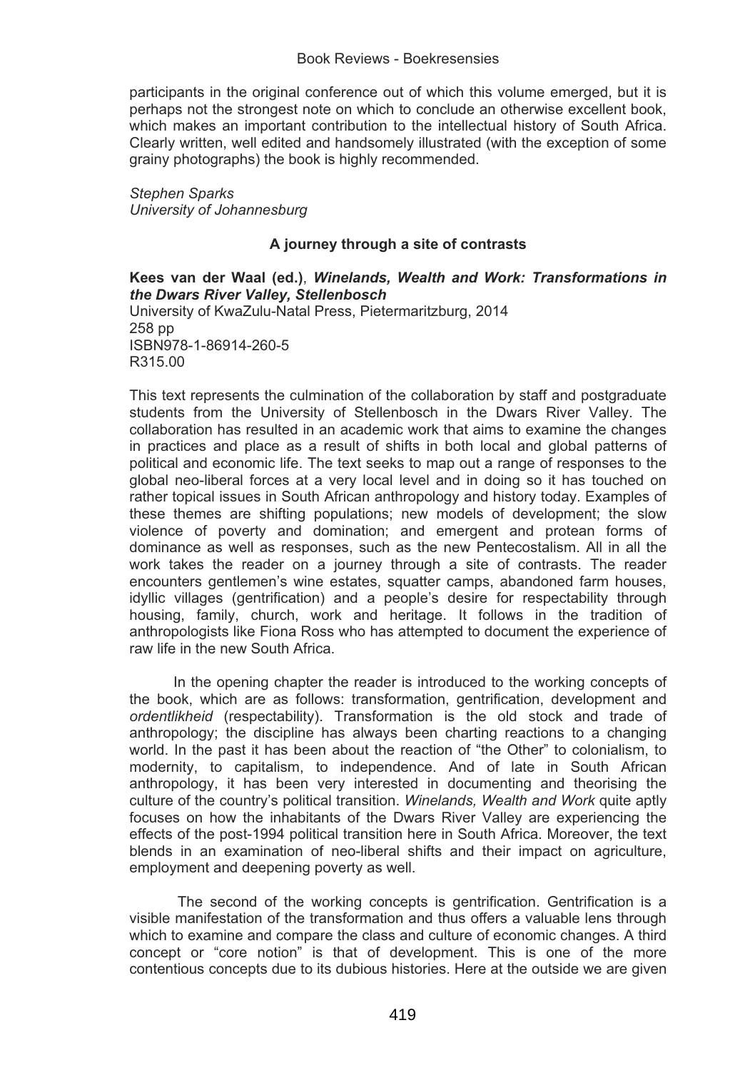participants in the original conference out of which this volume emerged, but it is perhaps not the strongest note on which to conclude an otherwise excellent book, which makes an important contribution to the intellectual history of South Africa. Clearly written, well edited and handsomely illustrated (with the exception of some grainy photographs) the book is highly recommended.

*Stephen Sparks*
*University of Johannesburg*

### A journey through a site of contrasts

**Kees van der Waal (ed.)**, ***Winelands, Wealth and Work: Transformations in the Dwars River Valley, Stellenbosch***
University of KwaZulu-Natal Press, Pietermaritzburg, 2014
258 pp
ISBN978-1-86914-260-5
R315.00

This text represents the culmination of the collaboration by staff and postgraduate students from the University of Stellenbosch in the Dwars River Valley. The collaboration has resulted in an academic work that aims to examine the changes in practices and place as a result of shifts in both local and global patterns of political and economic life. The text seeks to map out a range of responses to the global neo-liberal forces at a very local level and in doing so it has touched on rather topical issues in South African anthropology and history today. Examples of these themes are shifting populations; new models of development; the slow violence of poverty and domination; and emergent and protean forms of dominance as well as responses, such as the new Pentecostalism. All in all the work takes the reader on a journey through a site of contrasts. The reader encounters gentlemen's wine estates, squatter camps, abandoned farm houses, idyllic villages (gentrification) and a people's desire for respectability through housing, family, church, work and heritage. It follows in the tradition of anthropologists like Fiona Ross who has attempted to document the experience of raw life in the new South Africa.

In the opening chapter the reader is introduced to the working concepts of the book, which are as follows: transformation, gentrification, development and *ordentlikheid* (respectability). Transformation is the old stock and trade of anthropology; the discipline has always been charting reactions to a changing world. In the past it has been about the reaction of "the Other" to colonialism, to modernity, to capitalism, to independence. And of late in South African anthropology, it has been very interested in documenting and theorising the culture of the country's political transition. *Winelands, Wealth and Work* quite aptly focuses on how the inhabitants of the Dwars River Valley are experiencing the effects of the post-1994 political transition here in South Africa. Moreover, the text blends in an examination of neo-liberal shifts and their impact on agriculture, employment and deepening poverty as well.

The second of the working concepts is gentrification. Gentrification is a visible manifestation of the transformation and thus offers a valuable lens through which to examine and compare the class and culture of economic changes. A third concept or "core notion" is that of development. This is one of the more contentious concepts due to its dubious histories. Here at the outside we are given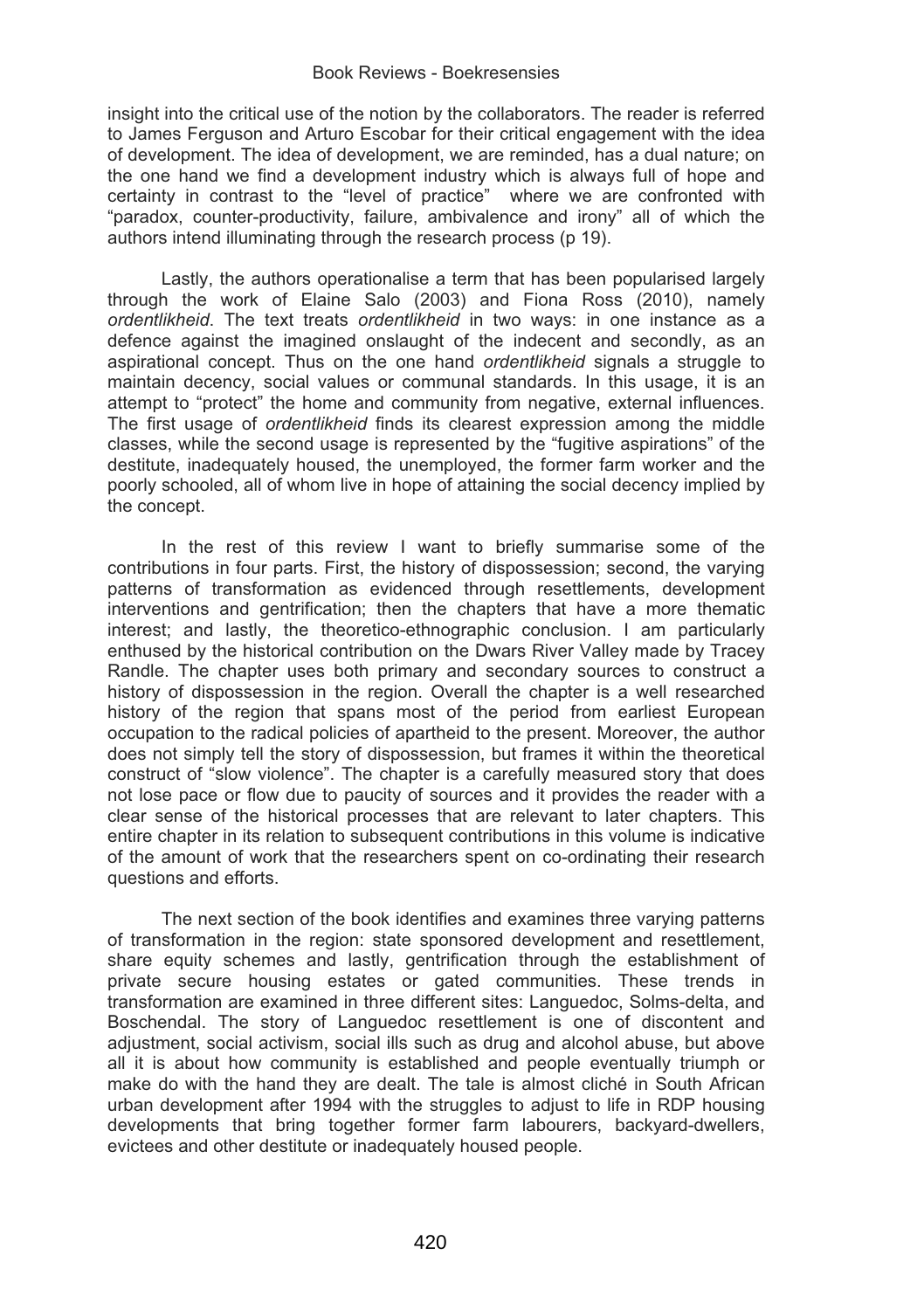insight into the critical use of the notion by the collaborators. The reader is referred to James Ferguson and Arturo Escobar for their critical engagement with the idea of development. The idea of development, we are reminded, has a dual nature; on the one hand we find a development industry which is always full of hope and certainty in contrast to the "level of practice" where we are confronted with "paradox, counter-productivity, failure, ambivalence and irony" all of which the authors intend illuminating through the research process (p 19).

Lastly, the authors operationalise a term that has been popularised largely through the work of Elaine Salo (2003) and Fiona Ross (2010), namely *ordentlikheid*. The text treats *ordentlikheid* in two ways: in one instance as a defence against the imagined onslaught of the indecent and secondly, as an aspirational concept. Thus on the one hand *ordentlikheid* signals a struggle to maintain decency, social values or communal standards. In this usage, it is an attempt to "protect" the home and community from negative, external influences. The first usage of *ordentlikheid* finds its clearest expression among the middle classes, while the second usage is represented by the "fugitive aspirations" of the destitute, inadequately housed, the unemployed, the former farm worker and the poorly schooled, all of whom live in hope of attaining the social decency implied by the concept.

In the rest of this review I want to briefly summarise some of the contributions in four parts. First, the history of dispossession; second, the varying patterns of transformation as evidenced through resettlements, development interventions and gentrification; then the chapters that have a more thematic interest; and lastly, the theoretico-ethnographic conclusion. I am particularly enthused by the historical contribution on the Dwars River Valley made by Tracey Randle. The chapter uses both primary and secondary sources to construct a history of dispossession in the region. Overall the chapter is a well researched history of the region that spans most of the period from earliest European occupation to the radical policies of apartheid to the present. Moreover, the author does not simply tell the story of dispossession, but frames it within the theoretical construct of "slow violence". The chapter is a carefully measured story that does not lose pace or flow due to paucity of sources and it provides the reader with a clear sense of the historical processes that are relevant to later chapters. This entire chapter in its relation to subsequent contributions in this volume is indicative of the amount of work that the researchers spent on co-ordinating their research questions and efforts.

The next section of the book identifies and examines three varying patterns of transformation in the region: state sponsored development and resettlement, share equity schemes and lastly, gentrification through the establishment of private secure housing estates or gated communities. These trends in transformation are examined in three different sites: Languedoc, Solms-delta, and Boschendal. The story of Languedoc resettlement is one of discontent and adjustment, social activism, social ills such as drug and alcohol abuse, but above all it is about how community is established and people eventually triumph or make do with the hand they are dealt. The tale is almost cliché in South African urban development after 1994 with the struggles to adjust to life in RDP housing developments that bring together former farm labourers, backyard-dwellers, evictees and other destitute or inadequately housed people.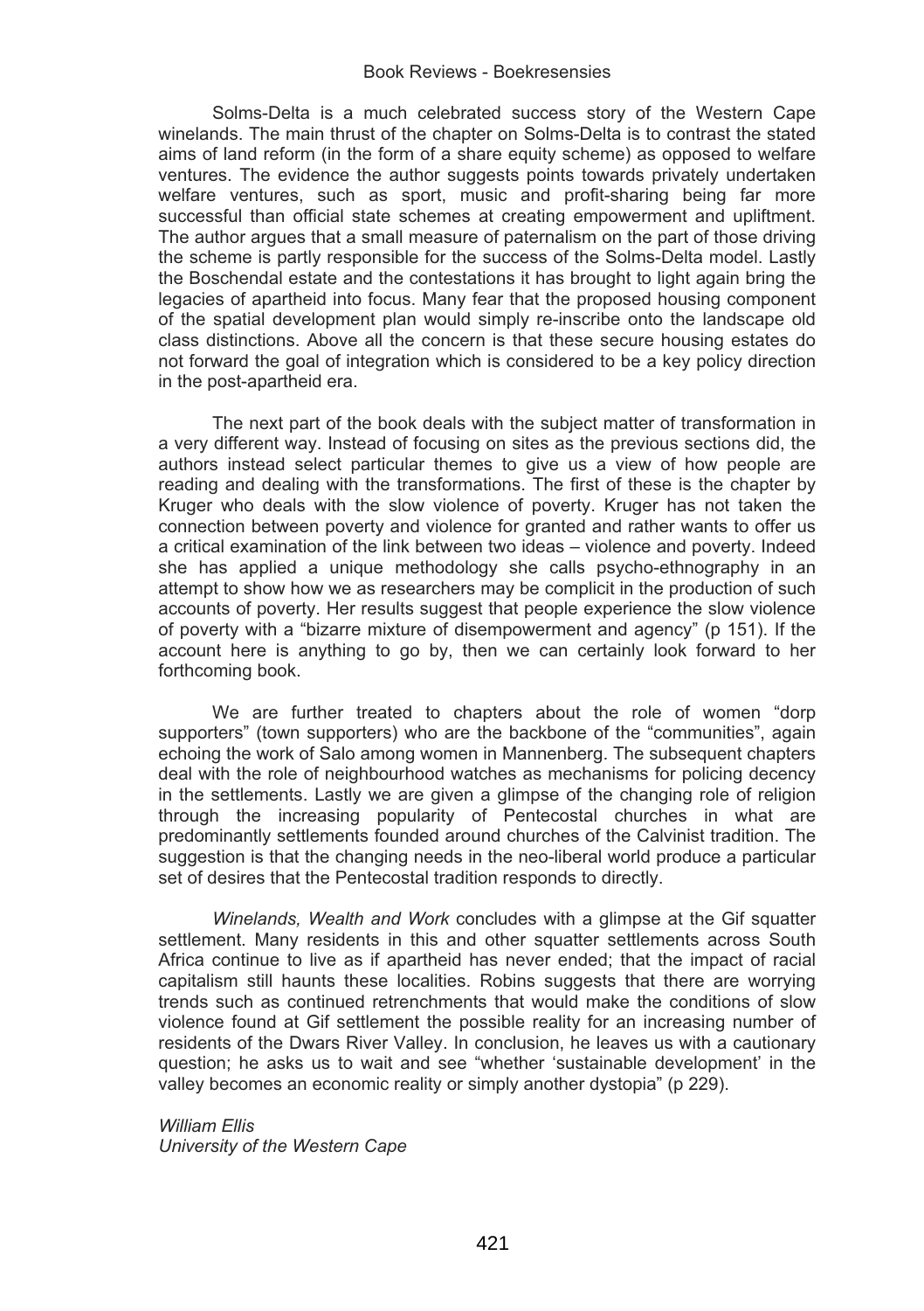Solms-Delta is a much celebrated success story of the Western Cape winelands. The main thrust of the chapter on Solms-Delta is to contrast the stated aims of land reform (in the form of a share equity scheme) as opposed to welfare ventures. The evidence the author suggests points towards privately undertaken welfare ventures, such as sport, music and profit-sharing being far more successful than official state schemes at creating empowerment and upliftment. The author argues that a small measure of paternalism on the part of those driving the scheme is partly responsible for the success of the Solms-Delta model. Lastly the Boschendal estate and the contestations it has brought to light again bring the legacies of apartheid into focus. Many fear that the proposed housing component of the spatial development plan would simply re-inscribe onto the landscape old class distinctions. Above all the concern is that these secure housing estates do not forward the goal of integration which is considered to be a key policy direction in the post-apartheid era.

The next part of the book deals with the subject matter of transformation in a very different way. Instead of focusing on sites as the previous sections did, the authors instead select particular themes to give us a view of how people are reading and dealing with the transformations. The first of these is the chapter by Kruger who deals with the slow violence of poverty. Kruger has not taken the connection between poverty and violence for granted and rather wants to offer us a critical examination of the link between two ideas – violence and poverty. Indeed she has applied a unique methodology she calls psycho-ethnography in an attempt to show how we as researchers may be complicit in the production of such accounts of poverty. Her results suggest that people experience the slow violence of poverty with a "bizarre mixture of disempowerment and agency" (p 151). If the account here is anything to go by, then we can certainly look forward to her forthcoming book.

We are further treated to chapters about the role of women "dorp supporters" (town supporters) who are the backbone of the "communities", again echoing the work of Salo among women in Mannenberg. The subsequent chapters deal with the role of neighbourhood watches as mechanisms for policing decency in the settlements. Lastly we are given a glimpse of the changing role of religion through the increasing popularity of Pentecostal churches in what are predominantly settlements founded around churches of the Calvinist tradition. The suggestion is that the changing needs in the neo-liberal world produce a particular set of desires that the Pentecostal tradition responds to directly.

*Winelands, Wealth and Work* concludes with a glimpse at the Gif squatter settlement. Many residents in this and other squatter settlements across South Africa continue to live as if apartheid has never ended; that the impact of racial capitalism still haunts these localities. Robins suggests that there are worrying trends such as continued retrenchments that would make the conditions of slow violence found at Gif settlement the possible reality for an increasing number of residents of the Dwars River Valley. In conclusion, he leaves us with a cautionary question; he asks us to wait and see "whether 'sustainable development' in the valley becomes an economic reality or simply another dystopia" (p 229).

*William Ellis*
*University of the Western Cape*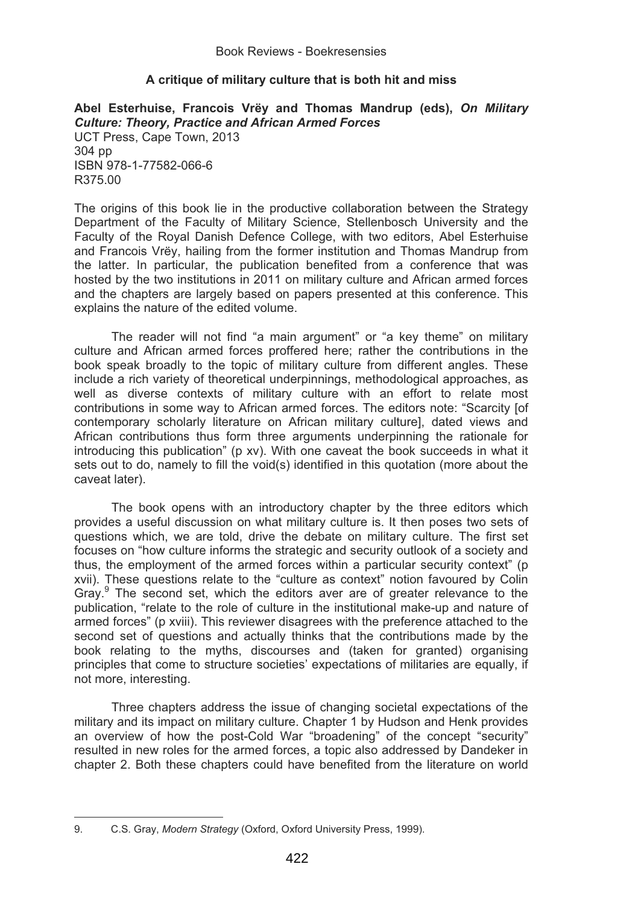## A critique of military culture that is both hit and miss

**Abel Esterhuise, Francois Vrëy and Thomas Mandrup (eds), *On Military Culture: Theory, Practice and African Armed Forces***
UCT Press, Cape Town, 2013
304 pp
ISBN 978-1-77582-066-6
R375.00

The origins of this book lie in the productive collaboration between the Strategy Department of the Faculty of Military Science, Stellenbosch University and the Faculty of the Royal Danish Defence College, with two editors, Abel Esterhuise and Francois Vrëy, hailing from the former institution and Thomas Mandrup from the latter. In particular, the publication benefited from a conference that was hosted by the two institutions in 2011 on military culture and African armed forces and the chapters are largely based on papers presented at this conference. This explains the nature of the edited volume.

The reader will not find "a main argument" or "a key theme" on military culture and African armed forces proffered here; rather the contributions in the book speak broadly to the topic of military culture from different angles. These include a rich variety of theoretical underpinnings, methodological approaches, as well as diverse contexts of military culture with an effort to relate most contributions in some way to African armed forces. The editors note: "Scarcity [of contemporary scholarly literature on African military culture], dated views and African contributions thus form three arguments underpinning the rationale for introducing this publication" (p xv). With one caveat the book succeeds in what it sets out to do, namely to fill the void(s) identified in this quotation (more about the caveat later).

The book opens with an introductory chapter by the three editors which provides a useful discussion on what military culture is. It then poses two sets of questions which, we are told, drive the debate on military culture. The first set focuses on "how culture informs the strategic and security outlook of a society and thus, the employment of the armed forces within a particular security context" (p xvii). These questions relate to the "culture as context" notion favoured by Colin Gray.[9] The second set, which the editors aver are of greater relevance to the publication, "relate to the role of culture in the institutional make-up and nature of armed forces" (p xviii). This reviewer disagrees with the preference attached to the second set of questions and actually thinks that the contributions made by the book relating to the myths, discourses and (taken for granted) organising principles that come to structure societies' expectations of militaries are equally, if not more, interesting.

Three chapters address the issue of changing societal expectations of the military and its impact on military culture. Chapter 1 by Hudson and Henk provides an overview of how the post-Cold War "broadening" of the concept "security" resulted in new roles for the armed forces, a topic also addressed by Dandeker in chapter 2. Both these chapters could have benefited from the literature on world

9. C.S. Gray, *Modern Strategy* (Oxford, Oxford University Press, 1999).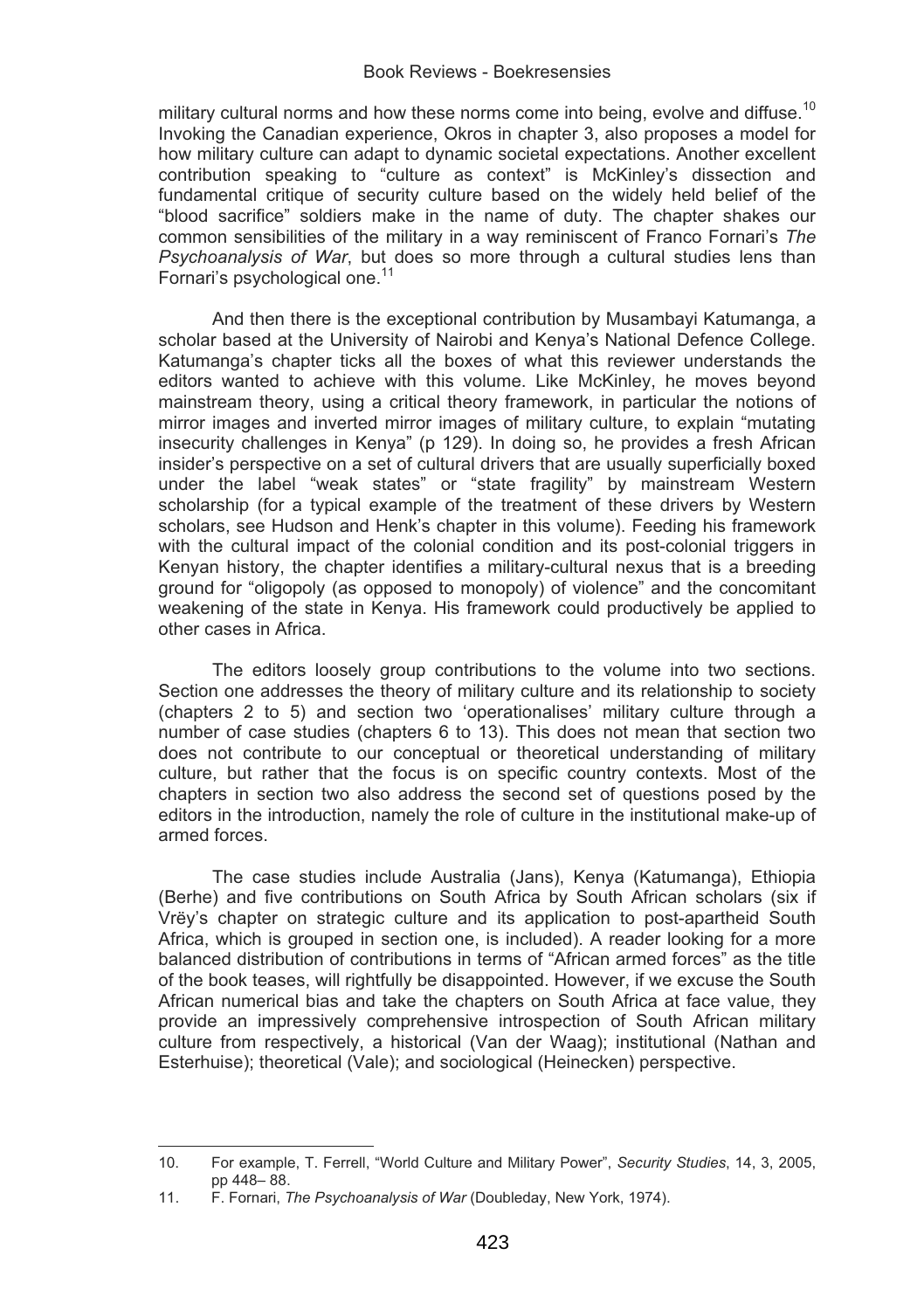military cultural norms and how these norms come into being, evolve and diffuse.[10] Invoking the Canadian experience, Okros in chapter 3, also proposes a model for how military culture can adapt to dynamic societal expectations. Another excellent contribution speaking to "culture as context" is McKinley's dissection and fundamental critique of security culture based on the widely held belief of the "blood sacrifice" soldiers make in the name of duty. The chapter shakes our common sensibilities of the military in a way reminiscent of Franco Fornari's *The Psychoanalysis of War*, but does so more through a cultural studies lens than Fornari's psychological one.[11]

And then there is the exceptional contribution by Musambayi Katumanga, a scholar based at the University of Nairobi and Kenya's National Defence College. Katumanga's chapter ticks all the boxes of what this reviewer understands the editors wanted to achieve with this volume. Like McKinley, he moves beyond mainstream theory, using a critical theory framework, in particular the notions of mirror images and inverted mirror images of military culture, to explain "mutating insecurity challenges in Kenya" (p 129). In doing so, he provides a fresh African insider's perspective on a set of cultural drivers that are usually superficially boxed under the label "weak states" or "state fragility" by mainstream Western scholarship (for a typical example of the treatment of these drivers by Western scholars, see Hudson and Henk's chapter in this volume). Feeding his framework with the cultural impact of the colonial condition and its post-colonial triggers in Kenyan history, the chapter identifies a military-cultural nexus that is a breeding ground for "oligopoly (as opposed to monopoly) of violence" and the concomitant weakening of the state in Kenya. His framework could productively be applied to other cases in Africa.

The editors loosely group contributions to the volume into two sections. Section one addresses the theory of military culture and its relationship to society (chapters 2 to 5) and section two 'operationalises' military culture through a number of case studies (chapters 6 to 13). This does not mean that section two does not contribute to our conceptual or theoretical understanding of military culture, but rather that the focus is on specific country contexts. Most of the chapters in section two also address the second set of questions posed by the editors in the introduction, namely the role of culture in the institutional make-up of armed forces.

The case studies include Australia (Jans), Kenya (Katumanga), Ethiopia (Berhe) and five contributions on South Africa by South African scholars (six if Vrëy's chapter on strategic culture and its application to post-apartheid South Africa, which is grouped in section one, is included). A reader looking for a more balanced distribution of contributions in terms of "African armed forces" as the title of the book teases, will rightfully be disappointed. However, if we excuse the South African numerical bias and take the chapters on South Africa at face value, they provide an impressively comprehensive introspection of South African military culture from respectively, a historical (Van der Waag); institutional (Nathan and Esterhuise); theoretical (Vale); and sociological (Heinecken) perspective.

---

10. For example, T. Ferrell, "World Culture and Military Power", *Security Studies*, 14, 3, 2005, pp 448– 88.
11. F. Fornari, *The Psychoanalysis of War* (Doubleday, New York, 1974).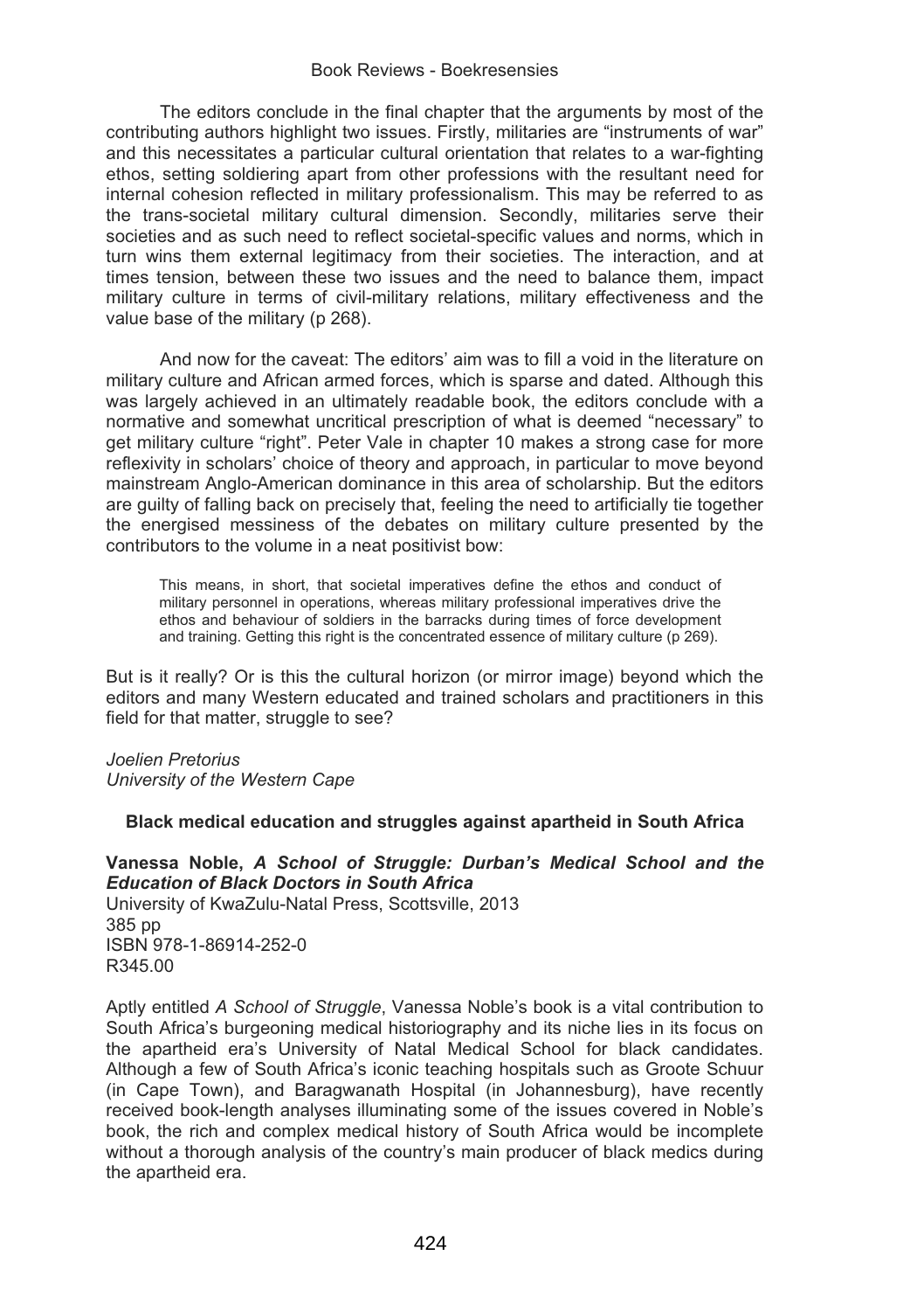The editors conclude in the final chapter that the arguments by most of the contributing authors highlight two issues. Firstly, militaries are "instruments of war" and this necessitates a particular cultural orientation that relates to a war-fighting ethos, setting soldiering apart from other professions with the resultant need for internal cohesion reflected in military professionalism. This may be referred to as the trans-societal military cultural dimension. Secondly, militaries serve their societies and as such need to reflect societal-specific values and norms, which in turn wins them external legitimacy from their societies. The interaction, and at times tension, between these two issues and the need to balance them, impact military culture in terms of civil-military relations, military effectiveness and the value base of the military (p 268).

And now for the caveat: The editors' aim was to fill a void in the literature on military culture and African armed forces, which is sparse and dated. Although this was largely achieved in an ultimately readable book, the editors conclude with a normative and somewhat uncritical prescription of what is deemed "necessary" to get military culture "right". Peter Vale in chapter 10 makes a strong case for more reflexivity in scholars' choice of theory and approach, in particular to move beyond mainstream Anglo-American dominance in this area of scholarship. But the editors are guilty of falling back on precisely that, feeling the need to artificially tie together the energised messiness of the debates on military culture presented by the contributors to the volume in a neat positivist bow:

> This means, in short, that societal imperatives define the ethos and conduct of military personnel in operations, whereas military professional imperatives drive the ethos and behaviour of soldiers in the barracks during times of force development and training. Getting this right is the concentrated essence of military culture (p 269).

But is it really? Or is this the cultural horizon (or mirror image) beyond which the editors and many Western educated and trained scholars and practitioners in this field for that matter, struggle to see?

*Joelien Pretorius*
*University of the Western Cape*

## Black medical education and struggles against apartheid in South Africa

**Vanessa Noble, *A School of Struggle: Durban's Medical School and the Education of Black Doctors in South Africa***
University of KwaZulu-Natal Press, Scottsville, 2013
385 pp
ISBN 978-1-86914-252-0
R345.00

Aptly entitled *A School of Struggle*, Vanessa Noble's book is a vital contribution to South Africa's burgeoning medical historiography and its niche lies in its focus on the apartheid era's University of Natal Medical School for black candidates. Although a few of South Africa's iconic teaching hospitals such as Groote Schuur (in Cape Town), and Baragwanath Hospital (in Johannesburg), have recently received book-length analyses illuminating some of the issues covered in Noble's book, the rich and complex medical history of South Africa would be incomplete without a thorough analysis of the country's main producer of black medics during the apartheid era.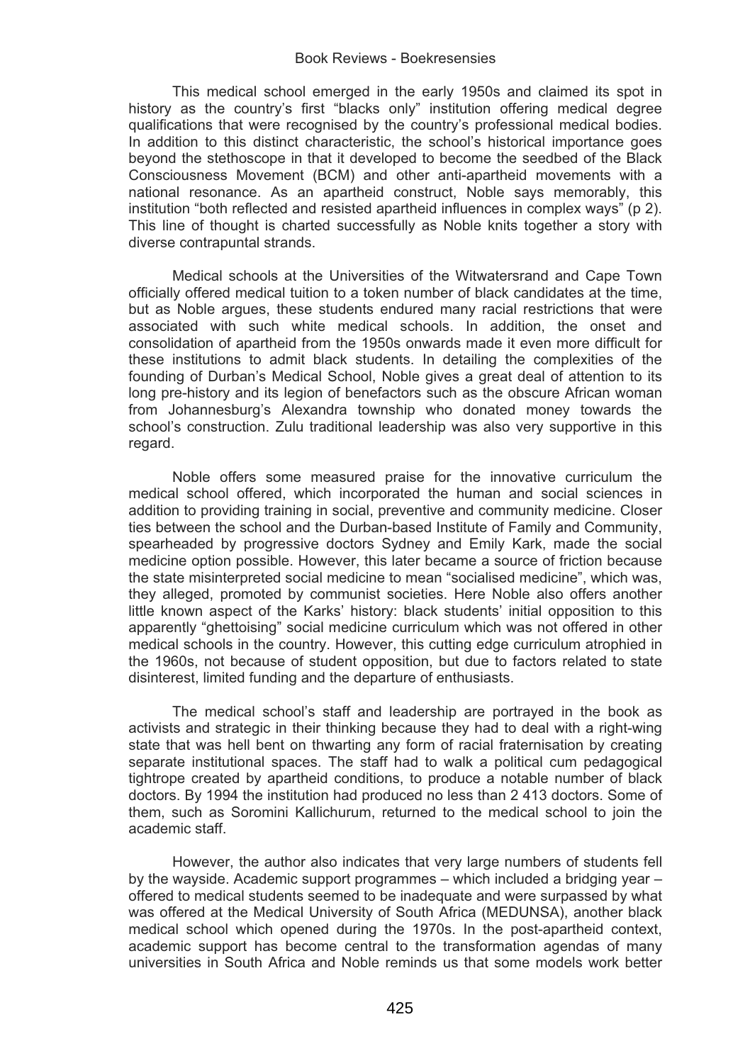This medical school emerged in the early 1950s and claimed its spot in history as the country's first "blacks only" institution offering medical degree qualifications that were recognised by the country's professional medical bodies. In addition to this distinct characteristic, the school's historical importance goes beyond the stethoscope in that it developed to become the seedbed of the Black Consciousness Movement (BCM) and other anti-apartheid movements with a national resonance. As an apartheid construct, Noble says memorably, this institution "both reflected and resisted apartheid influences in complex ways" (p 2). This line of thought is charted successfully as Noble knits together a story with diverse contrapuntal strands.

Medical schools at the Universities of the Witwatersrand and Cape Town officially offered medical tuition to a token number of black candidates at the time, but as Noble argues, these students endured many racial restrictions that were associated with such white medical schools. In addition, the onset and consolidation of apartheid from the 1950s onwards made it even more difficult for these institutions to admit black students. In detailing the complexities of the founding of Durban's Medical School, Noble gives a great deal of attention to its long pre-history and its legion of benefactors such as the obscure African woman from Johannesburg's Alexandra township who donated money towards the school's construction. Zulu traditional leadership was also very supportive in this regard.

Noble offers some measured praise for the innovative curriculum the medical school offered, which incorporated the human and social sciences in addition to providing training in social, preventive and community medicine. Closer ties between the school and the Durban-based Institute of Family and Community, spearheaded by progressive doctors Sydney and Emily Kark, made the social medicine option possible. However, this later became a source of friction because the state misinterpreted social medicine to mean "socialised medicine", which was, they alleged, promoted by communist societies. Here Noble also offers another little known aspect of the Karks' history: black students' initial opposition to this apparently "ghettoising" social medicine curriculum which was not offered in other medical schools in the country. However, this cutting edge curriculum atrophied in the 1960s, not because of student opposition, but due to factors related to state disinterest, limited funding and the departure of enthusiasts.

The medical school's staff and leadership are portrayed in the book as activists and strategic in their thinking because they had to deal with a right-wing state that was hell bent on thwarting any form of racial fraternisation by creating separate institutional spaces. The staff had to walk a political cum pedagogical tightrope created by apartheid conditions, to produce a notable number of black doctors. By 1994 the institution had produced no less than 2 413 doctors. Some of them, such as Soromini Kallichurum, returned to the medical school to join the academic staff.

However, the author also indicates that very large numbers of students fell by the wayside. Academic support programmes – which included a bridging year – offered to medical students seemed to be inadequate and were surpassed by what was offered at the Medical University of South Africa (MEDUNSA), another black medical school which opened during the 1970s. In the post-apartheid context, academic support has become central to the transformation agendas of many universities in South Africa and Noble reminds us that some models work better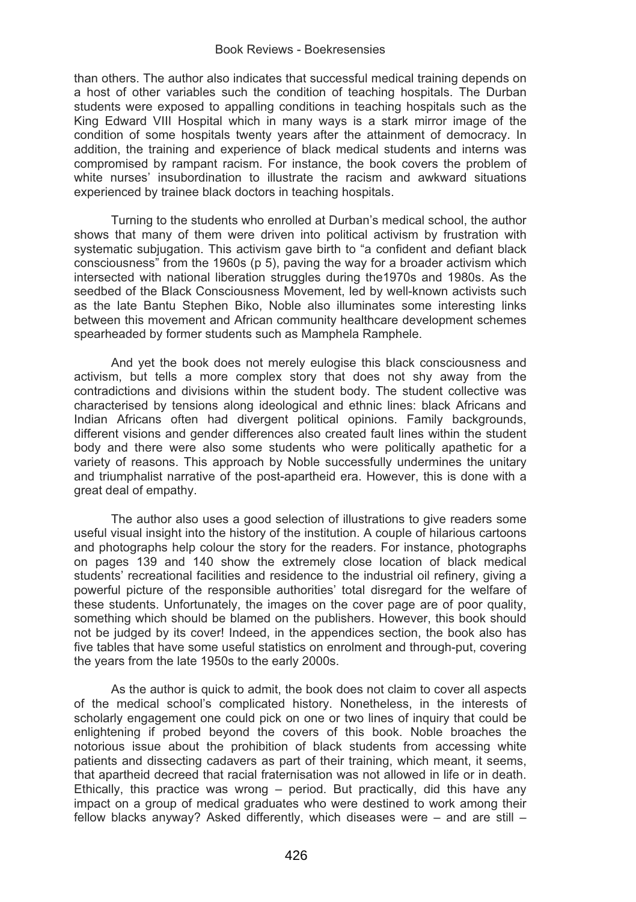than others. The author also indicates that successful medical training depends on a host of other variables such the condition of teaching hospitals. The Durban students were exposed to appalling conditions in teaching hospitals such as the King Edward VIII Hospital which in many ways is a stark mirror image of the condition of some hospitals twenty years after the attainment of democracy. In addition, the training and experience of black medical students and interns was compromised by rampant racism. For instance, the book covers the problem of white nurses' insubordination to illustrate the racism and awkward situations experienced by trainee black doctors in teaching hospitals.

Turning to the students who enrolled at Durban's medical school, the author shows that many of them were driven into political activism by frustration with systematic subjugation. This activism gave birth to "a confident and defiant black consciousness" from the 1960s (p 5), paving the way for a broader activism which intersected with national liberation struggles during the1970s and 1980s. As the seedbed of the Black Consciousness Movement, led by well-known activists such as the late Bantu Stephen Biko, Noble also illuminates some interesting links between this movement and African community healthcare development schemes spearheaded by former students such as Mamphela Ramphele.

And yet the book does not merely eulogise this black consciousness and activism, but tells a more complex story that does not shy away from the contradictions and divisions within the student body. The student collective was characterised by tensions along ideological and ethnic lines: black Africans and Indian Africans often had divergent political opinions. Family backgrounds, different visions and gender differences also created fault lines within the student body and there were also some students who were politically apathetic for a variety of reasons. This approach by Noble successfully undermines the unitary and triumphalist narrative of the post-apartheid era. However, this is done with a great deal of empathy.

The author also uses a good selection of illustrations to give readers some useful visual insight into the history of the institution. A couple of hilarious cartoons and photographs help colour the story for the readers. For instance, photographs on pages 139 and 140 show the extremely close location of black medical students' recreational facilities and residence to the industrial oil refinery, giving a powerful picture of the responsible authorities' total disregard for the welfare of these students. Unfortunately, the images on the cover page are of poor quality, something which should be blamed on the publishers. However, this book should not be judged by its cover! Indeed, in the appendices section, the book also has five tables that have some useful statistics on enrolment and through-put, covering the years from the late 1950s to the early 2000s.

As the author is quick to admit, the book does not claim to cover all aspects of the medical school's complicated history. Nonetheless, in the interests of scholarly engagement one could pick on one or two lines of inquiry that could be enlightening if probed beyond the covers of this book. Noble broaches the notorious issue about the prohibition of black students from accessing white patients and dissecting cadavers as part of their training, which meant, it seems, that apartheid decreed that racial fraternisation was not allowed in life or in death. Ethically, this practice was wrong – period. But practically, did this have any impact on a group of medical graduates who were destined to work among their fellow blacks anyway? Asked differently, which diseases were – and are still –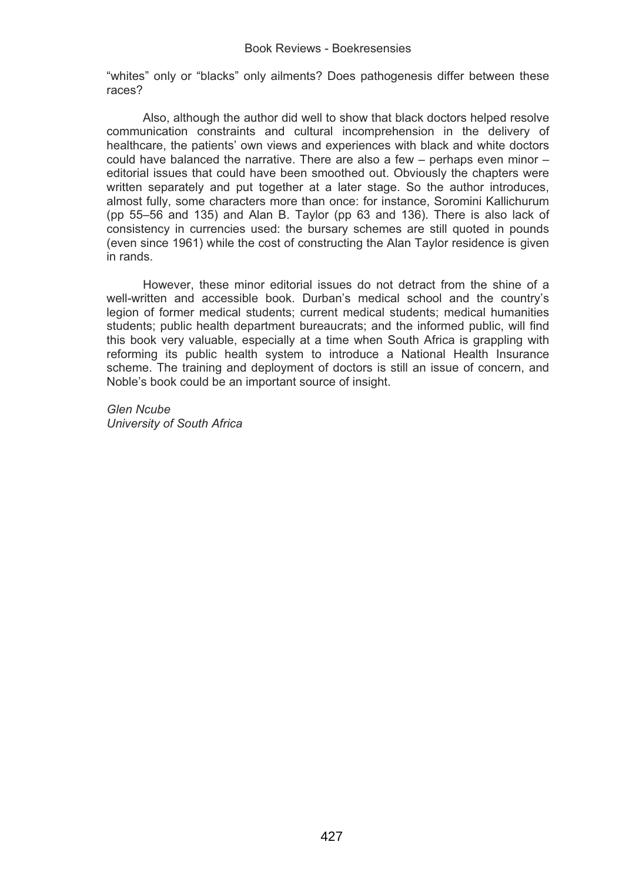"whites" only or "blacks" only ailments? Does pathogenesis differ between these races?

Also, although the author did well to show that black doctors helped resolve communication constraints and cultural incomprehension in the delivery of healthcare, the patients' own views and experiences with black and white doctors could have balanced the narrative. There are also a few – perhaps even minor – editorial issues that could have been smoothed out. Obviously the chapters were written separately and put together at a later stage. So the author introduces, almost fully, some characters more than once: for instance, Soromini Kallichurum (pp 55–56 and 135) and Alan B. Taylor (pp 63 and 136). There is also lack of consistency in currencies used: the bursary schemes are still quoted in pounds (even since 1961) while the cost of constructing the Alan Taylor residence is given in rands.

However, these minor editorial issues do not detract from the shine of a well-written and accessible book. Durban's medical school and the country's legion of former medical students; current medical students; medical humanities students; public health department bureaucrats; and the informed public, will find this book very valuable, especially at a time when South Africa is grappling with reforming its public health system to introduce a National Health Insurance scheme. The training and deployment of doctors is still an issue of concern, and Noble's book could be an important source of insight.

*Glen Ncube*
*University of South Africa*